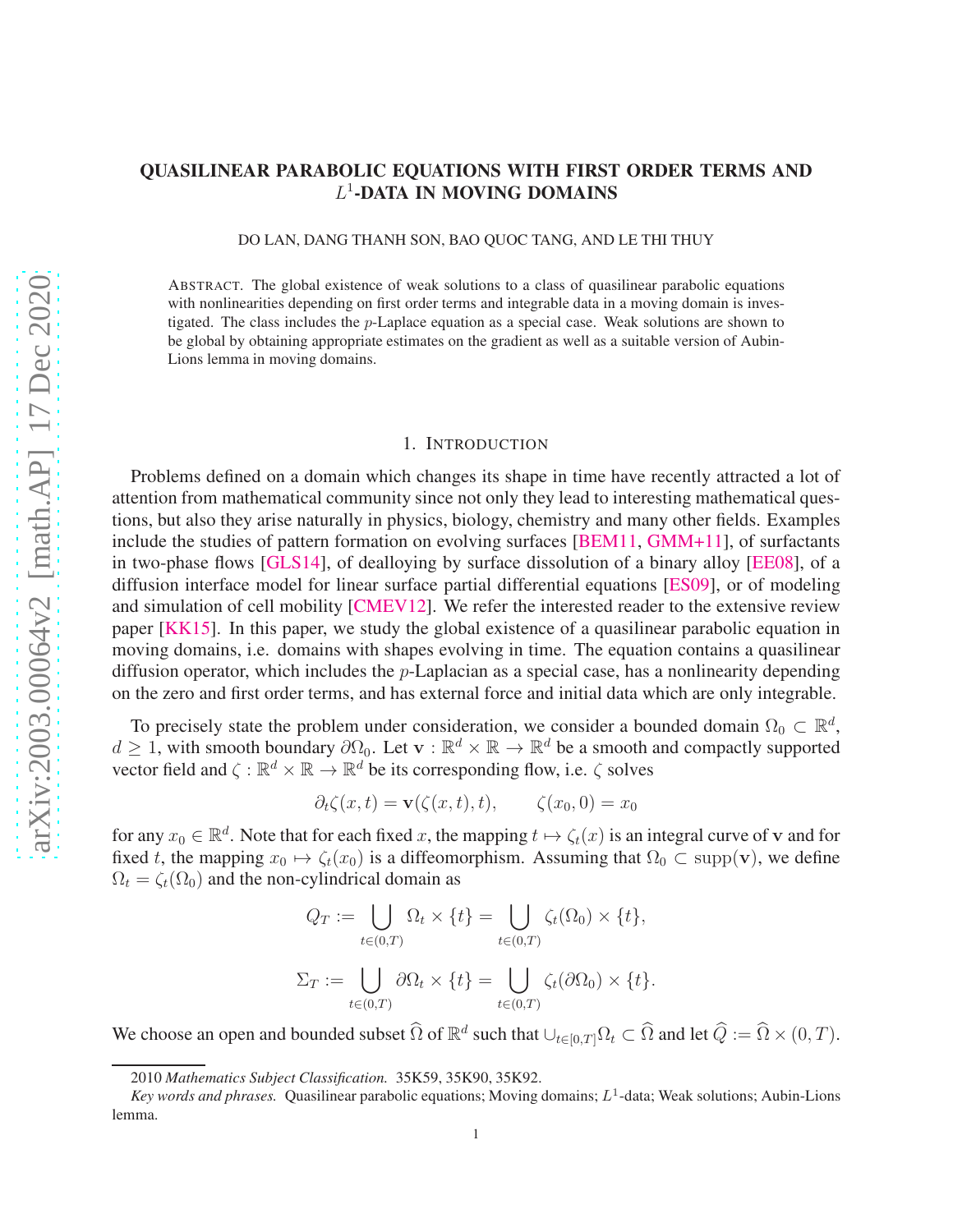# QUASILINEAR PARABOLIC EQUATIONS WITH FIRST ORDER TERMS AND $L^1$-DATA IN MOVING DOMAINS

DO LAN, DANG THANH SON, BAO QUOC TANG, AND LE THI THUY

ABSTRACT. The global existence of weak solutions to a class of quasilinear parabolic equations with nonlinearities depending on first order terms and integrable data in a moving domain is investigated. The class includes the $p$-Laplace equation as a special case. Weak solutions are shown to be global by obtaining appropriate estimates on the gradient as well as a suitable version of Aubin-Lions lemma in moving domains.

## 1. INTRODUCTION

Problems defined on a domain which changes its shape in time have recently attracted a lot of attention from mathematical community since not only they lead to interesting mathematical questions, but also they arise naturally in physics, biology, chemistry and many other fields. Examples include the studies of pattern formation on evolving surfaces [BEM11, GMM+11], of surfactants in two-phase flows [GLS14], of dealloying by surface dissolution of a binary alloy [EE08], of a diffusion interface model for linear surface partial differential equations [ES09], or of modeling and simulation of cell mobility [CMEV12]. We refer the interested reader to the extensive review paper [KK15]. In this paper, we study the global existence of a quasilinear parabolic equation in moving domains, i.e. domains with shapes evolving in time. The equation contains a quasilinear diffusion operator, which includes the $p$-Laplacian as a special case, has a nonlinearity depending on the zero and first order terms, and has external force and initial data which are only integrable.

To precisely state the problem under consideration, we consider a bounded domain $\Omega_0 \subset \mathbb{R}^d$, $d \geq 1$, with smooth boundary $\partial\Omega_0$. Let $\mathbf{v} : \mathbb{R}^d \times \mathbb{R} \to \mathbb{R}^d$ be a smooth and compactly supported vector field and $\zeta : \mathbb{R}^d \times \mathbb{R} \to \mathbb{R}^d$ be its corresponding flow, i.e. $\zeta$ solves

$$\partial_t \zeta(x,t) = \mathbf{v}(\zeta(x,t),t), \qquad \zeta(x_0, 0) = x_0$$

for any $x_0 \in \mathbb{R}^d$. Note that for each fixed $x$, the mapping $t \mapsto \zeta_t(x)$ is an integral curve of $\mathbf{v}$ and for fixed $t$, the mapping $x_0 \mapsto \zeta_t(x_0)$ is a diffeomorphism. Assuming that $\Omega_0 \subset \mathrm{supp}(\mathbf{v})$, we define $\Omega_t = \zeta_t(\Omega_0)$ and the non-cylindrical domain as

$$Q_T := \bigcup_{t\in(0,T)} \Omega_t \times \{t\} = \bigcup_{t\in(0,T)} \zeta_t(\Omega_0) \times \{t\},$$

$$\Sigma_T := \bigcup_{t\in(0,T)} \partial\Omega_t \times \{t\} = \bigcup_{t\in(0,T)} \zeta_t(\partial\Omega_0) \times \{t\}.$$

We choose an open and bounded subset $\widehat{\Omega}$ of $\mathbb{R}^d$ such that $\cup_{t\in[0,T]}\Omega_t \subset \widehat{\Omega}$ and let $\widehat{Q} := \widehat{\Omega} \times (0,T)$.

---

2010 *Mathematics Subject Classification.* 35K59, 35K90, 35K92.

*Key words and phrases.* Quasilinear parabolic equations; Moving domains; $L^1$-data; Weak solutions; Aubin-Lions lemma.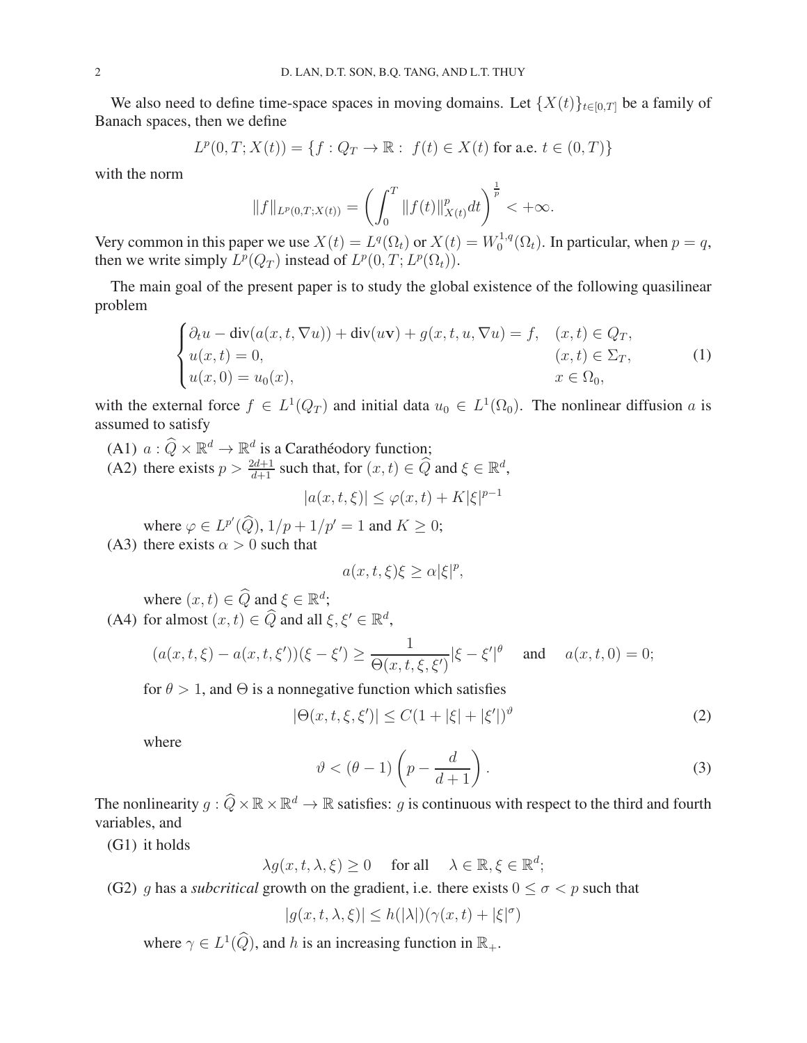We also need to define time-space spaces in moving domains. Let $\{X(t)\}_{t\in[0,T]}$ be a family of Banach spaces, then we define

$$L^p(0,T;X(t)) = \{f : Q_T \to \mathbb{R} : \ f(t) \in X(t) \text{ for a.e. } t \in (0,T)\}$$

with the norm

$$\|f\|_{L^p(0,T;X(t))} = \left(\int_0^T \|f(t)\|_{X(t)}^p dt\right)^{\frac{1}{p}} < +\infty.$$

Very common in this paper we use $X(t) = L^q(\Omega_t)$ or $X(t) = W_0^{1,q}(\Omega_t)$. In particular, when $p = q$, then we write simply $L^p(Q_T)$ instead of $L^p(0,T;L^p(\Omega_t))$.

The main goal of the present paper is to study the global existence of the following quasilinear problem

$$\begin{cases} \partial_t u - \operatorname{div}(a(x,t,\nabla u)) + \operatorname{div}(u\mathbf{v}) + g(x,t,u,\nabla u) = f, & (x,t) \in Q_T, \\ u(x,t) = 0, & (x,t) \in \Sigma_T, \\ u(x,0) = u_0(x), & x \in \Omega_0, \end{cases} \tag{1}$$

with the external force $f \in L^1(Q_T)$ and initial data $u_0 \in L^1(\Omega_0)$. The nonlinear diffusion $a$ is assumed to satisfy

(A1) $a : \widehat{Q} \times \mathbb{R}^d \to \mathbb{R}^d$ is a Carathéodory function;

(A2) there exists $p > \frac{2d+1}{d+1}$ such that, for $(x,t) \in \widehat{Q}$ and $\xi \in \mathbb{R}^d$,

$$|a(x,t,\xi)| \le \varphi(x,t) + K|\xi|^{p-1}$$

where $\varphi \in L^{p'}(\widehat{Q})$, $1/p + 1/p' = 1$ and $K \ge 0$;

(A3) there exists $\alpha > 0$ such that

$$a(x,t,\xi)\xi \ge \alpha|\xi|^p,$$

where $(x,t) \in \widehat{Q}$ and $\xi \in \mathbb{R}^d$;

(A4) for almost $(x,t) \in \widehat{Q}$ and all $\xi, \xi' \in \mathbb{R}^d$,

$$(a(x,t,\xi) - a(x,t,\xi'))(\xi - \xi') \ge \frac{1}{\Theta(x,t,\xi,\xi')}|\xi - \xi'|^\theta \quad \text{ and } \quad a(x,t,0) = 0;$$

for $\theta > 1$, and $\Theta$ is a nonnegative function which satisfies

$$|\Theta(x,t,\xi,\xi')| \le C(1 + |\xi| + |\xi'|)^\vartheta \tag{2}$$

where

$$\vartheta < (\theta - 1)\left(p - \frac{d}{d+1}\right). \tag{3}$$

The nonlinearity $g : \widehat{Q} \times \mathbb{R} \times \mathbb{R}^d \to \mathbb{R}$ satisfies: $g$ is continuous with respect to the third and fourth variables, and

(G1) it holds

$$\lambda g(x,t,\lambda,\xi) \ge 0 \quad \text{ for all } \quad \lambda \in \mathbb{R}, \xi \in \mathbb{R}^d;$$

(G2) $g$ has a *subcritical* growth on the gradient, i.e. there exists $0 \le \sigma < p$ such that

$$|g(x,t,\lambda,\xi)| \le h(|\lambda|)(\gamma(x,t) + |\xi|^\sigma)$$

where $\gamma \in L^1(\widehat{Q})$, and $h$ is an increasing function in $\mathbb{R}_+$.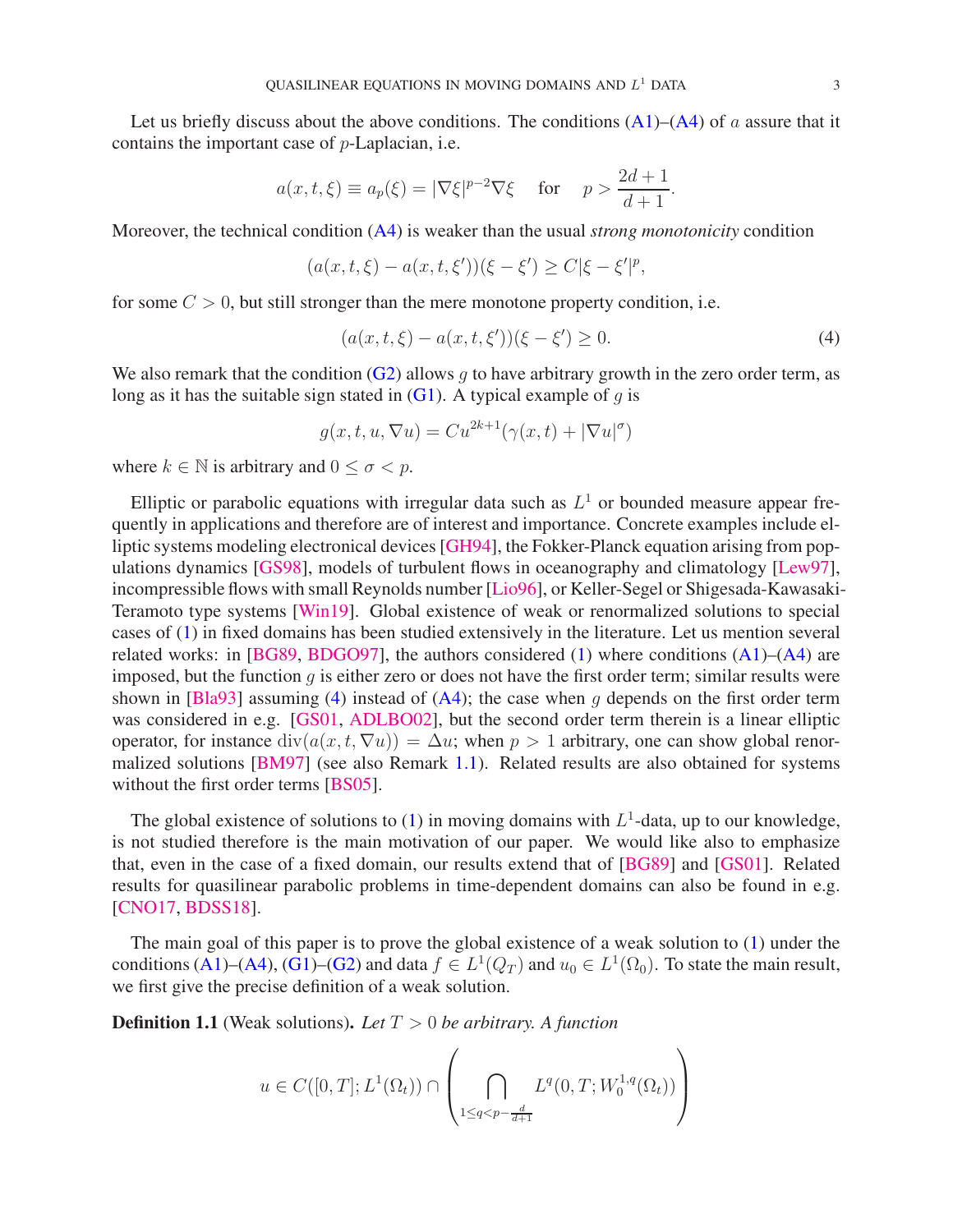Let us briefly discuss about the above conditions. The conditions (A1)–(A4) of $a$ assure that it contains the important case of $p$-Laplacian, i.e.

$$a(x,t,\xi) \equiv a_p(\xi) = |\nabla \xi|^{p-2}\nabla \xi \quad \text{for} \quad p > \frac{2d+1}{d+1}.$$

Moreover, the technical condition (A4) is weaker than the usual *strong monotonicity* condition

$$(a(x,t,\xi) - a(x,t,\xi'))(\xi - \xi') \geq C|\xi - \xi'|^p,$$

for some $C > 0$, but still stronger than the mere monotone property condition, i.e.

$$(a(x,t,\xi) - a(x,t,\xi'))(\xi - \xi') \geq 0. \tag{4}$$

We also remark that the condition (G2) allows $g$ to have arbitrary growth in the zero order term, as long as it has the suitable sign stated in (G1). A typical example of $g$ is

$$g(x,t,u,\nabla u) = Cu^{2k+1}(\gamma(x,t) + |\nabla u|^\sigma)$$

where $k \in \mathbb{N}$ is arbitrary and $0 \leq \sigma < p$.

Elliptic or parabolic equations with irregular data such as $L^1$ or bounded measure appear frequently in applications and therefore are of interest and importance. Concrete examples include elliptic systems modeling electronical devices [GH94], the Fokker-Planck equation arising from populations dynamics [GS98], models of turbulent flows in oceanography and climatology [Lew97], incompressible flows with small Reynolds number [Lio96], or Keller-Segel or Shigesada-Kawasaki-Teramoto type systems [Win19]. Global existence of weak or renormalized solutions to special cases of (1) in fixed domains has been studied extensively in the literature. Let us mention several related works: in [BG89, BDGO97], the authors considered (1) where conditions (A1)–(A4) are imposed, but the function $g$ is either zero or does not have the first order term; similar results were shown in [Bla93] assuming (4) instead of (A4); the case when $g$ depends on the first order term was considered in e.g. [GS01, ADLBO02], but the second order term therein is a linear elliptic operator, for instance $\mathrm{div}(a(x,t,\nabla u)) = \Delta u$; when $p > 1$ arbitrary, one can show global renormalized solutions [BM97] (see also Remark 1.1). Related results are also obtained for systems without the first order terms [BS05].

The global existence of solutions to (1) in moving domains with $L^1$-data, up to our knowledge, is not studied therefore is the main motivation of our paper. We would like also to emphasize that, even in the case of a fixed domain, our results extend that of [BG89] and [GS01]. Related results for quasilinear parabolic problems in time-dependent domains can also be found in e.g. [CNO17, BDSS18].

The main goal of this paper is to prove the global existence of a weak solution to (1) under the conditions (A1)–(A4), (G1)–(G2) and data $f \in L^1(Q_T)$ and $u_0 \in L^1(\Omega_0)$. To state the main result, we first give the precise definition of a weak solution.

**Definition 1.1** (Weak solutions)**.** *Let $T > 0$ be arbitrary. A function*

$$u \in C([0,T]; L^1(\Omega_t)) \cap \left( \bigcap_{1 \leq q < p - \frac{d}{d+1}} L^q(0,T; W_0^{1,q}(\Omega_t)) \right)$$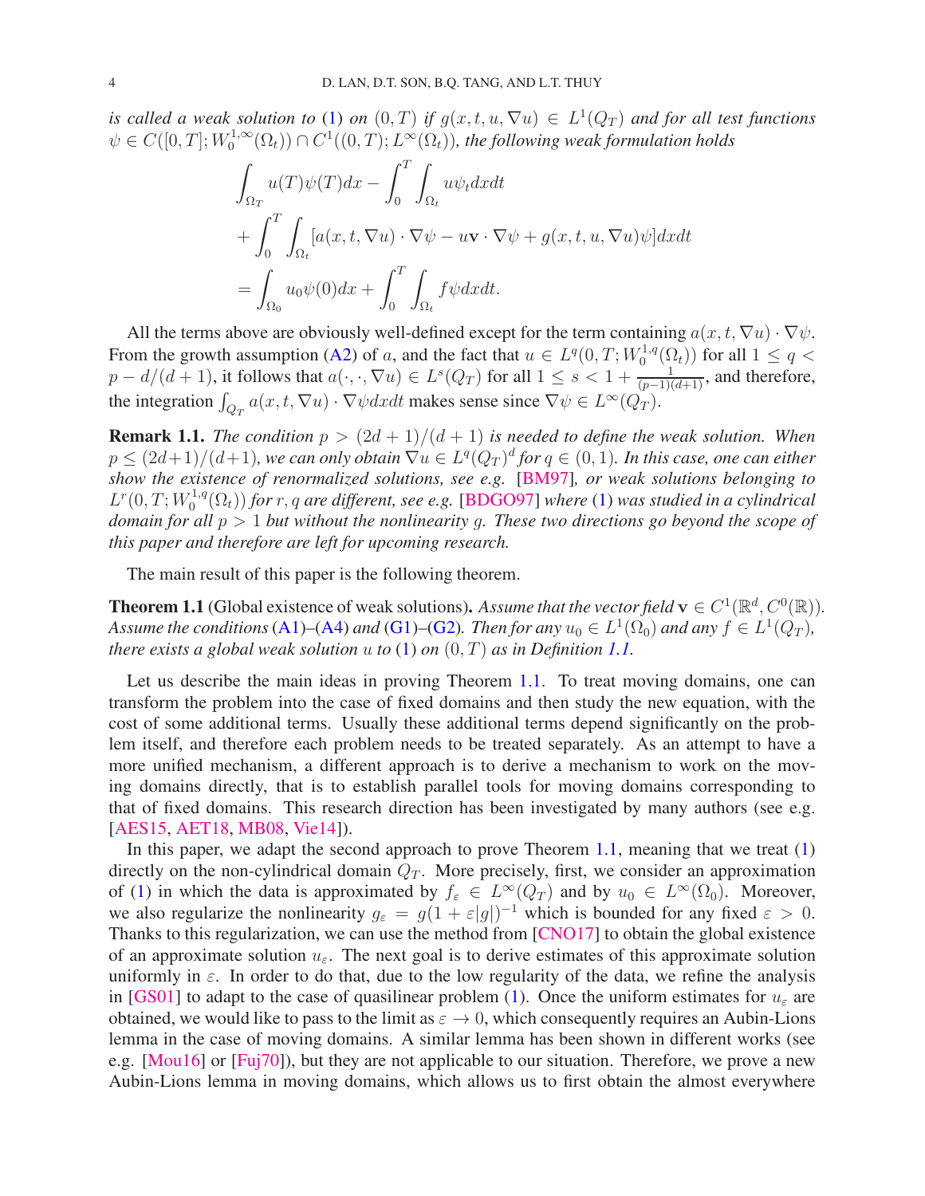*is called a weak solution to* (1) *on* $(0,T)$ *if* $g(x,t,u,\nabla u) \in L^1(Q_T)$ *and for all test functions* $\psi \in C([0,T]; W_0^{1,\infty}(\Omega_t)) \cap C^1((0,T); L^\infty(\Omega_t))$, *the following weak formulation holds*

$$
\begin{aligned}
&\int_{\Omega_T} u(T)\psi(T)dx - \int_0^T \int_{\Omega_t} u\psi_t dxdt \\
&+ \int_0^T \int_{\Omega_t} [a(x,t,\nabla u)\cdot \nabla\psi - u\mathbf{v}\cdot\nabla\psi + g(x,t,u,\nabla u)\psi]dxdt \\
&= \int_{\Omega_0} u_0\psi(0)dx + \int_0^T \int_{\Omega_t} f\psi dxdt.
\end{aligned}
$$

All the terms above are obviously well-defined except for the term containing $a(x,t,\nabla u)\cdot\nabla\psi$. From the growth assumption (A2) of $a$, and the fact that $u \in L^q(0,T; W_0^{1,q}(\Omega_t))$ for all $1 \le q < p - d/(d+1)$, it follows that $a(\cdot,\cdot,\nabla u) \in L^s(Q_T)$ for all $1 \le s < 1 + \frac{1}{(p-1)(d+1)}$, and therefore, the integration $\int_{Q_T} a(x,t,\nabla u)\cdot\nabla\psi dxdt$ makes sense since $\nabla\psi \in L^\infty(Q_T)$.

**Remark 1.1.** *The condition* $p > (2d+1)/(d+1)$ *is needed to define the weak solution. When* $p \le (2d+1)/(d+1)$, *we can only obtain* $\nabla u \in L^q(Q_T)^d$ *for* $q \in (0,1)$. *In this case, one can either show the existence of renormalized solutions, see e.g.* [BM97], *or weak solutions belonging to* $L^r(0,T; W_0^{1,q}(\Omega_t))$ *for* $r, q$ *are different, see e.g.* [BDGO97] *where* (1) *was studied in a cylindrical domain for all* $p > 1$ *but without the nonlinearity* $g$. *These two directions go beyond the scope of this paper and therefore are left for upcoming research.*

The main result of this paper is the following theorem.

**Theorem 1.1** (Global existence of weak solutions)**.** *Assume that the vector field* $\mathbf{v} \in C^1(\mathbb{R}^d, C^0(\mathbb{R}))$. *Assume the conditions* (A1)*–*(A4) *and* (G1)*–*(G2)*. Then for any* $u_0 \in L^1(\Omega_0)$ *and any* $f \in L^1(Q_T)$, *there exists a global weak solution* $u$ *to* (1) *on* $(0,T)$ *as in Definition 1.1.*

Let us describe the main ideas in proving Theorem 1.1. To treat moving domains, one can transform the problem into the case of fixed domains and then study the new equation, with the cost of some additional terms. Usually these additional terms depend significantly on the problem itself, and therefore each problem needs to be treated separately. As an attempt to have a more unified mechanism, a different approach is to derive a mechanism to work on the moving domains directly, that is to establish parallel tools for moving domains corresponding to that of fixed domains. This research direction has been investigated by many authors (see e.g. [AES15, AET18, MB08, Vie14]).

In this paper, we adapt the second approach to prove Theorem 1.1, meaning that we treat (1) directly on the non-cylindrical domain $Q_T$. More precisely, first, we consider an approximation of (1) in which the data is approximated by $f_\varepsilon \in L^\infty(Q_T)$ and by $u_0 \in L^\infty(\Omega_0)$. Moreover, we also regularize the nonlinearity $g_\varepsilon = g(1+\varepsilon|g|)^{-1}$ which is bounded for any fixed $\varepsilon > 0$. Thanks to this regularization, we can use the method from [CNO17] to obtain the global existence of an approximate solution $u_\varepsilon$. The next goal is to derive estimates of this approximate solution uniformly in $\varepsilon$. In order to do that, due to the low regularity of the data, we refine the analysis in [GS01] to adapt to the case of quasilinear problem (1). Once the uniform estimates for $u_\varepsilon$ are obtained, we would like to pass to the limit as $\varepsilon \to 0$, which consequently requires an Aubin-Lions lemma in the case of moving domains. A similar lemma has been shown in different works (see e.g. [Mou16] or [Fuj70]), but they are not applicable to our situation. Therefore, we prove a new Aubin-Lions lemma in moving domains, which allows us to first obtain the almost everywhere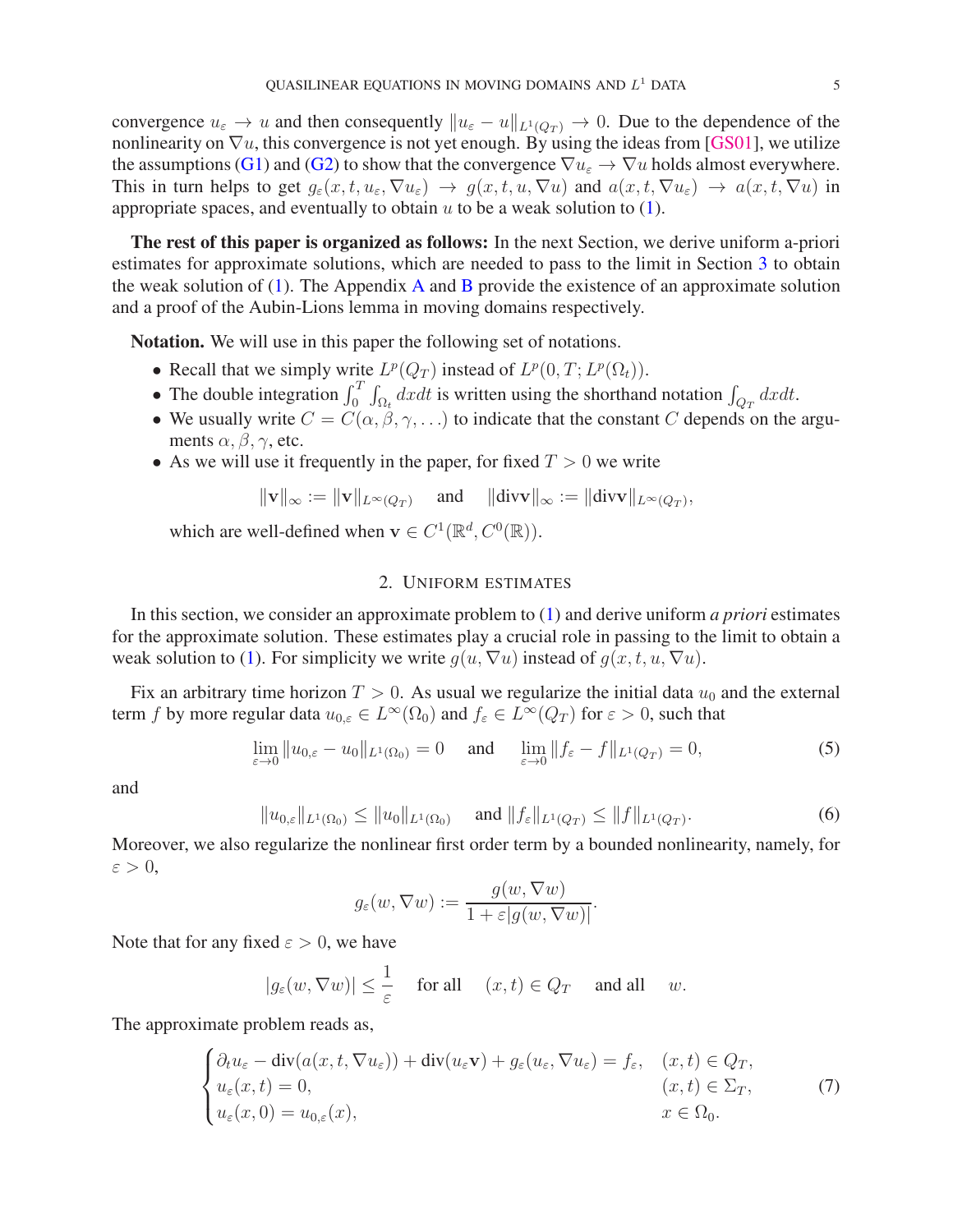convergence $u_\varepsilon \to u$ and then consequently $\|u_\varepsilon - u\|_{L^1(Q_T)} \to 0$. Due to the dependence of the nonlinearity on $\nabla u$, this convergence is not yet enough. By using the ideas from [GS01], we utilize the assumptions (G1) and (G2) to show that the convergence $\nabla u_\varepsilon \to \nabla u$ holds almost everywhere. This in turn helps to get $g_\varepsilon(x,t,u_\varepsilon,\nabla u_\varepsilon) \to g(x,t,u,\nabla u)$ and $a(x,t,\nabla u_\varepsilon) \to a(x,t,\nabla u)$ in appropriate spaces, and eventually to obtain $u$ to be a weak solution to (1).

**The rest of this paper is organized as follows:** In the next Section, we derive uniform a-priori estimates for approximate solutions, which are needed to pass to the limit in Section 3 to obtain the weak solution of (1). The Appendix A and B provide the existence of an approximate solution and a proof of the Aubin-Lions lemma in moving domains respectively.

**Notation.** We will use in this paper the following set of notations.

- Recall that we simply write $L^p(Q_T)$ instead of $L^p(0,T;L^p(\Omega_t))$.
- The double integration $\int_0^T\int_{\Omega_t} dxdt$ is written using the shorthand notation $\int_{Q_T} dxdt$.
- We usually write $C = C(\alpha,\beta,\gamma,\ldots)$ to indicate that the constant $C$ depends on the arguments $\alpha,\beta,\gamma$, etc.
- As we will use it frequently in the paper, for fixed $T>0$ we write
$$\|\mathbf{v}\|_\infty := \|\mathbf{v}\|_{L^\infty(Q_T)} \quad \text{and} \quad \|\mathrm{div}\mathbf{v}\|_\infty := \|\mathrm{div}\mathbf{v}\|_{L^\infty(Q_T)},$$
which are well-defined when $\mathbf{v} \in C^1(\mathbb{R}^d, C^0(\mathbb{R}))$.

## 2. Uniform estimates

In this section, we consider an approximate problem to (1) and derive uniform *a priori* estimates for the approximate solution. These estimates play a crucial role in passing to the limit to obtain a weak solution to (1). For simplicity we write $g(u,\nabla u)$ instead of $g(x,t,u,\nabla u)$.

Fix an arbitrary time horizon $T>0$. As usual we regularize the initial data $u_0$ and the external term $f$ by more regular data $u_{0,\varepsilon} \in L^\infty(\Omega_0)$ and $f_\varepsilon \in L^\infty(Q_T)$ for $\varepsilon > 0$, such that

$$\lim_{\varepsilon\to 0}\|u_{0,\varepsilon} - u_0\|_{L^1(\Omega_0)} = 0 \quad \text{and} \quad \lim_{\varepsilon\to 0}\|f_\varepsilon - f\|_{L^1(Q_T)} = 0, \tag{5}$$

and

$$\|u_{0,\varepsilon}\|_{L^1(\Omega_0)} \le \|u_0\|_{L^1(\Omega_0)} \quad \text{and } \|f_\varepsilon\|_{L^1(Q_T)} \le \|f\|_{L^1(Q_T)}. \tag{6}$$

Moreover, we also regularize the nonlinear first order term by a bounded nonlinearity, namely, for $\varepsilon>0$,

$$g_\varepsilon(w,\nabla w) := \frac{g(w,\nabla w)}{1+\varepsilon|g(w,\nabla w)|}.$$

Note that for any fixed $\varepsilon>0$, we have

$$|g_\varepsilon(w,\nabla w)| \le \frac{1}{\varepsilon} \quad \text{for all} \quad (x,t)\in Q_T \quad \text{and all} \quad w.$$

The approximate problem reads as,

$$\begin{cases} \partial_t u_\varepsilon - \mathrm{div}(a(x,t,\nabla u_\varepsilon)) + \mathrm{div}(u_\varepsilon \mathbf{v}) + g_\varepsilon(u_\varepsilon,\nabla u_\varepsilon) = f_\varepsilon, & (x,t)\in Q_T,\\ u_\varepsilon(x,t) = 0, & (x,t)\in\Sigma_T,\\ u_\varepsilon(x,0) = u_{0,\varepsilon}(x), & x\in\Omega_0. \end{cases} \tag{7}$$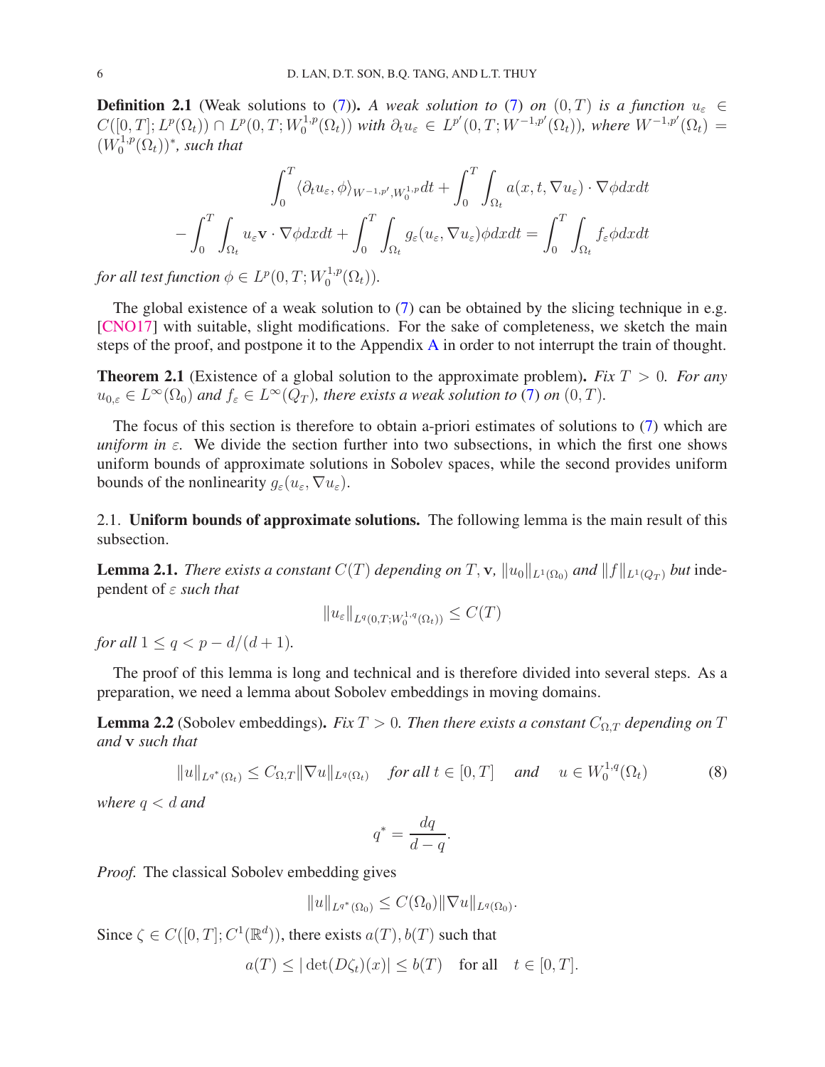**Definition 2.1** (Weak solutions to (7))**.** *A weak solution to* (7) *on* $(0,T)$ *is a function* $u_\varepsilon \in C([0,T];L^p(\Omega_t)) \cap L^p(0,T;W_0^{1,p}(\Omega_t))$ *with* $\partial_t u_\varepsilon \in L^{p'}(0,T;W^{-1,p'}(\Omega_t))$*, where* $W^{-1,p'}(\Omega_t) = (W_0^{1,p}(\Omega_t))^*$*, such that*

$$\int_0^T \langle \partial_t u_\varepsilon, \phi\rangle_{W^{-1,p'},W_0^{1,p}} dt + \int_0^T\int_{\Omega_t} a(x,t,\nabla u_\varepsilon)\cdot\nabla\phi dxdt$$
$$-\int_0^T\int_{\Omega_t} u_\varepsilon \mathbf{v}\cdot\nabla\phi dxdt + \int_0^T\int_{\Omega_t} g_\varepsilon(u_\varepsilon,\nabla u_\varepsilon)\phi dxdt = \int_0^T\int_{\Omega_t} f_\varepsilon\phi dxdt$$

*for all test function* $\phi \in L^p(0,T;W_0^{1,p}(\Omega_t))$.

The global existence of a weak solution to (7) can be obtained by the slicing technique in e.g. [CNO17] with suitable, slight modifications. For the sake of completeness, we sketch the main steps of the proof, and postpone it to the Appendix A in order to not interrupt the train of thought.

**Theorem 2.1** (Existence of a global solution to the approximate problem)**.** *Fix* $T > 0$*. For any* $u_{0,\varepsilon} \in L^\infty(\Omega_0)$ *and* $f_\varepsilon \in L^\infty(Q_T)$*, there exists a weak solution to* (7) *on* $(0,T)$*.*

The focus of this section is therefore to obtain a-priori estimates of solutions to (7) which are *uniform in* $\varepsilon$. We divide the section further into two subsections, in which the first one shows uniform bounds of approximate solutions in Sobolev spaces, while the second provides uniform bounds of the nonlinearity $g_\varepsilon(u_\varepsilon,\nabla u_\varepsilon)$.

## 2.1. Uniform bounds of approximate solutions.

The following lemma is the main result of this subsection.

**Lemma 2.1.** *There exists a constant* $C(T)$ *depending on* $T, \mathbf{v}$*,* $\|u_0\|_{L^1(\Omega_0)}$ *and* $\|f\|_{L^1(Q_T)}$ *but* independent of $\varepsilon$ *such that*

$$\|u_\varepsilon\|_{L^q(0,T;W_0^{1,q}(\Omega_t))} \le C(T)$$

*for all* $1 \le q < p - d/(d+1)$.

The proof of this lemma is long and technical and is therefore divided into several steps. As a preparation, we need a lemma about Sobolev embeddings in moving domains.

**Lemma 2.2** (Sobolev embeddings)**.** *Fix* $T > 0$*. Then there exists a constant* $C_{\Omega,T}$ *depending on* $T$ *and* $\mathbf{v}$ *such that*

$$\|u\|_{L^{q^*}(\Omega_t)} \le C_{\Omega,T}\|\nabla u\|_{L^q(\Omega_t)} \quad \text{for all } t\in[0,T] \quad \text{and} \quad u \in W_0^{1,q}(\Omega_t) \tag{8}$$

*where* $q < d$ *and*

$$q^* = \frac{dq}{d-q}.$$

*Proof.* The classical Sobolev embedding gives

$$\|u\|_{L^{q^*}(\Omega_0)} \le C(\Omega_0)\|\nabla u\|_{L^q(\Omega_0)}.$$

Since $\zeta \in C([0,T];C^1(\mathbb{R}^d))$, there exists $a(T), b(T)$ such that

$$a(T) \le |\det(D\zeta_t)(x)| \le b(T) \quad \text{for all} \quad t\in[0,T].$$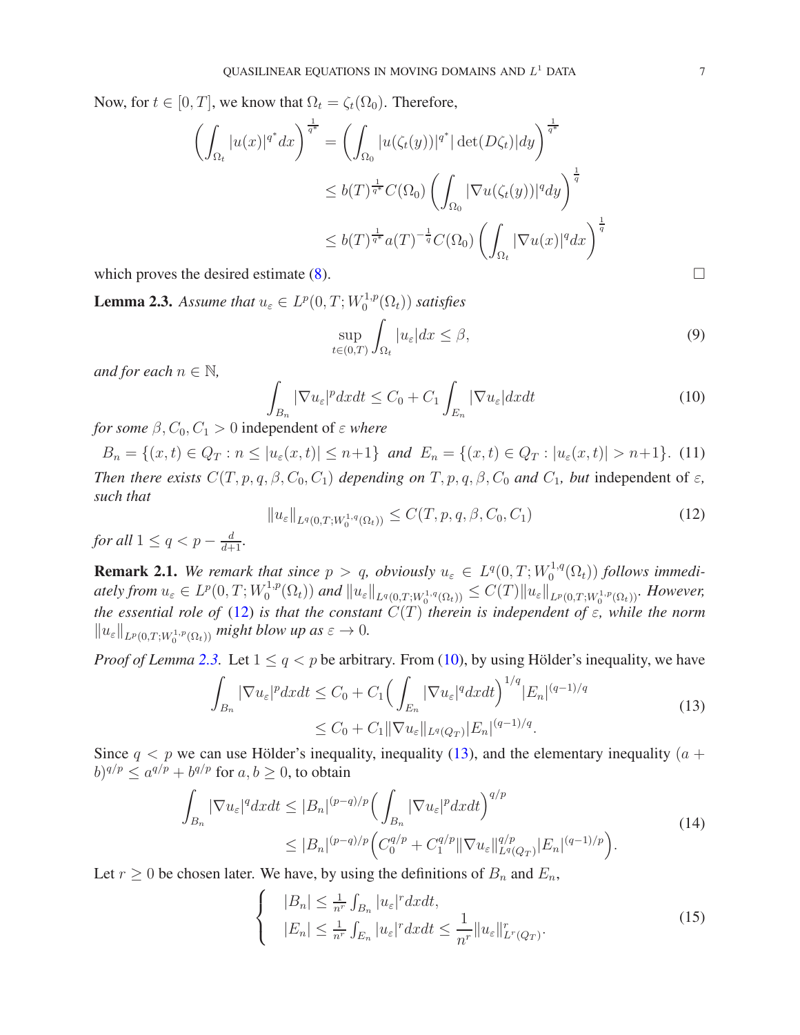Now, for $t \in [0,T]$, we know that $\Omega_t = \zeta_t(\Omega_0)$. Therefore,

$$
\begin{aligned}
\left(\int_{\Omega_t} |u(x)|^{q^*} dx\right)^{\frac{1}{q^*}} &= \left(\int_{\Omega_0} |u(\zeta_t(y))|^{q^*} |\det(D\zeta_t)| dy\right)^{\frac{1}{q^*}} \\
&\le b(T)^{\frac{1}{q^*}} C(\Omega_0) \left(\int_{\Omega_0} |\nabla u(\zeta_t(y))|^q dy\right)^{\frac{1}{q}} \\
&\le b(T)^{\frac{1}{q^*}} a(T)^{-\frac{1}{q}} C(\Omega_0) \left(\int_{\Omega_t} |\nabla u(x)|^q dx\right)^{\frac{1}{q}}
\end{aligned}
$$

which proves the desired estimate (8). $\square$

**Lemma 2.3.** *Assume that $u_\varepsilon \in L^p(0,T;W_0^{1,p}(\Omega_t))$ satisfies*

$$
\sup_{t\in(0,T)} \int_{\Omega_t} |u_\varepsilon| dx \le \beta, \tag{9}
$$

*and for each $n \in \mathbb{N}$,*

$$
\int_{B_n} |\nabla u_\varepsilon|^p dxdt \le C_0 + C_1 \int_{E_n} |\nabla u_\varepsilon| dxdt \tag{10}
$$

*for some $\beta, C_0, C_1 > 0$* independent of $\varepsilon$ *where*

$$
B_n = \{(x,t) \in Q_T : n \le |u_\varepsilon(x,t)| \le n+1\} \;\; \text{and} \;\; E_n = \{(x,t) \in Q_T : |u_\varepsilon(x,t)| > n+1\}. \tag{11}
$$

*Then there exists $C(T,p,q,\beta,C_0,C_1)$ depending on $T, p, q, \beta, C_0$ and $C_1$, but* independent of $\varepsilon$, *such that*

$$
\|u_\varepsilon\|_{L^q(0,T;W_0^{1,q}(\Omega_t))} \le C(T,p,q,\beta,C_0,C_1) \tag{12}
$$

*for all $1 \le q < p - \frac{d}{d+1}$.*

**Remark 2.1.** *We remark that since $p > q$, obviously $u_\varepsilon \in L^q(0,T;W_0^{1,q}(\Omega_t))$ follows immediately from $u_\varepsilon \in L^p(0,T;W_0^{1,p}(\Omega_t))$ and $\|u_\varepsilon\|_{L^q(0,T;W_0^{1,q}(\Omega_t))} \le C(T)\|u_\varepsilon\|_{L^p(0,T;W_0^{1,p}(\Omega_t))}$. However, the essential role of (12) is that the constant $C(T)$ therein is independent of $\varepsilon$, while the norm $\|u_\varepsilon\|_{L^p(0,T;W_0^{1,p}(\Omega_t))}$ might blow up as $\varepsilon \to 0$.*

*Proof of Lemma 2.3.* Let $1 \le q < p$ be arbitrary. From (10), by using Hölder's inequality, we have

$$
\begin{aligned}
\int_{B_n} |\nabla u_\varepsilon|^p dxdt &\le C_0 + C_1 \Big(\int_{E_n} |\nabla u_\varepsilon|^q dxdt\Big)^{1/q} |E_n|^{(q-1)/q} \\
&\le C_0 + C_1 \|\nabla u_\varepsilon\|_{L^q(Q_T)} |E_n|^{(q-1)/q}.
\end{aligned} \tag{13}
$$

Since $q < p$ we can use Hölder's inequality, inequality (13), and the elementary inequality $(a+b)^{q/p} \le a^{q/p} + b^{q/p}$ for $a, b \ge 0$, to obtain

$$
\begin{aligned}
\int_{B_n} |\nabla u_\varepsilon|^q dxdt &\le |B_n|^{(p-q)/p} \Big(\int_{B_n} |\nabla u_\varepsilon|^p dxdt\Big)^{q/p} \\
&\le |B_n|^{(p-q)/p} \Big(C_0^{q/p} + C_1^{q/p} \|\nabla u_\varepsilon\|_{L^q(Q_T)}^{q/p} |E_n|^{(q-1)/p}\Big).
\end{aligned} \tag{14}
$$

Let $r \ge 0$ be chosen later. We have, by using the definitions of $B_n$ and $E_n$,

$$
\begin{cases}
|B_n| \le \frac{1}{n^r} \int_{B_n} |u_\varepsilon|^r dxdt, \\
|E_n| \le \frac{1}{n^r} \int_{E_n} |u_\varepsilon|^r dxdt \le \dfrac{1}{n^r} \|u_\varepsilon\|_{L^r(Q_T)}^r.
\end{cases} \tag{15}
$$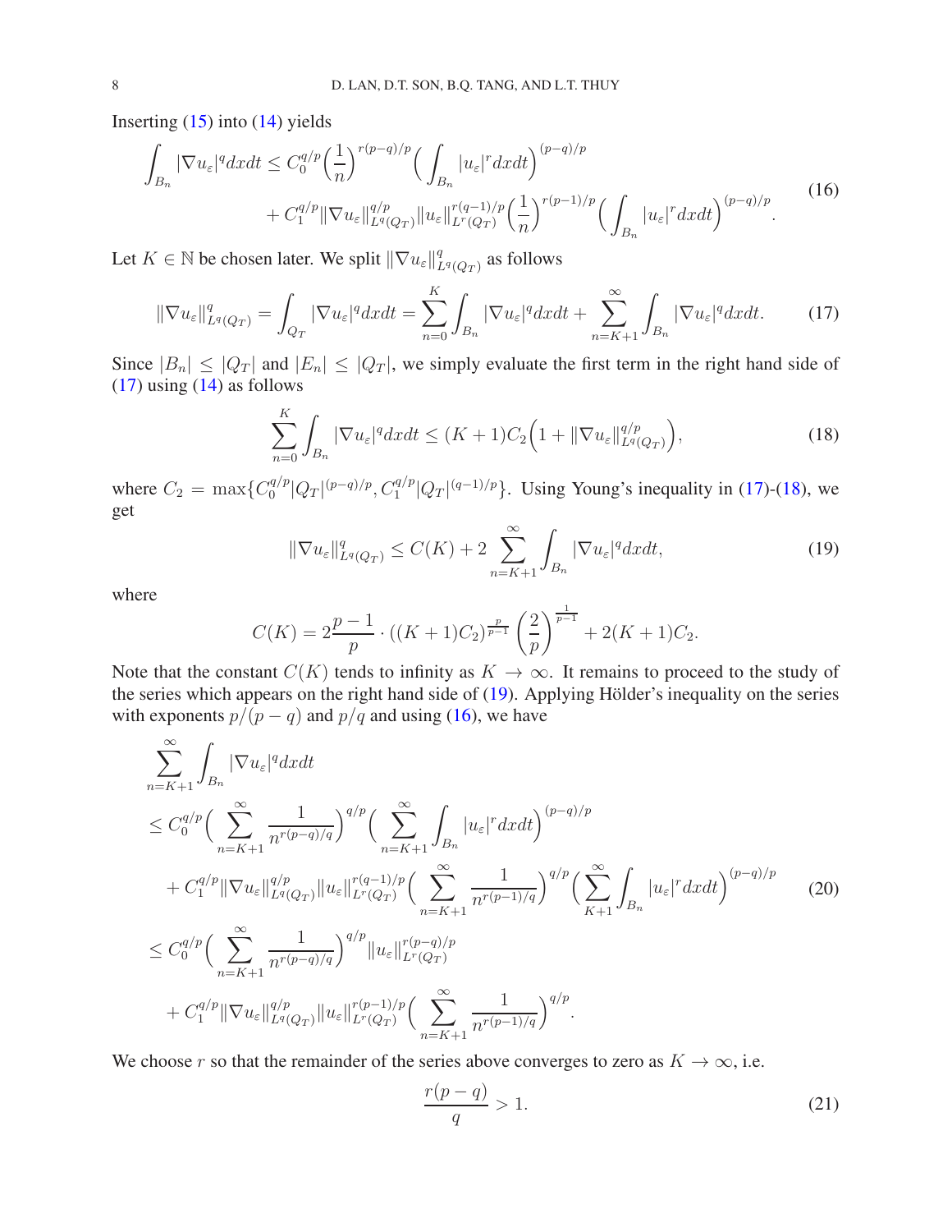Inserting (15) into (14) yields

$$
\begin{aligned}
\int_{B_n} |\nabla u_\varepsilon|^q dxdt \le C_0^{q/p}\Big(\frac{1}{n}\Big)^{r(p-q)/p}\Big(\int_{B_n}|u_\varepsilon|^r dxdt\Big)^{(p-q)/p}& \\
+ C_1^{q/p}\|\nabla u_\varepsilon\|_{L^q(Q_T)}^{q/p}\|u_\varepsilon\|_{L^r(Q_T)}^{r(q-1)/p}\Big(\frac{1}{n}\Big)^{r(p-1)/p}\Big(\int_{B_n}|u_\varepsilon|^r dxdt\Big)^{(p-q)/p}&.
\end{aligned} \tag{16}
$$

Let $K \in \mathbb{N}$ be chosen later. We split $\|\nabla u_\varepsilon\|_{L^q(Q_T)}^q$ as follows

$$
\|\nabla u_\varepsilon\|_{L^q(Q_T)}^q = \int_{Q_T}|\nabla u_\varepsilon|^q dxdt = \sum_{n=0}^{K}\int_{B_n}|\nabla u_\varepsilon|^q dxdt + \sum_{n=K+1}^{\infty}\int_{B_n}|\nabla u_\varepsilon|^q dxdt. \tag{17}
$$

Since $|B_n| \le |Q_T|$ and $|E_n| \le |Q_T|$, we simply evaluate the first term in the right hand side of (17) using (14) as follows

$$
\sum_{n=0}^{K}\int_{B_n}|\nabla u_\varepsilon|^q dxdt \le (K+1)C_2\Big(1 + \|\nabla u_\varepsilon\|_{L^q(Q_T)}^{q/p}\Big), \tag{18}
$$

where $C_2 = \max\{C_0^{q/p}|Q_T|^{(p-q)/p}, C_1^{q/p}|Q_T|^{(q-1)/p}\}$. Using Young's inequality in (17)-(18), we get

$$
\|\nabla u_\varepsilon\|_{L^q(Q_T)}^q \le C(K) + 2\sum_{n=K+1}^{\infty}\int_{B_n}|\nabla u_\varepsilon|^q dxdt, \tag{19}
$$

where

$$
C(K) = 2\frac{p-1}{p}\cdot((K+1)C_2)^{\frac{p}{p-1}}\left(\frac{2}{p}\right)^{\frac{1}{p-1}} + 2(K+1)C_2.
$$

Note that the constant $C(K)$ tends to infinity as $K \to \infty$. It remains to proceed to the study of the series which appears on the right hand side of (19). Applying Hölder's inequality on the series with exponents $p/(p-q)$ and $p/q$ and using (16), we have

$$
\begin{aligned}
&\sum_{n=K+1}^{\infty}\int_{B_n}|\nabla u_\varepsilon|^q dxdt \\
&\le C_0^{q/p}\Big(\sum_{n=K+1}^{\infty}\frac{1}{n^{r(p-q)/q}}\Big)^{q/p}\Big(\sum_{n=K+1}^{\infty}\int_{B_n}|u_\varepsilon|^r dxdt\Big)^{(p-q)/p} \\
&\quad + C_1^{q/p}\|\nabla u_\varepsilon\|_{L^q(Q_T)}^{q/p}\|u_\varepsilon\|_{L^r(Q_T)}^{r(q-1)/p}\Big(\sum_{n=K+1}^{\infty}\frac{1}{n^{r(p-1)/q}}\Big)^{q/p}\Big(\sum_{K+1}^{\infty}\int_{B_n}|u_\varepsilon|^r dxdt\Big)^{(p-q)/p} \\
&\le C_0^{q/p}\Big(\sum_{n=K+1}^{\infty}\frac{1}{n^{r(p-q)/q}}\Big)^{q/p}\|u_\varepsilon\|_{L^r(Q_T)}^{r(p-q)/p} \\
&\quad + C_1^{q/p}\|\nabla u_\varepsilon\|_{L^q(Q_T)}^{q/p}\|u_\varepsilon\|_{L^r(Q_T)}^{r(p-1)/p}\Big(\sum_{n=K+1}^{\infty}\frac{1}{n^{r(p-1)/q}}\Big)^{q/p}.
\end{aligned} \tag{20}
$$

We choose $r$ so that the remainder of the series above converges to zero as $K \to \infty$, i.e.

$$
\frac{r(p-q)}{q} > 1. \tag{21}
$$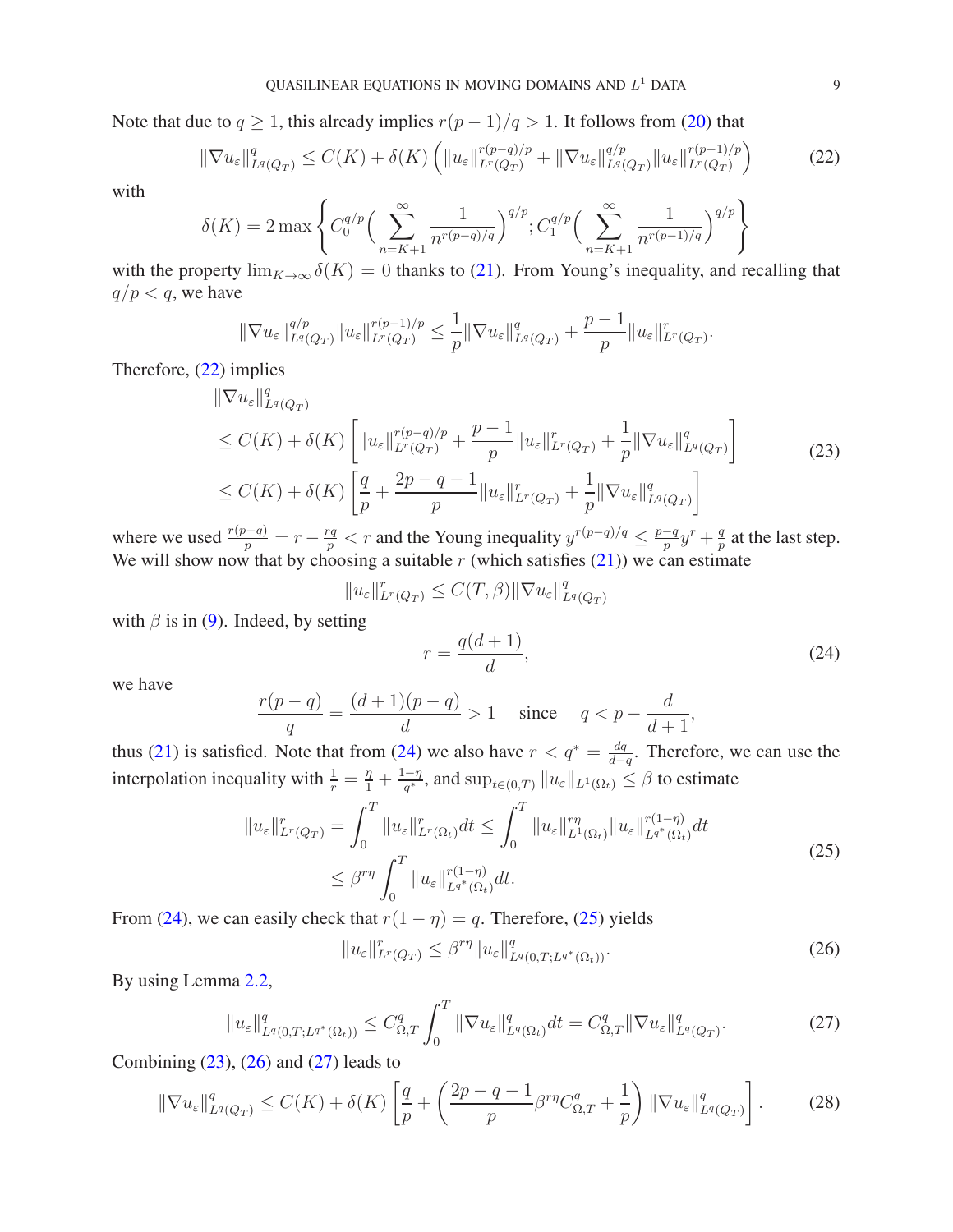Note that due to $q \geq 1$, this already implies $r(p-1)/q > 1$. It follows from (20) that

$$\|\nabla u_\varepsilon\|_{L^q(Q_T)}^q \leq C(K) + \delta(K)\left(\|u_\varepsilon\|_{L^r(Q_T)}^{r(p-q)/p} + \|\nabla u_\varepsilon\|_{L^q(Q_T)}^{q/p}\|u_\varepsilon\|_{L^r(Q_T)}^{r(p-1)/p}\right) \tag{22}$$

with

$$\delta(K) = 2\max\left\{C_0^{q/p}\Big(\sum_{n=K+1}^{\infty}\frac{1}{n^{r(p-q)/q}}\Big)^{q/p}; C_1^{q/p}\Big(\sum_{n=K+1}^{\infty}\frac{1}{n^{r(p-1)/q}}\Big)^{q/p}\right\}$$

with the property $\lim_{K\to\infty}\delta(K) = 0$ thanks to (21). From Young's inequality, and recalling that $q/p < q$, we have

$$\|\nabla u_\varepsilon\|_{L^q(Q_T)}^{q/p}\|u_\varepsilon\|_{L^r(Q_T)}^{r(p-1)/p} \leq \frac{1}{p}\|\nabla u_\varepsilon\|_{L^q(Q_T)}^q + \frac{p-1}{p}\|u_\varepsilon\|_{L^r(Q_T)}^r.$$

Therefore, (22) implies

$$\begin{aligned}
&\|\nabla u_\varepsilon\|_{L^q(Q_T)}^q\\
&\leq C(K) + \delta(K)\left[\|u_\varepsilon\|_{L^r(Q_T)}^{r(p-q)/p} + \frac{p-1}{p}\|u_\varepsilon\|_{L^r(Q_T)}^r + \frac{1}{p}\|\nabla u_\varepsilon\|_{L^q(Q_T)}^q\right]\\
&\leq C(K) + \delta(K)\left[\frac{q}{p} + \frac{2p-q-1}{p}\|u_\varepsilon\|_{L^r(Q_T)}^r + \frac{1}{p}\|\nabla u_\varepsilon\|_{L^q(Q_T)}^q\right]
\end{aligned} \tag{23}$$

where we used $\frac{r(p-q)}{p} = r - \frac{rq}{p} < r$ and the Young inequality $y^{r(p-q)/q} \leq \frac{p-q}{p}y^r + \frac{q}{p}$ at the last step. We will show now that by choosing a suitable $r$ (which satisfies (21)) we can estimate

$$\|u_\varepsilon\|_{L^r(Q_T)}^r \leq C(T,\beta)\|\nabla u_\varepsilon\|_{L^q(Q_T)}^q$$

with $\beta$ is in (9). Indeed, by setting

$$r = \frac{q(d+1)}{d}, \tag{24}$$

we have

$$\frac{r(p-q)}{q} = \frac{(d+1)(p-q)}{d} > 1 \quad \text{ since } \quad q < p - \frac{d}{d+1},$$

thus (21) is satisfied. Note that from (24) we also have $r < q^* = \frac{dq}{d-q}$. Therefore, we can use the interpolation inequality with $\frac{1}{r} = \frac{\eta}{1} + \frac{1-\eta}{q^*}$, and $\sup_{t\in(0,T)}\|u_\varepsilon\|_{L^1(\Omega_t)} \leq \beta$ to estimate

$$\begin{aligned}
\|u_\varepsilon\|_{L^r(Q_T)}^r &= \int_0^T \|u_\varepsilon\|_{L^r(\Omega_t)}^r dt \leq \int_0^T \|u_\varepsilon\|_{L^1(\Omega_t)}^{r\eta}\|u_\varepsilon\|_{L^{q^*}(\Omega_t)}^{r(1-\eta)}dt\\
&\leq \beta^{r\eta}\int_0^T \|u_\varepsilon\|_{L^{q^*}(\Omega_t)}^{r(1-\eta)}dt.
\end{aligned} \tag{25}$$

From (24), we can easily check that $r(1-\eta) = q$. Therefore, (25) yields

$$\|u_\varepsilon\|_{L^r(Q_T)}^r \leq \beta^{r\eta}\|u_\varepsilon\|_{L^q(0,T;L^{q^*}(\Omega_t))}^q. \tag{26}$$

By using Lemma 2.2,

$$\|u_\varepsilon\|_{L^q(0,T;L^{q^*}(\Omega_t))}^q \leq C_{\Omega,T}^q\int_0^T \|\nabla u_\varepsilon\|_{L^q(\Omega_t)}^q dt = C_{\Omega,T}^q\|\nabla u_\varepsilon\|_{L^q(Q_T)}^q. \tag{27}$$

Combining (23), (26) and (27) leads to

$$\|\nabla u_\varepsilon\|_{L^q(Q_T)}^q \leq C(K) + \delta(K)\left[\frac{q}{p} + \left(\frac{2p-q-1}{p}\beta^{r\eta}C_{\Omega,T}^q + \frac{1}{p}\right)\|\nabla u_\varepsilon\|_{L^q(Q_T)}^q\right]. \tag{28}$$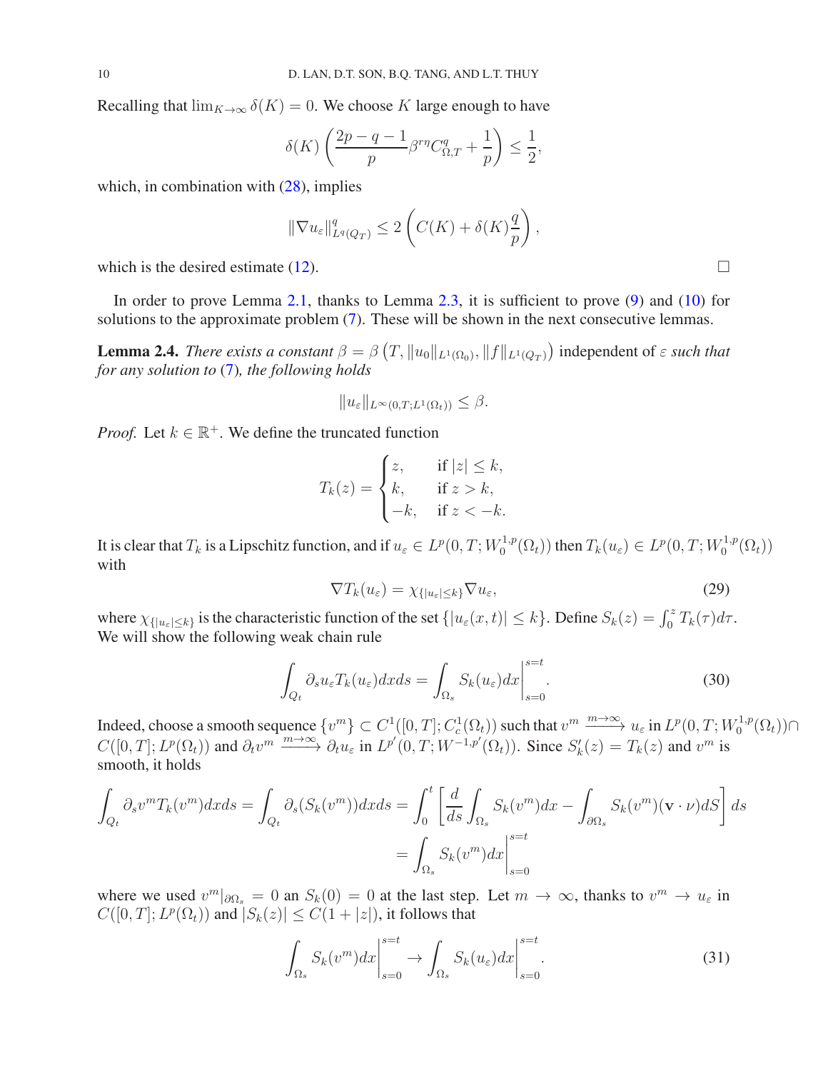Recalling that $\lim_{K\to\infty} \delta(K) = 0$. We choose $K$ large enough to have

$$\delta(K)\left(\frac{2p-q-1}{p}\beta^{r\eta}C^q_{\Omega,T} + \frac{1}{p}\right) \le \frac{1}{2},$$

which, in combination with (28), implies

$$\|\nabla u_\varepsilon\|^q_{L^q(Q_T)} \le 2\left(C(K) + \delta(K)\frac{q}{p}\right),$$

which is the desired estimate (12). ☐

In order to prove Lemma 2.1, thanks to Lemma 2.3, it is sufficient to prove (9) and (10) for solutions to the approximate problem (7). These will be shown in the next consecutive lemmas.

**Lemma 2.4.** *There exists a constant* $\beta = \beta\left(T, \|u_0\|_{L^1(\Omega_0)}, \|f\|_{L^1(Q_T)}\right)$ independent of $\varepsilon$ *such that for any solution to* (7)*, the following holds*

$$\|u_\varepsilon\|_{L^\infty(0,T;L^1(\Omega_t))} \le \beta.$$

*Proof.* Let $k \in \mathbb{R}^+$. We define the truncated function

$$T_k(z) = \begin{cases} z, & \text{if } |z| \le k, \\ k, & \text{if } z > k, \\ -k, & \text{if } z < -k. \end{cases}$$

It is clear that $T_k$ is a Lipschitz function, and if $u_\varepsilon \in L^p(0,T;W^{1,p}_0(\Omega_t))$ then $T_k(u_\varepsilon) \in L^p(0,T;W^{1,p}_0(\Omega_t))$ with

$$\nabla T_k(u_\varepsilon) = \chi_{\{|u_\varepsilon|\le k\}}\nabla u_\varepsilon, \tag{29}$$

where $\chi_{\{|u_\varepsilon|\le k\}}$ is the characteristic function of the set $\{|u_\varepsilon(x,t)| \le k\}$. Define $S_k(z) = \int_0^z T_k(\tau)d\tau$. We will show the following weak chain rule

$$\int_{Q_t} \partial_s u_\varepsilon T_k(u_\varepsilon)dxds = \int_{\Omega_s} S_k(u_\varepsilon)dx\Big|_{s=0}^{s=t}. \tag{30}$$

Indeed, choose a smooth sequence $\{v^m\} \subset C^1([0,T];C^1_c(\Omega_t))$ such that $v^m \xrightarrow{m\to\infty} u_\varepsilon$ in $L^p(0,T;W^{1,p}_0(\Omega_t)) \cap C([0,T];L^p(\Omega_t))$ and $\partial_t v^m \xrightarrow{m\to\infty} \partial_t u_\varepsilon$ in $L^{p'}(0,T;W^{-1,p'}(\Omega_t))$. Since $S_k'(z) = T_k(z)$ and $v^m$ is smooth, it holds

$$\begin{aligned}\int_{Q_t} \partial_s v^m T_k(v^m)dxds = \int_{Q_t} \partial_s(S_k(v^m))dxds &= \int_0^t \left[\frac{d}{ds}\int_{\Omega_s} S_k(v^m)dx - \int_{\partial\Omega_s} S_k(v^m)(\mathbf{v}\cdot\nu)dS\right]ds \\ &= \int_{\Omega_s} S_k(v^m)dx\Big|_{s=0}^{s=t}\end{aligned}$$

where we used $v^m|_{\partial\Omega_s} = 0$ an $S_k(0) = 0$ at the last step. Let $m \to \infty$, thanks to $v^m \to u_\varepsilon$ in $C([0,T];L^p(\Omega_t))$ and $|S_k(z)| \le C(1+|z|)$, it follows that

$$\int_{\Omega_s} S_k(v^m)dx\Big|_{s=0}^{s=t} \to \int_{\Omega_s} S_k(u_\varepsilon)dx\Big|_{s=0}^{s=t}. \tag{31}$$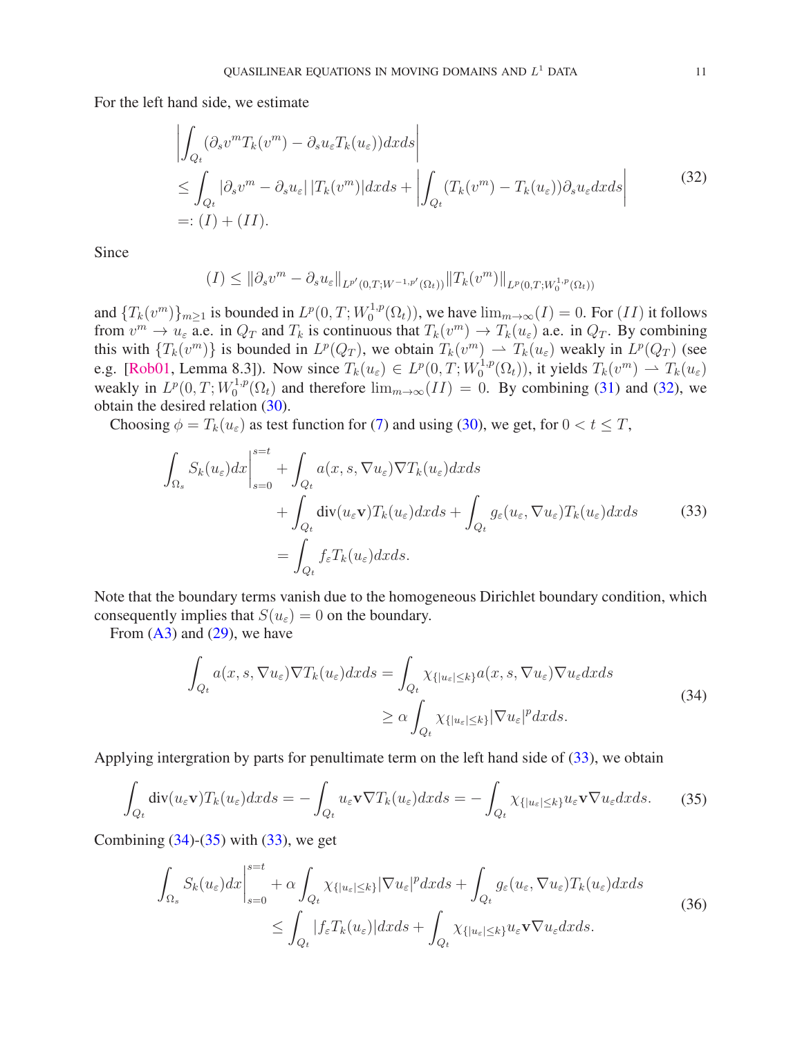For the left hand side, we estimate

$$
\begin{aligned}
&\left|\int_{Q_t}(\partial_s v^m T_k(v^m) - \partial_s u_\varepsilon T_k(u_\varepsilon))dxds\right| \\
&\le \int_{Q_t} |\partial_s v^m - \partial_s u_\varepsilon|\,|T_k(v^m)|dxds + \left|\int_{Q_t}(T_k(v^m) - T_k(u_\varepsilon))\partial_s u_\varepsilon dxds\right| \\
&=: (I) + (II).
\end{aligned}
\tag{32}
$$

Since

$$
(I) \le \|\partial_s v^m - \partial_s u_\varepsilon\|_{L^{p'}(0,T;W^{-1,p'}(\Omega_t))}\|T_k(v^m)\|_{L^p(0,T;W_0^{1,p}(\Omega_t))}
$$

and $\{T_k(v^m)\}_{m\ge1}$ is bounded in $L^p(0,T;W_0^{1,p}(\Omega_t))$, we have $\lim_{m\to\infty}(I) = 0$. For $(II)$ it follows from $v^m \to u_\varepsilon$ a.e. in $Q_T$ and $T_k$ is continuous that $T_k(v^m) \to T_k(u_\varepsilon)$ a.e. in $Q_T$. By combining this with $\{T_k(v^m)\}$ is bounded in $L^p(Q_T)$, we obtain $T_k(v^m) \rightharpoonup T_k(u_\varepsilon)$ weakly in $L^p(Q_T)$ (see e.g. [Rob01, Lemma 8.3]). Now since $T_k(u_\varepsilon) \in L^p(0,T;W_0^{1,p}(\Omega_t))$, it yields $T_k(v^m) \rightharpoonup T_k(u_\varepsilon)$ weakly in $L^p(0,T;W_0^{1,p}(\Omega_t)$ and therefore $\lim_{m\to\infty}(II) = 0$. By combining (31) and (32), we obtain the desired relation (30).

Choosing $\phi = T_k(u_\varepsilon)$ as test function for (7) and using (30), we get, for $0 < t \le T$,

$$
\begin{aligned}
\int_{\Omega_s} S_k(u_\varepsilon)dx\Big|_{s=0}^{s=t} &+ \int_{Q_t} a(x,s,\nabla u_\varepsilon)\nabla T_k(u_\varepsilon)dxds \\
&+ \int_{Q_t} \operatorname{div}(u_\varepsilon \mathbf{v})T_k(u_\varepsilon)dxds + \int_{Q_t} g_\varepsilon(u_\varepsilon,\nabla u_\varepsilon)T_k(u_\varepsilon)dxds \\
&= \int_{Q_t} f_\varepsilon T_k(u_\varepsilon)dxds.
\end{aligned}
\tag{33}
$$

Note that the boundary terms vanish due to the homogeneous Dirichlet boundary condition, which consequently implies that $S(u_\varepsilon) = 0$ on the boundary.

From (A3) and (29), we have

$$
\begin{aligned}
\int_{Q_t} a(x,s,\nabla u_\varepsilon)\nabla T_k(u_\varepsilon)dxds &= \int_{Q_t} \chi_{\{|u_\varepsilon|\le k\}} a(x,s,\nabla u_\varepsilon)\nabla u_\varepsilon dxds \\
&\ge \alpha \int_{Q_t} \chi_{\{|u_\varepsilon|\le k\}}|\nabla u_\varepsilon|^p dxds.
\end{aligned}
\tag{34}
$$

Applying intergration by parts for penultimate term on the left hand side of (33), we obtain

$$
\int_{Q_t} \operatorname{div}(u_\varepsilon \mathbf{v})T_k(u_\varepsilon)dxds = -\int_{Q_t} u_\varepsilon \mathbf{v}\nabla T_k(u_\varepsilon)dxds = -\int_{Q_t} \chi_{\{|u_\varepsilon|\le k\}} u_\varepsilon \mathbf{v}\nabla u_\varepsilon dxds. \tag{35}
$$

Combining (34)-(35) with (33), we get

$$
\begin{aligned}
\int_{\Omega_s} S_k(u_\varepsilon)dx\Big|_{s=0}^{s=t} &+ \alpha\int_{Q_t} \chi_{\{|u_\varepsilon|\le k\}}|\nabla u_\varepsilon|^p dxds + \int_{Q_t} g_\varepsilon(u_\varepsilon,\nabla u_\varepsilon)T_k(u_\varepsilon)dxds \\
&\le \int_{Q_t} |f_\varepsilon T_k(u_\varepsilon)|dxds + \int_{Q_t} \chi_{\{|u_\varepsilon|\le k\}} u_\varepsilon \mathbf{v}\nabla u_\varepsilon dxds.
\end{aligned}
\tag{36}
$$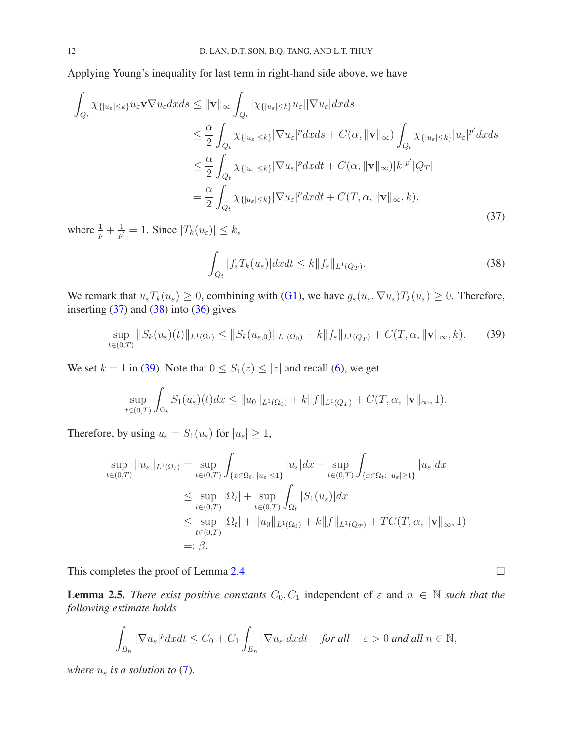Applying Young's inequality for last term in right-hand side above, we have

$$
\begin{aligned}
\int_{Q_t} \chi_{\{|u_\varepsilon|\le k\}} u_\varepsilon \mathbf{v}\nabla u_\varepsilon dxds &\le \|\mathbf{v}\|_\infty \int_{Q_t} |\chi_{\{|u_\varepsilon|\le k\}} u_\varepsilon||\nabla u_\varepsilon| dxds \\
&\le \frac{\alpha}{2}\int_{Q_t} \chi_{\{|u_\varepsilon|\le k\}} |\nabla u_\varepsilon|^p dxds + C(\alpha, \|\mathbf{v}\|_\infty)\int_{Q_t} \chi_{\{|u_\varepsilon|\le k\}} |u_\varepsilon|^{p'} dxds \\
&\le \frac{\alpha}{2}\int_{Q_t} \chi_{\{|u_\varepsilon|\le k\}} |\nabla u_\varepsilon|^p dxdt + C(\alpha, \|\mathbf{v}\|_\infty)|k|^{p'}|Q_T| \\
&= \frac{\alpha}{2}\int_{Q_t} \chi_{\{|u_\varepsilon|\le k\}} |\nabla u_\varepsilon|^p dxdt + C(T, \alpha, \|\mathbf{v}\|_\infty, k),
\end{aligned} \tag{37}
$$

where $\frac{1}{p} + \frac{1}{p'} = 1$. Since $|T_k(u_\varepsilon)| \le k$,

$$
\int_{Q_t} |f_\varepsilon T_k(u_\varepsilon)| dxdt \le k\|f_\varepsilon\|_{L^1(Q_T)}. \tag{38}
$$

We remark that $u_\varepsilon T_k(u_\varepsilon) \ge 0$, combining with (G1), we have $g_\varepsilon(u_\varepsilon, \nabla u_\varepsilon)T_k(u_\varepsilon) \ge 0$. Therefore, inserting (37) and (38) into (36) gives

$$
\sup_{t\in(0,T)} \|S_k(u_\varepsilon)(t)\|_{L^1(\Omega_t)} \le \|S_k(u_{\varepsilon,0})\|_{L^1(\Omega_0)} + k\|f_\varepsilon\|_{L^1(Q_T)} + C(T, \alpha, \|\mathbf{v}\|_\infty, k). \tag{39}
$$

We set $k = 1$ in (39). Note that $0 \le S_1(z) \le |z|$ and recall (6), we get

$$
\sup_{t\in(0,T)} \int_{\Omega_t} S_1(u_\varepsilon)(t)dx \le \|u_0\|_{L^1(\Omega_0)} + k\|f\|_{L^1(Q_T)} + C(T, \alpha, \|\mathbf{v}\|_\infty, 1).
$$

Therefore, by using $u_\varepsilon = S_1(u_\varepsilon)$ for $|u_\varepsilon| \ge 1$,

$$
\begin{aligned}
\sup_{t\in(0,T)} \|u_\varepsilon\|_{L^1(\Omega_t)} &= \sup_{t\in(0,T)} \int_{\{x\in\Omega_t:\, |u_\varepsilon|\le 1\}} |u_\varepsilon| dx + \sup_{t\in(0,T)} \int_{\{x\in\Omega_t:\, |u_\varepsilon|\ge 1\}} |u_\varepsilon| dx \\
&\le \sup_{t\in(0,T)} |\Omega_t| + \sup_{t\in(0,T)} \int_{\Omega_t} |S_1(u_\varepsilon)| dx \\
&\le \sup_{t\in(0,T)} |\Omega_t| + \|u_0\|_{L^1(\Omega_0)} + k\|f\|_{L^1(Q_T)} + TC(T, \alpha, \|\mathbf{v}\|_\infty, 1) \\
&=: \beta.
\end{aligned}
$$

This completes the proof of Lemma 2.4. □

**Lemma 2.5.** *There exist positive constants* $C_0, C_1$ independent of $\varepsilon$ and $n \in \mathbb{N}$ *such that the following estimate holds*

$$
\int_{B_n} |\nabla u_\varepsilon|^p dxdt \le C_0 + C_1 \int_{E_n} |\nabla u_\varepsilon| dxdt \quad \textit{for all} \quad \varepsilon > 0 \textit{ and all } n \in \mathbb{N},
$$

*where* $u_\varepsilon$ *is a solution to* (7).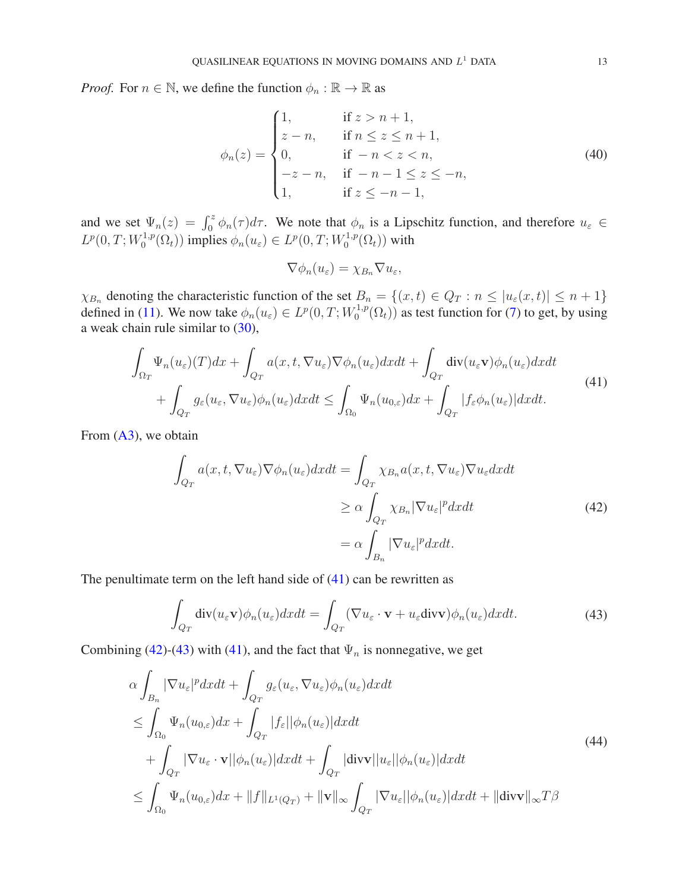*Proof.* For $n \in \mathbb{N}$, we define the function $\phi_n : \mathbb{R} \to \mathbb{R}$ as

$$
\phi_n(z) = \begin{cases} 1, & \text{if } z > n+1, \\ z - n, & \text{if } n \le z \le n+1, \\ 0, & \text{if } -n < z < n, \\ -z-n, & \text{if } -n-1 \le z \le -n, \\ 1, & \text{if } z \le -n-1, \end{cases} \tag{40}
$$

and we set $\Psi_n(z) = \int_0^z \phi_n(\tau) d\tau$. We note that $\phi_n$ is a Lipschitz function, and therefore $u_\varepsilon \in L^p(0,T; W_0^{1,p}(\Omega_t))$ implies $\phi_n(u_\varepsilon) \in L^p(0,T; W_0^{1,p}(\Omega_t))$ with

$$
\nabla \phi_n(u_\varepsilon) = \chi_{B_n} \nabla u_\varepsilon,
$$

$\chi_{B_n}$ denoting the characteristic function of the set $B_n = \{(x,t) \in Q_T : n \le |u_\varepsilon(x,t)| \le n+1\}$ defined in (11). We now take $\phi_n(u_\varepsilon) \in L^p(0,T; W_0^{1,p}(\Omega_t))$ as test function for (7) to get, by using a weak chain rule similar to (30),

$$
\begin{aligned}
&\int_{\Omega_T} \Psi_n(u_\varepsilon)(T) dx + \int_{Q_T} a(x,t,\nabla u_\varepsilon) \nabla \phi_n(u_\varepsilon) dx dt + \int_{Q_T} \text{div}(u_\varepsilon \mathbf{v}) \phi_n(u_\varepsilon) dx dt \\
&\quad + \int_{Q_T} g_\varepsilon(u_\varepsilon, \nabla u_\varepsilon) \phi_n(u_\varepsilon) dx dt \le \int_{\Omega_0} \Psi_n(u_{0,\varepsilon}) dx + \int_{Q_T} |f_\varepsilon \phi_n(u_\varepsilon)| dx dt.
\end{aligned} \tag{41}
$$

From (A3), we obtain

$$
\begin{aligned}
\int_{Q_T} a(x,t,\nabla u_\varepsilon) \nabla \phi_n(u_\varepsilon) dx dt &= \int_{Q_T} \chi_{B_n} a(x,t,\nabla u_\varepsilon) \nabla u_\varepsilon dx dt \\
&\ge \alpha \int_{Q_T} \chi_{B_n} |\nabla u_\varepsilon|^p dx dt \\
&= \alpha \int_{B_n} |\nabla u_\varepsilon|^p dx dt.
\end{aligned} \tag{42}
$$

The penultimate term on the left hand side of (41) can be rewritten as

$$
\int_{Q_T} \text{div}(u_\varepsilon \mathbf{v}) \phi_n(u_\varepsilon) dx dt = \int_{Q_T} (\nabla u_\varepsilon \cdot \mathbf{v} + u_\varepsilon \text{div} \mathbf{v}) \phi_n(u_\varepsilon) dx dt. \tag{43}
$$

Combining (42)-(43) with (41), and the fact that $\Psi_n$ is nonnegative, we get

$$
\begin{aligned}
&\alpha \int_{B_n} |\nabla u_\varepsilon|^p dx dt + \int_{Q_T} g_\varepsilon(u_\varepsilon, \nabla u_\varepsilon) \phi_n(u_\varepsilon) dx dt \\
&\le \int_{\Omega_0} \Psi_n(u_{0,\varepsilon}) dx + \int_{Q_T} |f_\varepsilon| |\phi_n(u_\varepsilon)| dx dt \\
&\quad + \int_{Q_T} |\nabla u_\varepsilon \cdot \mathbf{v}| |\phi_n(u_\varepsilon)| dx dt + \int_{Q_T} |\text{div} \mathbf{v}| |u_\varepsilon| |\phi_n(u_\varepsilon)| dx dt \\
&\le \int_{\Omega_0} \Psi_n(u_{0,\varepsilon}) dx + \|f\|_{L^1(Q_T)} + \|\mathbf{v}\|_\infty \int_{Q_T} |\nabla u_\varepsilon| |\phi_n(u_\varepsilon)| dx dt + \|\text{div} \mathbf{v}\|_\infty T \beta
\end{aligned} \tag{44}
$$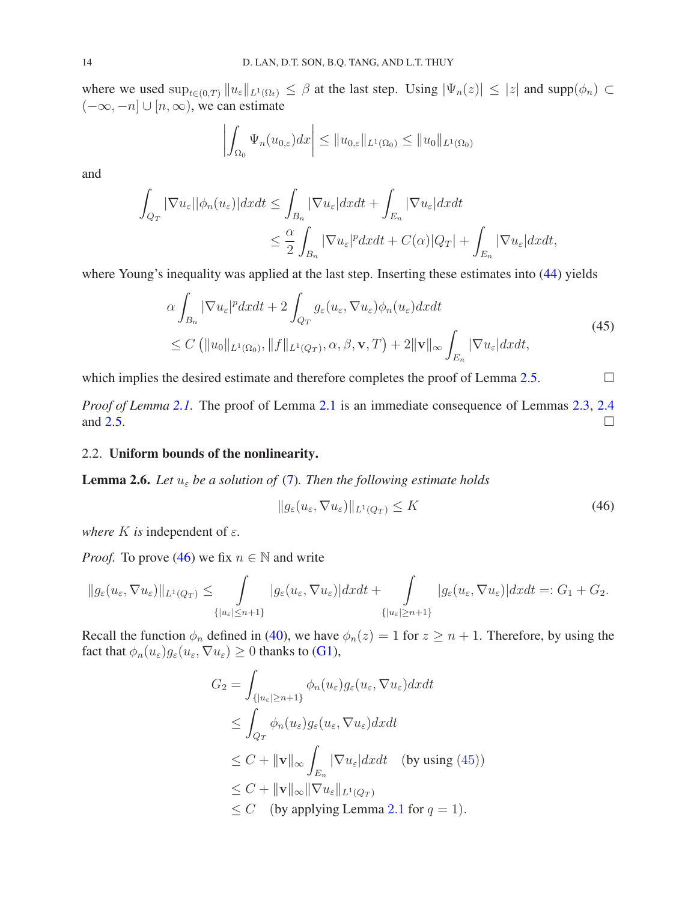where we used $\sup_{t\in(0,T)}\|u_\varepsilon\|_{L^1(\Omega_t)} \le \beta$ at the last step. Using $|\Psi_n(z)| \le |z|$ and $\mathrm{supp}(\phi_n) \subset (-\infty,-n]\cup[n,\infty)$, we can estimate

$$\left|\int_{\Omega_0}\Psi_n(u_{0,\varepsilon})dx\right| \le \|u_{0,\varepsilon}\|_{L^1(\Omega_0)} \le \|u_0\|_{L^1(\Omega_0)}$$

and

$$\begin{aligned}\int_{Q_T}|\nabla u_\varepsilon||\phi_n(u_\varepsilon)|dxdt &\le \int_{B_n}|\nabla u_\varepsilon|dxdt + \int_{E_n}|\nabla u_\varepsilon|dxdt\\ &\le \frac{\alpha}{2}\int_{B_n}|\nabla u_\varepsilon|^p dxdt + C(\alpha)|Q_T| + \int_{E_n}|\nabla u_\varepsilon|dxdt,\end{aligned}$$

where Young's inequality was applied at the last step. Inserting these estimates into (44) yields

$$\begin{aligned}&\alpha\int_{B_n}|\nabla u_\varepsilon|^p dxdt + 2\int_{Q_T} g_\varepsilon(u_\varepsilon,\nabla u_\varepsilon)\phi_n(u_\varepsilon)dxdt\\ &\le C\left(\|u_0\|_{L^1(\Omega_0)}, \|f\|_{L^1(Q_T)}, \alpha, \beta, \mathbf{v}, T\right) + 2\|\mathbf{v}\|_\infty\int_{E_n}|\nabla u_\varepsilon|dxdt,\end{aligned}\tag{45}$$

which implies the desired estimate and therefore completes the proof of Lemma 2.5. □

*Proof of Lemma 2.1.* The proof of Lemma 2.1 is an immediate consequence of Lemmas 2.3, 2.4 and 2.5. □

### 2.2. **Uniform bounds of the nonlinearity.**

**Lemma 2.6.** *Let $u_\varepsilon$ be a solution of* (7)*. Then the following estimate holds*

$$\|g_\varepsilon(u_\varepsilon,\nabla u_\varepsilon)\|_{L^1(Q_T)} \le K \tag{46}$$

*where $K$ is* independent of $\varepsilon$.

*Proof.* To prove (46) we fix $n\in\mathbb{N}$ and write

$$\|g_\varepsilon(u_\varepsilon,\nabla u_\varepsilon)\|_{L^1(Q_T)} \le \int_{\{|u_\varepsilon|\le n+1\}}|g_\varepsilon(u_\varepsilon,\nabla u_\varepsilon)|dxdt + \int_{\{|u_\varepsilon|\ge n+1\}}|g_\varepsilon(u_\varepsilon,\nabla u_\varepsilon)|dxdt =: G_1 + G_2.$$

Recall the function $\phi_n$ defined in (40), we have $\phi_n(z) = 1$ for $z \ge n+1$. Therefore, by using the fact that $\phi_n(u_\varepsilon)g_\varepsilon(u_\varepsilon,\nabla u_\varepsilon) \ge 0$ thanks to (G1),

$$\begin{aligned}G_2 &= \int_{\{|u_\varepsilon|\ge n+1\}}\phi_n(u_\varepsilon)g_\varepsilon(u_\varepsilon,\nabla u_\varepsilon)dxdt\\ &\le \int_{Q_T}\phi_n(u_\varepsilon)g_\varepsilon(u_\varepsilon,\nabla u_\varepsilon)dxdt\\ &\le C + \|\mathbf{v}\|_\infty\int_{E_n}|\nabla u_\varepsilon|dxdt \quad \text{(by using (45))}\\ &\le C + \|\mathbf{v}\|_\infty\|\nabla u_\varepsilon\|_{L^1(Q_T)}\\ &\le C \quad \text{(by applying Lemma 2.1 for } q = 1).\end{aligned}$$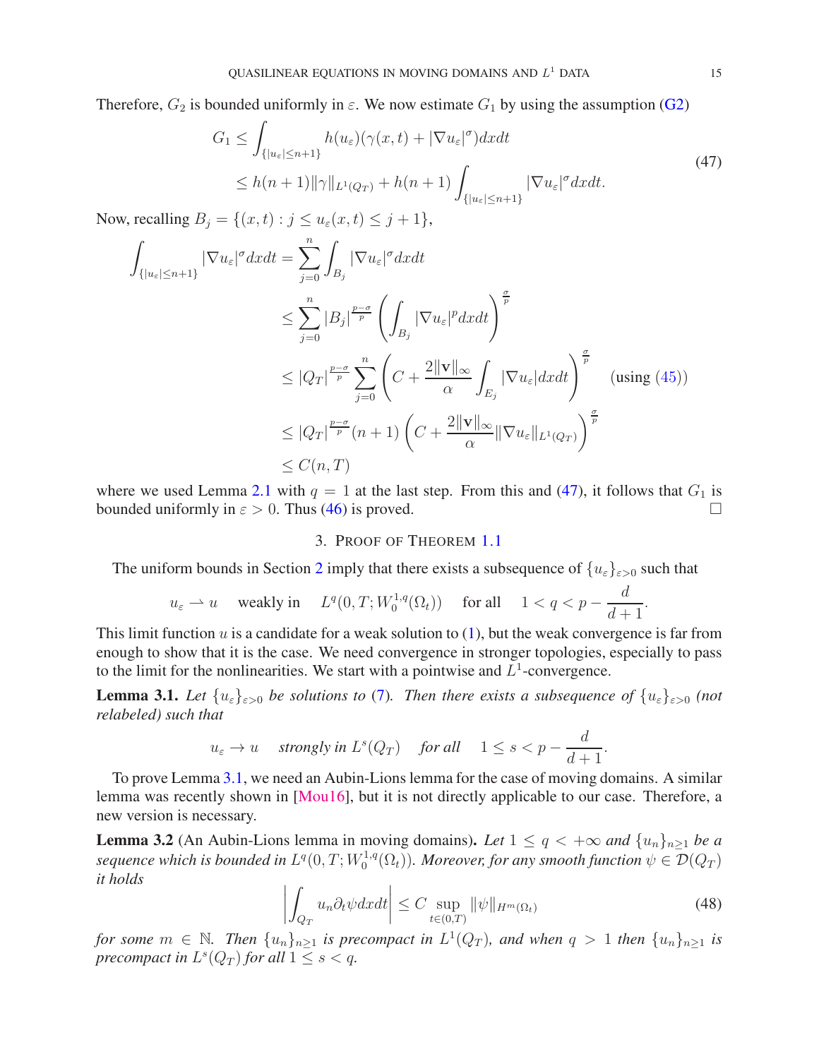Therefore, $G_2$ is bounded uniformly in $\varepsilon$. We now estimate $G_1$ by using the assumption (G2)

$$
\begin{aligned}
G_1 &\le \int_{\{|u_\varepsilon|\le n+1\}} h(u_\varepsilon)(\gamma(x,t) + |\nabla u_\varepsilon|^\sigma)dxdt \\
&\le h(n+1)\|\gamma\|_{L^1(Q_T)} + h(n+1)\int_{\{|u_\varepsilon|\le n+1\}} |\nabla u_\varepsilon|^\sigma dxdt.
\end{aligned}
\tag{47}
$$

Now, recalling $B_j = \{(x,t) : j \le u_\varepsilon(x,t) \le j+1\}$,

$$
\begin{aligned}
\int_{\{|u_\varepsilon|\le n+1\}} |\nabla u_\varepsilon|^\sigma dxdt &= \sum_{j=0}^{n} \int_{B_j} |\nabla u_\varepsilon|^\sigma dxdt \\
&\le \sum_{j=0}^{n} |B_j|^{\frac{p-\sigma}{p}} \left(\int_{B_j} |\nabla u_\varepsilon|^p dxdt\right)^{\frac{\sigma}{p}} \\
&\le |Q_T|^{\frac{p-\sigma}{p}} \sum_{j=0}^{n} \left(C + \frac{2\|\mathbf{v}\|_\infty}{\alpha}\int_{E_j} |\nabla u_\varepsilon| dxdt\right)^{\frac{\sigma}{p}} \quad \text{(using (45))} \\
&\le |Q_T|^{\frac{p-\sigma}{p}} (n+1)\left(C + \frac{2\|\mathbf{v}\|_\infty}{\alpha}\|\nabla u_\varepsilon\|_{L^1(Q_T)}\right)^{\frac{\sigma}{p}} \\
&\le C(n,T)
\end{aligned}
$$

where we used Lemma 2.1 with $q = 1$ at the last step. From this and (47), it follows that $G_1$ is bounded uniformly in $\varepsilon > 0$. Thus (46) is proved. $\square$

## 3. Proof of Theorem 1.1

The uniform bounds in Section 2 imply that there exists a subsequence of $\{u_\varepsilon\}_{\varepsilon>0}$ such that

$$
u_\varepsilon \rightharpoonup u \quad \text{weakly in} \quad L^q(0,T;W_0^{1,q}(\Omega_t)) \quad \text{for all} \quad 1 < q < p - \frac{d}{d+1}.
$$

This limit function $u$ is a candidate for a weak solution to (1), but the weak convergence is far from enough to show that it is the case. We need convergence in stronger topologies, especially to pass to the limit for the nonlinearities. We start with a pointwise and $L^1$-convergence.

**Lemma 3.1.** *Let $\{u_\varepsilon\}_{\varepsilon>0}$ be solutions to (7). Then there exists a subsequence of $\{u_\varepsilon\}_{\varepsilon>0}$ (not relabeled) such that*

$$
u_\varepsilon \to u \quad \text{strongly in } L^s(Q_T) \quad \text{for all} \quad 1 \le s < p - \frac{d}{d+1}.
$$

To prove Lemma 3.1, we need an Aubin-Lions lemma for the case of moving domains. A similar lemma was recently shown in [Mou16], but it is not directly applicable to our case. Therefore, a new version is necessary.

**Lemma 3.2** (An Aubin-Lions lemma in moving domains)**.** *Let $1 \le q < +\infty$ and $\{u_n\}_{n\ge1}$ be a sequence which is bounded in $L^q(0,T;W_0^{1,q}(\Omega_t))$. Moreover, for any smooth function $\psi \in \mathcal{D}(Q_T)$ it holds*

$$
\left|\int_{Q_T} u_n \partial_t \psi dxdt\right| \le C \sup_{t\in(0,T)} \|\psi\|_{H^m(\Omega_t)} \tag{48}
$$

*for some $m \in \mathbb{N}$. Then $\{u_n\}_{n\ge1}$ is precompact in $L^1(Q_T)$, and when $q > 1$ then $\{u_n\}_{n\ge1}$ is precompact in $L^s(Q_T)$ for all $1 \le s < q$.*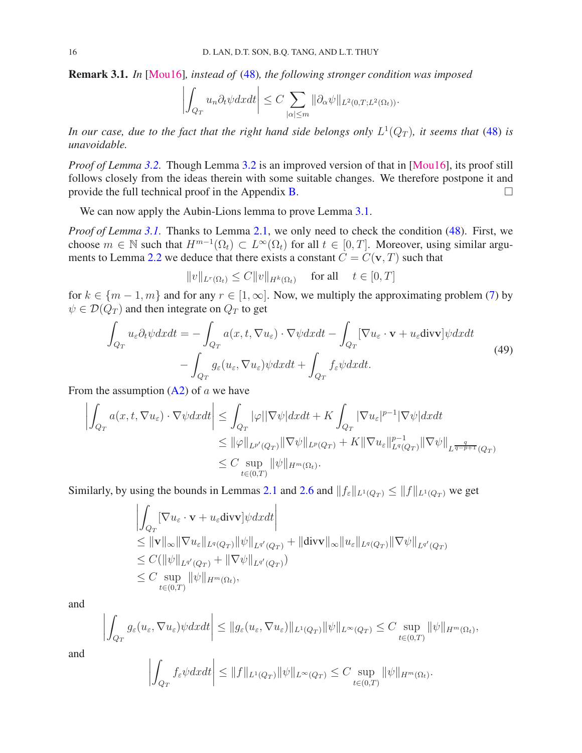**Remark 3.1.** *In* [Mou16]*, instead of* (48)*, the following stronger condition was imposed*

$$\left|\int_{Q_T} u_n \partial_t \psi dx dt\right| \le C \sum_{|\alpha|\le m} \|\partial_\alpha \psi\|_{L^2(0,T;L^2(\Omega_t))}.$$

*In our case, due to the fact that the right hand side belongs only $L^1(Q_T)$, it seems that* (48) *is unavoidable.*

*Proof of Lemma 3.2.* Though Lemma 3.2 is an improved version of that in [Mou16], its proof still follows closely from the ideas therein with some suitable changes. We therefore postpone it and provide the full technical proof in the Appendix B. □

We can now apply the Aubin-Lions lemma to prove Lemma 3.1.

*Proof of Lemma 3.1.* Thanks to Lemma 2.1, we only need to check the condition (48). First, we choose $m \in \mathbb{N}$ such that $H^{m-1}(\Omega_t) \subset L^\infty(\Omega_t)$ for all $t \in [0,T]$. Moreover, using similar arguments to Lemma 2.2 we deduce that there exists a constant $C = C(\mathbf{v}, T)$ such that

$$\|v\|_{L^r(\Omega_t)} \le C\|v\|_{H^k(\Omega_t)} \quad \text{for all} \quad t \in [0,T]$$

for $k \in \{m-1, m\}$ and for any $r \in [1,\infty]$. Now, we multiply the approximating problem (7) by $\psi \in \mathcal{D}(Q_T)$ and then integrate on $Q_T$ to get

$$\begin{aligned}\int_{Q_T} u_\varepsilon \partial_t \psi dx dt = &-\int_{Q_T} a(x,t,\nabla u_\varepsilon)\cdot \nabla\psi dx dt - \int_{Q_T} [\nabla u_\varepsilon \cdot \mathbf{v} + u_\varepsilon \mathrm{div}\mathbf{v}]\psi dx dt\\ &-\int_{Q_T} g_\varepsilon(u_\varepsilon, \nabla u_\varepsilon)\psi dx dt + \int_{Q_T} f_\varepsilon \psi dx dt.\end{aligned} \tag{49}$$

From the assumption (A2) of $a$ we have

$$\begin{aligned}\left|\int_{Q_T} a(x,t,\nabla u_\varepsilon)\cdot\nabla\psi dx dt\right| &\le \int_{Q_T} |\varphi||\nabla\psi| dx dt + K\int_{Q_T} |\nabla u_\varepsilon|^{p-1}|\nabla \psi| dx dt\\ &\le \|\varphi\|_{L^{p'}(Q_T)}\|\nabla\psi\|_{L^p(Q_T)} + K\|\nabla u_\varepsilon\|_{L^q(Q_T)}^{p-1}\|\nabla\psi\|_{L^{\frac{q}{q-p+1}}(Q_T)}\\ &\le C\sup_{t\in(0,T)}\|\psi\|_{H^m(\Omega_t)}.\end{aligned}$$

Similarly, by using the bounds in Lemmas 2.1 and 2.6 and $\|f_\varepsilon\|_{L^1(Q_T)} \le \|f\|_{L^1(Q_T)}$ we get

$$\begin{aligned}&\left|\int_{Q_T} [\nabla u_\varepsilon\cdot\mathbf{v} + u_\varepsilon \mathrm{div}\mathbf{v}]\psi dx dt\right|\\ &\le \|\mathbf{v}\|_\infty \|\nabla u_\varepsilon\|_{L^q(Q_T)}\|\psi\|_{L^{q'}(Q_T)} + \|\mathrm{div}\mathbf{v}\|_\infty\|u_\varepsilon\|_{L^q(Q_T)}\|\nabla\psi\|_{L^{q'}(Q_T)}\\ &\le C(\|\psi\|_{L^{q'}(Q_T)} + \|\nabla\psi\|_{L^{q'}(Q_T)})\\ &\le C\sup_{t\in(0,T)}\|\psi\|_{H^m(\Omega_t)},\end{aligned}$$

and

$$\left|\int_{Q_T} g_\varepsilon(u_\varepsilon,\nabla u_\varepsilon)\psi dx dt\right| \le \|g_\varepsilon(u_\varepsilon,\nabla u_\varepsilon)\|_{L^1(Q_T)}\|\psi\|_{L^\infty(Q_T)} \le C\sup_{t\in(0,T)}\|\psi\|_{H^m(\Omega_t)},$$

and

$$\left|\int_{Q_T} f_\varepsilon\psi dx dt\right| \le \|f\|_{L^1(Q_T)}\|\psi\|_{L^\infty(Q_T)} \le C\sup_{t\in(0,T)}\|\psi\|_{H^m(\Omega_t)}.$$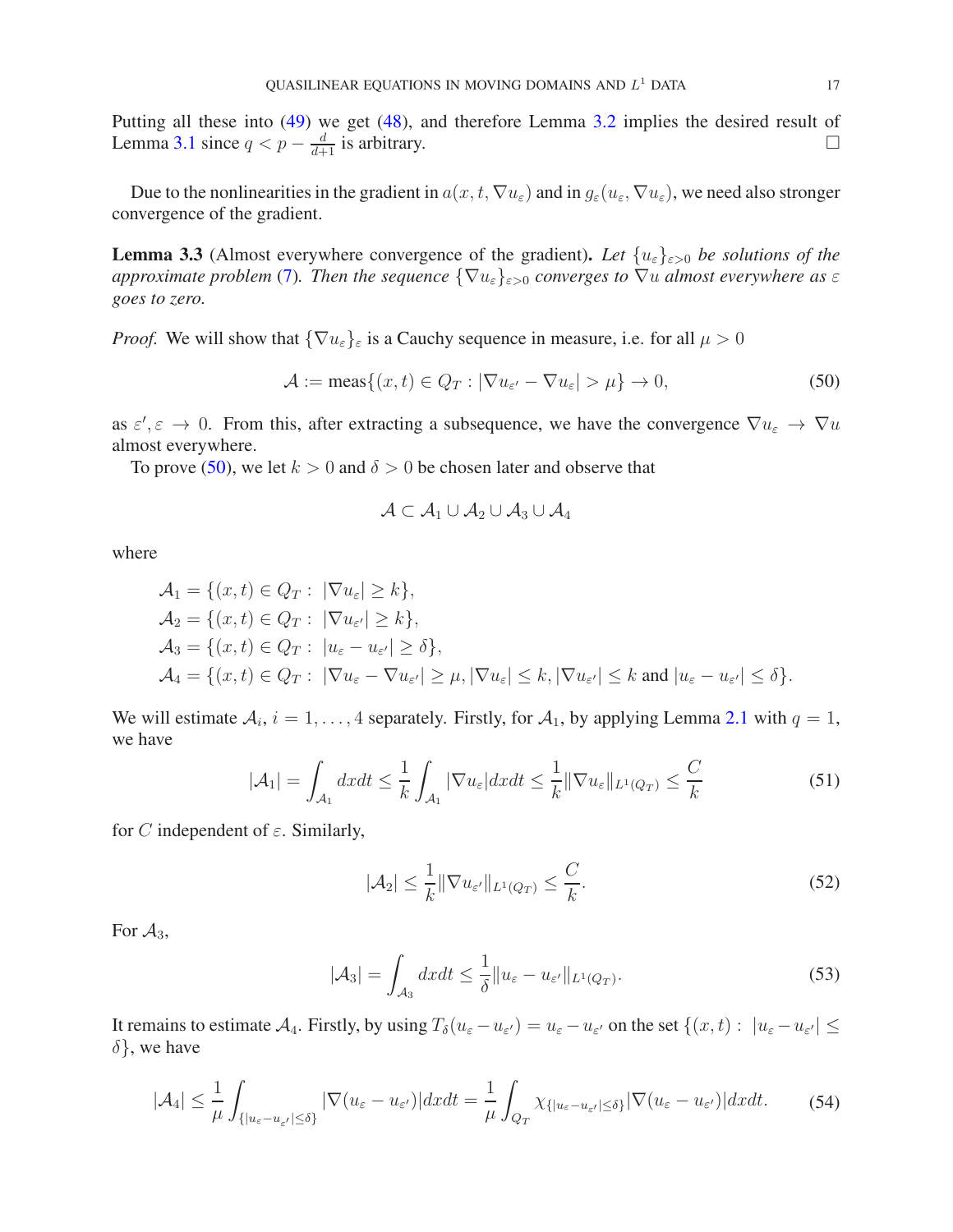Putting all these into (49) we get (48), and therefore Lemma 3.2 implies the desired result of Lemma 3.1 since $q < p - \frac{d}{d+1}$ is arbitrary. $\square$

Due to the nonlinearities in the gradient in $a(x,t,\nabla u_\varepsilon)$ and in $g_\varepsilon(u_\varepsilon, \nabla u_\varepsilon)$, we need also stronger convergence of the gradient.

**Lemma 3.3** (Almost everywhere convergence of the gradient)**.** *Let $\{u_\varepsilon\}_{\varepsilon>0}$ be solutions of the approximate problem (7). Then the sequence $\{\nabla u_\varepsilon\}_{\varepsilon>0}$ converges to $\nabla u$ almost everywhere as $\varepsilon$ goes to zero.*

*Proof.* We will show that $\{\nabla u_\varepsilon\}_\varepsilon$ is a Cauchy sequence in measure, i.e. for all $\mu > 0$

$$\mathcal{A} := \text{meas}\{(x,t) \in Q_T : |\nabla u_{\varepsilon'} - \nabla u_\varepsilon| > \mu\} \to 0, \tag{50}$$

as $\varepsilon', \varepsilon \to 0$. From this, after extracting a subsequence, we have the convergence $\nabla u_\varepsilon \to \nabla u$ almost everywhere.

To prove (50), we let $k > 0$ and $\delta > 0$ be chosen later and observe that

$$\mathcal{A} \subset \mathcal{A}_1 \cup \mathcal{A}_2 \cup \mathcal{A}_3 \cup \mathcal{A}_4$$

where

$$\begin{aligned}
&\mathcal{A}_1 = \{(x,t) \in Q_T : \ |\nabla u_\varepsilon| \geq k\},\\
&\mathcal{A}_2 = \{(x,t) \in Q_T : \ |\nabla u_{\varepsilon'}| \geq k\},\\
&\mathcal{A}_3 = \{(x,t) \in Q_T : \ |u_\varepsilon - u_{\varepsilon'}| \geq \delta\},\\
&\mathcal{A}_4 = \{(x,t) \in Q_T : \ |\nabla u_\varepsilon - \nabla u_{\varepsilon'}| \geq \mu, |\nabla u_\varepsilon| \leq k, |\nabla u_{\varepsilon'}| \leq k \text{ and } |u_\varepsilon - u_{\varepsilon'}| \leq \delta\}.
\end{aligned}$$

We will estimate $\mathcal{A}_i$, $i = 1, \ldots, 4$ separately. Firstly, for $\mathcal{A}_1$, by applying Lemma 2.1 with $q = 1$, we have

$$|\mathcal{A}_1| = \int_{\mathcal{A}_1} dxdt \leq \frac{1}{k}\int_{\mathcal{A}_1} |\nabla u_\varepsilon| dxdt \leq \frac{1}{k}\|\nabla u_\varepsilon\|_{L^1(Q_T)} \leq \frac{C}{k} \tag{51}$$

for $C$ independent of $\varepsilon$. Similarly,

$$|\mathcal{A}_2| \leq \frac{1}{k}\|\nabla u_{\varepsilon'}\|_{L^1(Q_T)} \leq \frac{C}{k}. \tag{52}$$

For $\mathcal{A}_3$,

$$|\mathcal{A}_3| = \int_{\mathcal{A}_3} dxdt \leq \frac{1}{\delta}\|u_\varepsilon - u_{\varepsilon'}\|_{L^1(Q_T)}. \tag{53}$$

It remains to estimate $\mathcal{A}_4$. Firstly, by using $T_\delta(u_\varepsilon - u_{\varepsilon'}) = u_\varepsilon - u_{\varepsilon'}$ on the set $\{(x,t) : \ |u_\varepsilon - u_{\varepsilon'}| \leq \delta\}$, we have

$$|\mathcal{A}_4| \leq \frac{1}{\mu}\int_{\{|u_\varepsilon - u_{\varepsilon'}| \leq \delta\}} |\nabla(u_\varepsilon - u_{\varepsilon'})| dxdt = \frac{1}{\mu}\int_{Q_T} \chi_{\{|u_\varepsilon - u_{\varepsilon'}| \leq \delta\}} |\nabla(u_\varepsilon - u_{\varepsilon'})| dxdt. \tag{54}$$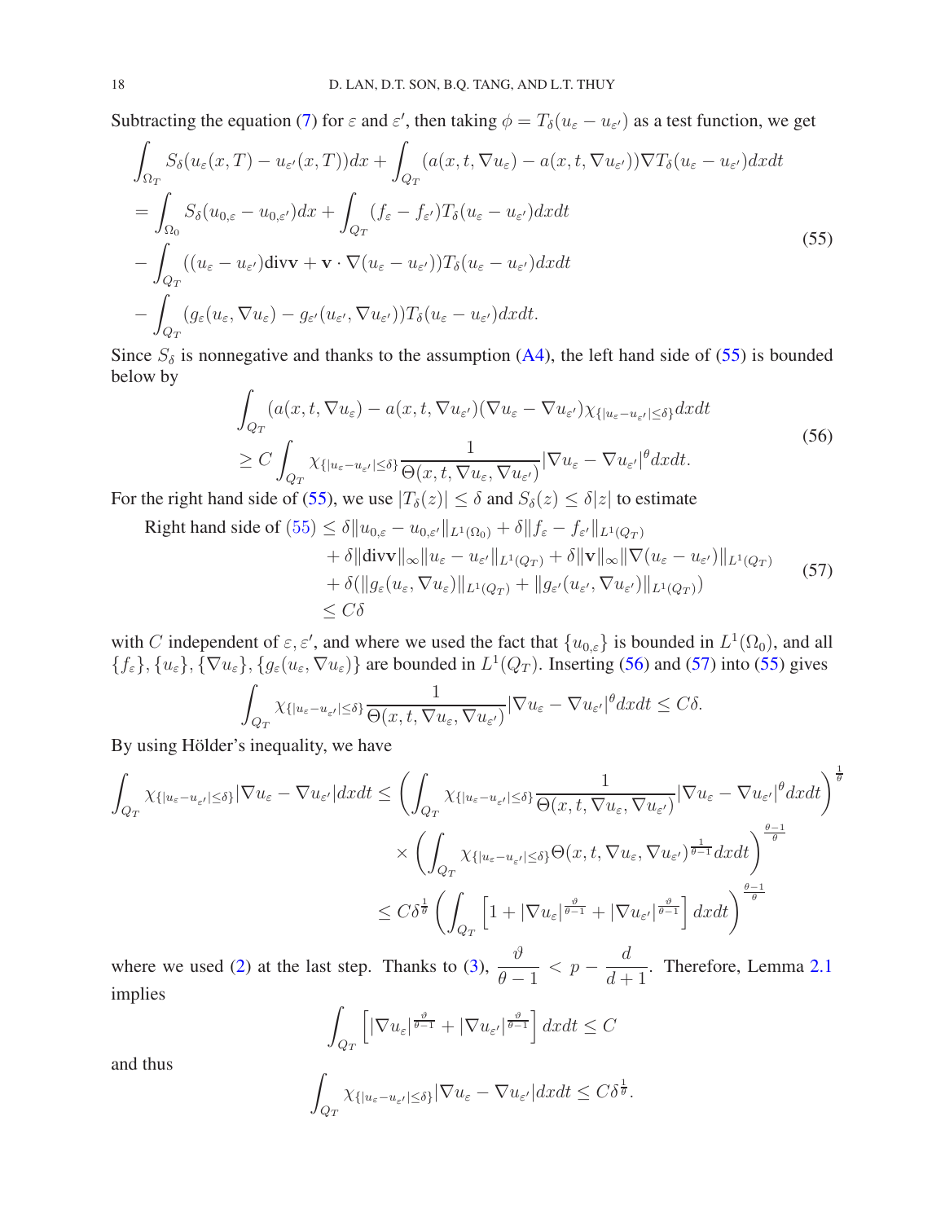Subtracting the equation (7) for $\varepsilon$ and $\varepsilon'$, then taking $\phi = T_\delta(u_\varepsilon - u_{\varepsilon'})$ as a test function, we get

$$
\begin{aligned}
&\int_{\Omega_T} S_\delta(u_\varepsilon(x,T) - u_{\varepsilon'}(x,T))dx + \int_{Q_T} (a(x,t,\nabla u_\varepsilon) - a(x,t,\nabla u_{\varepsilon'}))\nabla T_\delta(u_\varepsilon - u_{\varepsilon'})dxdt \\
&= \int_{\Omega_0} S_\delta(u_{0,\varepsilon} - u_{0,\varepsilon'})dx + \int_{Q_T} (f_\varepsilon - f_{\varepsilon'})T_\delta(u_\varepsilon - u_{\varepsilon'})dxdt \\
&- \int_{Q_T} ((u_\varepsilon - u_{\varepsilon'})\mathrm{div}\mathbf{v} + \mathbf{v}\cdot\nabla(u_\varepsilon - u_{\varepsilon'}))T_\delta(u_\varepsilon - u_{\varepsilon'})dxdt \\
&- \int_{Q_T} (g_\varepsilon(u_\varepsilon, \nabla u_\varepsilon) - g_{\varepsilon'}(u_{\varepsilon'}, \nabla u_{\varepsilon'}))T_\delta(u_\varepsilon - u_{\varepsilon'})dxdt.
\end{aligned}
\tag{55}
$$

Since $S_\delta$ is nonnegative and thanks to the assumption (A4), the left hand side of (55) is bounded below by

$$
\begin{aligned}
&\int_{Q_T} (a(x,t,\nabla u_\varepsilon) - a(x,t,\nabla u_{\varepsilon'})(\nabla u_\varepsilon - \nabla u_{\varepsilon'})\chi_{\{|u_\varepsilon - u_{\varepsilon'}|\le\delta\}}dxdt \\
&\ge C\int_{Q_T} \chi_{\{|u_\varepsilon - u_{\varepsilon'}|\le\delta\}}\frac{1}{\Theta(x,t,\nabla u_\varepsilon, \nabla u_{\varepsilon'})}|\nabla u_\varepsilon - \nabla u_{\varepsilon'}|^\theta dxdt.
\end{aligned}
\tag{56}
$$

For the right hand side of (55), we use $|T_\delta(z)| \le \delta$ and $S_\delta(z) \le \delta|z|$ to estimate

$$
\begin{aligned}
\text{Right hand side of (55)} &\le \delta\|u_{0,\varepsilon} - u_{0,\varepsilon'}\|_{L^1(\Omega_0)} + \delta\|f_\varepsilon - f_{\varepsilon'}\|_{L^1(Q_T)} \\
&+ \delta\|\mathrm{div}\mathbf{v}\|_\infty\|u_\varepsilon - u_{\varepsilon'}\|_{L^1(Q_T)} + \delta\|\mathbf{v}\|_\infty\|\nabla(u_\varepsilon - u_{\varepsilon'})\|_{L^1(Q_T)} \\
&+ \delta(\|g_\varepsilon(u_\varepsilon, \nabla u_\varepsilon)\|_{L^1(Q_T)} + \|g_{\varepsilon'}(u_{\varepsilon'}, \nabla u_{\varepsilon'})\|_{L^1(Q_T)}) \\
&\le C\delta
\end{aligned}
\tag{57}
$$

with $C$ independent of $\varepsilon, \varepsilon'$, and where we used the fact that $\{u_{0,\varepsilon}\}$ is bounded in $L^1(\Omega_0)$, and all $\{f_\varepsilon\}, \{u_\varepsilon\}, \{\nabla u_\varepsilon\}, \{g_\varepsilon(u_\varepsilon, \nabla u_\varepsilon)\}$ are bounded in $L^1(Q_T)$. Inserting (56) and (57) into (55) gives

$$
\int_{Q_T} \chi_{\{|u_\varepsilon - u_{\varepsilon'}|\le\delta\}}\frac{1}{\Theta(x,t,\nabla u_\varepsilon, \nabla u_{\varepsilon'})}|\nabla u_\varepsilon - \nabla u_{\varepsilon'}|^\theta dxdt \le C\delta.
$$

By using Hölder's inequality, we have

$$
\begin{aligned}
\int_{Q_T} \chi_{\{|u_\varepsilon - u_{\varepsilon'}|\le\delta\}}|\nabla u_\varepsilon - \nabla u_{\varepsilon'}|dxdt &\le \left(\int_{Q_T} \chi_{\{|u_\varepsilon - u_{\varepsilon'}|\le\delta\}}\frac{1}{\Theta(x,t,\nabla u_\varepsilon, \nabla u_{\varepsilon'})}|\nabla u_\varepsilon - \nabla u_{\varepsilon'}|^\theta dxdt\right)^{\frac{1}{\theta}} \\
&\quad \times \left(\int_{Q_T} \chi_{\{|u_\varepsilon - u_{\varepsilon'}|\le\delta\}}\Theta(x,t,\nabla u_\varepsilon, \nabla u_{\varepsilon'})^{\frac{1}{\theta-1}}dxdt\right)^{\frac{\theta-1}{\theta}} \\
&\le C\delta^{\frac{1}{\theta}}\left(\int_{Q_T}\left[1 + |\nabla u_\varepsilon|^{\frac{\vartheta}{\theta-1}} + |\nabla u_{\varepsilon'}|^{\frac{\vartheta}{\theta-1}}\right]dxdt\right)^{\frac{\theta-1}{\theta}}
\end{aligned}
$$

where we used (2) at the last step. Thanks to (3), $\dfrac{\vartheta}{\theta-1} < p - \dfrac{d}{d+1}$. Therefore, Lemma 2.1 implies

$$
\int_{Q_T}\left[|\nabla u_\varepsilon|^{\frac{\vartheta}{\theta-1}} + |\nabla u_{\varepsilon'}|^{\frac{\vartheta}{\theta-1}}\right]dxdt \le C
$$

and thus

$$
\int_{Q_T} \chi_{\{|u_\varepsilon - u_{\varepsilon'}|\le\delta\}}|\nabla u_\varepsilon - \nabla u_{\varepsilon'}|dxdt \le C\delta^{\frac{1}{\theta}}.
$$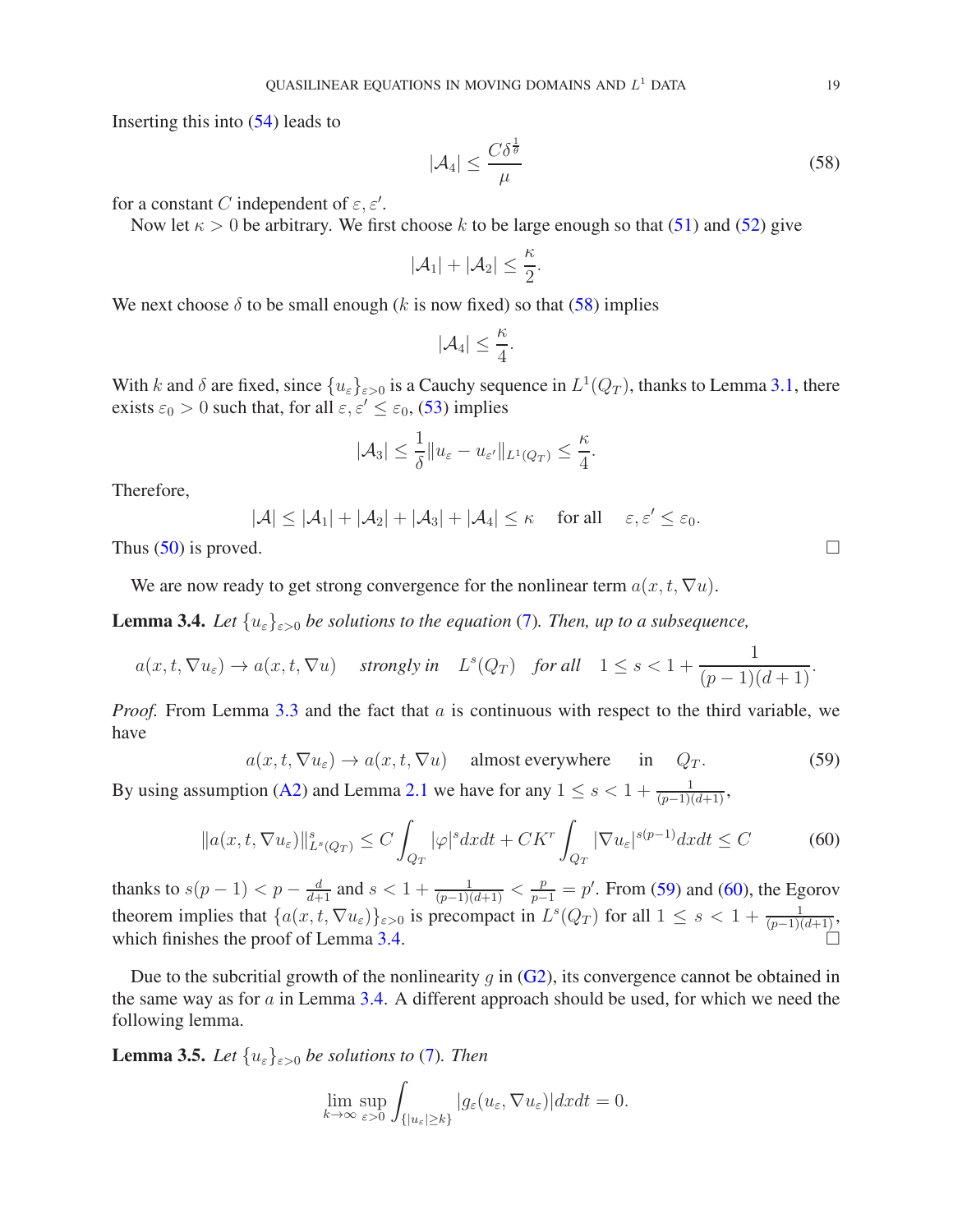Inserting this into (54) leads to

$$|\mathcal{A}_4| \le \frac{C\delta^{\frac{1}{\theta}}}{\mu} \tag{58}$$

for a constant $C$ independent of $\varepsilon, \varepsilon'$.

Now let $\kappa > 0$ be arbitrary. We first choose $k$ to be large enough so that (51) and (52) give

$$|\mathcal{A}_1| + |\mathcal{A}_2| \le \frac{\kappa}{2}.$$

We next choose $\delta$ to be small enough ($k$ is now fixed) so that (58) implies

$$|\mathcal{A}_4| \le \frac{\kappa}{4}.$$

With $k$ and $\delta$ are fixed, since $\{u_\varepsilon\}_{\varepsilon>0}$ is a Cauchy sequence in $L^1(Q_T)$, thanks to Lemma 3.1, there exists $\varepsilon_0 > 0$ such that, for all $\varepsilon, \varepsilon' \le \varepsilon_0$, (53) implies

$$|\mathcal{A}_3| \le \frac{1}{\delta}\|u_\varepsilon - u_{\varepsilon'}\|_{L^1(Q_T)} \le \frac{\kappa}{4}.$$

Therefore,

$$|\mathcal{A}| \le |\mathcal{A}_1| + |\mathcal{A}_2| + |\mathcal{A}_3| + |\mathcal{A}_4| \le \kappa \quad \text{for all} \quad \varepsilon, \varepsilon' \le \varepsilon_0.$$

Thus (50) is proved. $\square$

We are now ready to get strong convergence for the nonlinear term $a(x,t,\nabla u)$.

**Lemma 3.4.** *Let $\{u_\varepsilon\}_{\varepsilon>0}$ be solutions to the equation (7). Then, up to a subsequence,*

$$a(x,t,\nabla u_\varepsilon) \to a(x,t,\nabla u) \quad \textit{strongly in} \quad L^s(Q_T) \quad \textit{for all} \quad 1 \le s < 1 + \frac{1}{(p-1)(d+1)}.$$

*Proof.* From Lemma 3.3 and the fact that $a$ is continuous with respect to the third variable, we have

$$a(x,t,\nabla u_\varepsilon) \to a(x,t,\nabla u) \quad \text{almost everywhere} \quad \text{in} \quad Q_T. \tag{59}$$

By using assumption (A2) and Lemma 2.1 we have for any $1 \le s < 1 + \frac{1}{(p-1)(d+1)}$,

$$\|a(x,t,\nabla u_\varepsilon)\|_{L^s(Q_T)}^s \le C\int_{Q_T}|\varphi|^s dxdt + CK^r\int_{Q_T}|\nabla u_\varepsilon|^{s(p-1)}dxdt \le C \tag{60}$$

thanks to $s(p-1) < p - \frac{d}{d+1}$ and $s < 1 + \frac{1}{(p-1)(d+1)} < \frac{p}{p-1} = p'$. From (59) and (60), the Egorov theorem implies that $\{a(x,t,\nabla u_\varepsilon)\}_{\varepsilon>0}$ is precompact in $L^s(Q_T)$ for all $1 \le s < 1 + \frac{1}{(p-1)(d+1)}$, which finishes the proof of Lemma 3.4. $\square$

Due to the subcritial growth of the nonlinearity $g$ in (G2), its convergence cannot be obtained in the same way as for $a$ in Lemma 3.4. A different approach should be used, for which we need the following lemma.

**Lemma 3.5.** *Let $\{u_\varepsilon\}_{\varepsilon>0}$ be solutions to (7). Then*

$$\lim_{k\to\infty}\sup_{\varepsilon>0}\int_{\{|u_\varepsilon|\ge k\}}|g_\varepsilon(u_\varepsilon, \nabla u_\varepsilon)|dxdt = 0.$$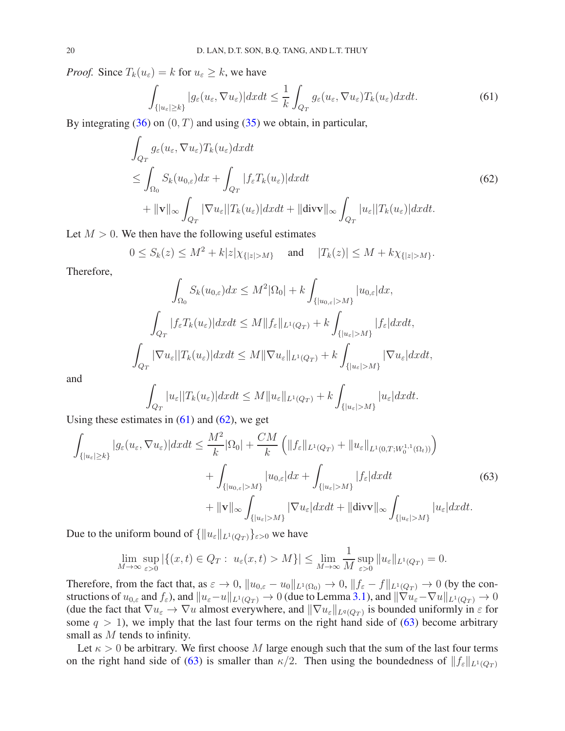*Proof.* Since $T_k(u_\varepsilon) = k$ for $u_\varepsilon \geq k$, we have

$$\int_{\{|u_\varepsilon|\geq k\}} |g_\varepsilon(u_\varepsilon, \nabla u_\varepsilon)| dxdt \leq \frac{1}{k} \int_{Q_T} g_\varepsilon(u_\varepsilon, \nabla u_\varepsilon) T_k(u_\varepsilon) dxdt. \tag{61}$$

By integrating (36) on $(0, T)$ and using (35) we obtain, in particular,

$$\begin{aligned}
&\int_{Q_T} g_\varepsilon(u_\varepsilon, \nabla u_\varepsilon) T_k(u_\varepsilon) dxdt \\
&\leq \int_{\Omega_0} S_k(u_{0,\varepsilon}) dx + \int_{Q_T} |f_\varepsilon T_k(u_\varepsilon)| dxdt \\
&\quad + \|\mathbf{v}\|_\infty \int_{Q_T} |\nabla u_\varepsilon||T_k(u_\varepsilon)| dxdt + \|\mathrm{div}\mathbf{v}\|_\infty \int_{Q_T} |u_\varepsilon||T_k(u_\varepsilon)| dxdt.
\end{aligned} \tag{62}$$

Let $M > 0$. We then have the following useful estimates

$$0 \leq S_k(z) \leq M^2 + k|z|\chi_{\{|z|>M\}} \quad \text{and} \quad |T_k(z)| \leq M + k\chi_{\{|z|>M\}}.$$

Therefore,

$$\int_{\Omega_0} S_k(u_{0,\varepsilon}) dx \leq M^2|\Omega_0| + k \int_{\{|u_{0,\varepsilon}|>M\}} |u_{0,\varepsilon}| dx,$$

$$\int_{Q_T} |f_\varepsilon T_k(u_\varepsilon)| dxdt \leq M\|f_\varepsilon\|_{L^1(Q_T)} + k \int_{\{|u_\varepsilon|>M\}} |f_\varepsilon| dxdt,$$

$$\int_{Q_T} |\nabla u_\varepsilon||T_k(u_\varepsilon)| dxdt \leq M\|\nabla u_\varepsilon\|_{L^1(Q_T)} + k \int_{\{|u_\varepsilon|>M\}} |\nabla u_\varepsilon| dxdt,$$

and

$$\int_{Q_T} |u_\varepsilon||T_k(u_\varepsilon)| dxdt \leq M\|u_\varepsilon\|_{L^1(Q_T)} + k \int_{\{|u_\varepsilon|>M\}} |u_\varepsilon| dxdt.$$

Using these estimates in (61) and (62), we get

$$\begin{aligned}
\int_{\{|u_\varepsilon|\geq k\}} |g_\varepsilon(u_\varepsilon, \nabla u_\varepsilon)| dxdt &\leq \frac{M^2}{k}|\Omega_0| + \frac{CM}{k}\left(\|f_\varepsilon\|_{L^1(Q_T)} + \|u_\varepsilon\|_{L^1(0,T;W_0^{1,1}(\Omega_t))}\right) \\
&\quad + \int_{\{|u_{0,\varepsilon}|>M\}} |u_{0,\varepsilon}| dx + \int_{\{|u_\varepsilon|>M\}} |f_\varepsilon| dxdt \\
&\quad + \|\mathbf{v}\|_\infty \int_{\{|u_\varepsilon|>M\}} |\nabla u_\varepsilon| dxdt + \|\mathrm{div}\mathbf{v}\|_\infty \int_{\{|u_\varepsilon|>M\}} |u_\varepsilon| dxdt.
\end{aligned} \tag{63}$$

Due to the uniform bound of $\{\|u_\varepsilon\|_{L^1(Q_T)}\}_{\varepsilon>0}$ we have

$$\lim_{M\to\infty} \sup_{\varepsilon>0} |\{(x,t) \in Q_T : \ u_\varepsilon(x,t) > M\}| \leq \lim_{M\to\infty} \frac{1}{M} \sup_{\varepsilon>0} \|u_\varepsilon\|_{L^1(Q_T)} = 0.$$

Therefore, from the fact that, as $\varepsilon \to 0$, $\|u_{0,\varepsilon} - u_0\|_{L^1(\Omega_0)} \to 0$, $\|f_\varepsilon - f\|_{L^1(Q_T)} \to 0$ (by the constructions of $u_{0,\varepsilon}$ and $f_\varepsilon$), and $\|u_\varepsilon - u\|_{L^1(Q_T)} \to 0$ (due to Lemma 3.1), and $\|\nabla u_\varepsilon - \nabla u\|_{L^1(Q_T)} \to 0$ (due the fact that $\nabla u_\varepsilon \to \nabla u$ almost everywhere, and $\|\nabla u_\varepsilon\|_{L^q(Q_T)}$ is bounded uniformly in $\varepsilon$ for some $q > 1$), we imply that the last four terms on the right hand side of (63) become arbitrary small as $M$ tends to infinity.

Let $\kappa > 0$ be arbitrary. We first choose $M$ large enough such that the sum of the last four terms on the right hand side of (63) is smaller than $\kappa/2$. Then using the boundedness of $\|f_\varepsilon\|_{L^1(Q_T)}$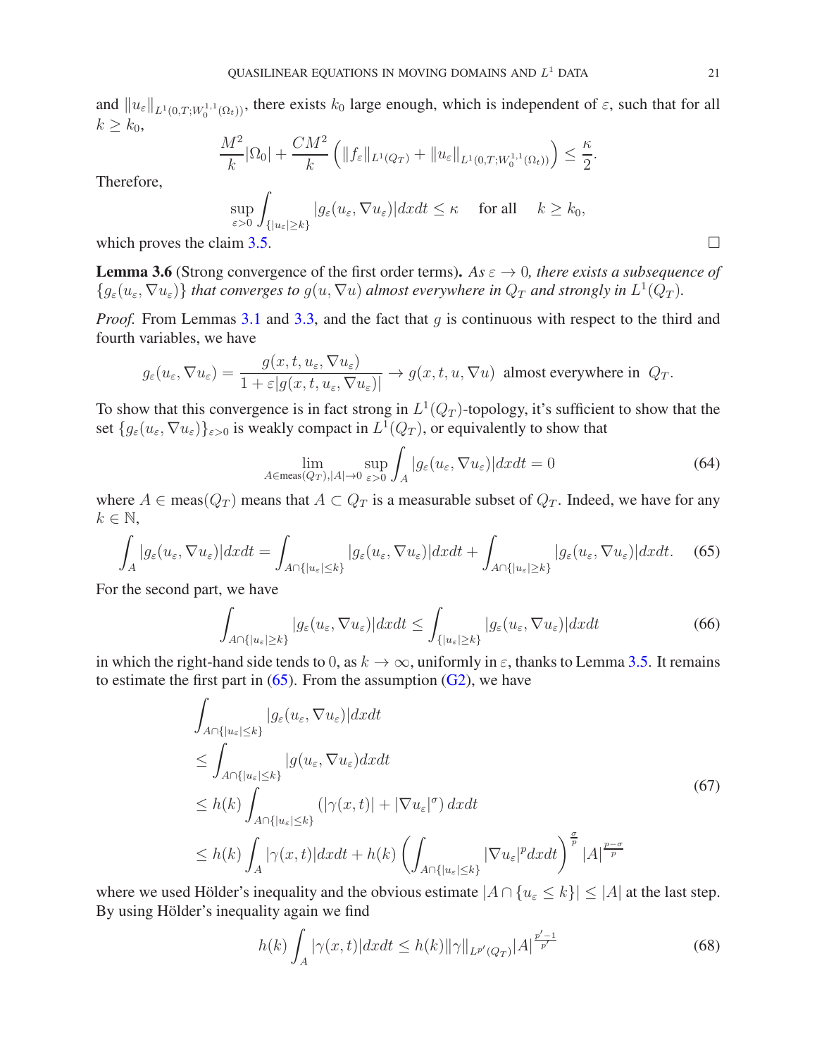and $\|u_\varepsilon\|_{L^1(0,T;W_0^{1,1}(\Omega_t))}$, there exists $k_0$ large enough, which is independent of $\varepsilon$, such that for all $k \geq k_0$,

$$
\frac{M^2}{k}|\Omega_0| + \frac{CM^2}{k}\left(\|f_\varepsilon\|_{L^1(Q_T)} + \|u_\varepsilon\|_{L^1(0,T;W_0^{1,1}(\Omega_t))}\right) \leq \frac{\kappa}{2}.
$$

Therefore,

$$
\sup_{\varepsilon>0} \int_{\{|u_\varepsilon| \geq k\}} |g_\varepsilon(u_\varepsilon, \nabla u_\varepsilon)| dxdt \leq \kappa \quad \text{ for all } \quad k \geq k_0,
$$

which proves the claim 3.5. □

**Lemma 3.6** (Strong convergence of the first order terms)**.** *As $\varepsilon \to 0$, there exists a subsequence of $\{g_\varepsilon(u_\varepsilon, \nabla u_\varepsilon)\}$ that converges to $g(u, \nabla u)$ almost everywhere in $Q_T$ and strongly in $L^1(Q_T)$.*

*Proof.* From Lemmas 3.1 and 3.3, and the fact that $g$ is continuous with respect to the third and fourth variables, we have

$$
g_\varepsilon(u_\varepsilon, \nabla u_\varepsilon) = \frac{g(x,t,u_\varepsilon, \nabla u_\varepsilon)}{1+\varepsilon|g(x,t,u_\varepsilon,\nabla u_\varepsilon)|} \to g(x,t,u,\nabla u) \text{ almost everywhere in } Q_T.
$$

To show that this convergence is in fact strong in $L^1(Q_T)$-topology, it's sufficient to show that the set $\{g_\varepsilon(u_\varepsilon, \nabla u_\varepsilon)\}_{\varepsilon>0}$ is weakly compact in $L^1(Q_T)$, or equivalently to show that

$$
\lim_{A \in \text{meas}(Q_T), |A| \to 0} \sup_{\varepsilon>0} \int_A |g_\varepsilon(u_\varepsilon, \nabla u_\varepsilon)| dxdt = 0 \tag{64}
$$

where $A \in \text{meas}(Q_T)$ means that $A \subset Q_T$ is a measurable subset of $Q_T$. Indeed, we have for any $k \in \mathbb{N}$,

$$
\int_A |g_\varepsilon(u_\varepsilon, \nabla u_\varepsilon)| dxdt = \int_{A \cap \{|u_\varepsilon| \leq k\}} |g_\varepsilon(u_\varepsilon, \nabla u_\varepsilon)| dxdt + \int_{A \cap \{|u_\varepsilon| \geq k\}} |g_\varepsilon(u_\varepsilon, \nabla u_\varepsilon)| dxdt. \tag{65}
$$

For the second part, we have

$$
\int_{A \cap \{|u_\varepsilon| \geq k\}} |g_\varepsilon(u_\varepsilon, \nabla u_\varepsilon)| dxdt \leq \int_{\{|u_\varepsilon| \geq k\}} |g_\varepsilon(u_\varepsilon, \nabla u_\varepsilon)| dxdt \tag{66}
$$

in which the right-hand side tends to $0$, as $k \to \infty$, uniformly in $\varepsilon$, thanks to Lemma 3.5. It remains to estimate the first part in (65). From the assumption (G2), we have

$$
\begin{aligned}
&\int_{A \cap \{|u_\varepsilon| \leq k\}} |g_\varepsilon(u_\varepsilon, \nabla u_\varepsilon)| dxdt \\
&\leq \int_{A \cap \{|u_\varepsilon| \leq k\}} |g(u_\varepsilon, \nabla u_\varepsilon) dxdt \\
&\leq h(k) \int_{A \cap \{|u_\varepsilon| \leq k\}} \left(|\gamma(x,t)| + |\nabla u_\varepsilon|^\sigma\right) dxdt \\
&\leq h(k) \int_A |\gamma(x,t)| dxdt + h(k) \left(\int_{A \cap \{|u_\varepsilon| \leq k\}} |\nabla u_\varepsilon|^p dxdt\right)^{\frac{\sigma}{p}} |A|^{\frac{p-\sigma}{p}}
\end{aligned} \tag{67}
$$

where we used Hölder's inequality and the obvious estimate $|A \cap \{u_\varepsilon \leq k\}| \leq |A|$ at the last step. By using Hölder's inequality again we find

$$
h(k) \int_A |\gamma(x,t)| dxdt \leq h(k) \|\gamma\|_{L^{p'}(Q_T)} |A|^{\frac{p'-1}{p'}} \tag{68}
$$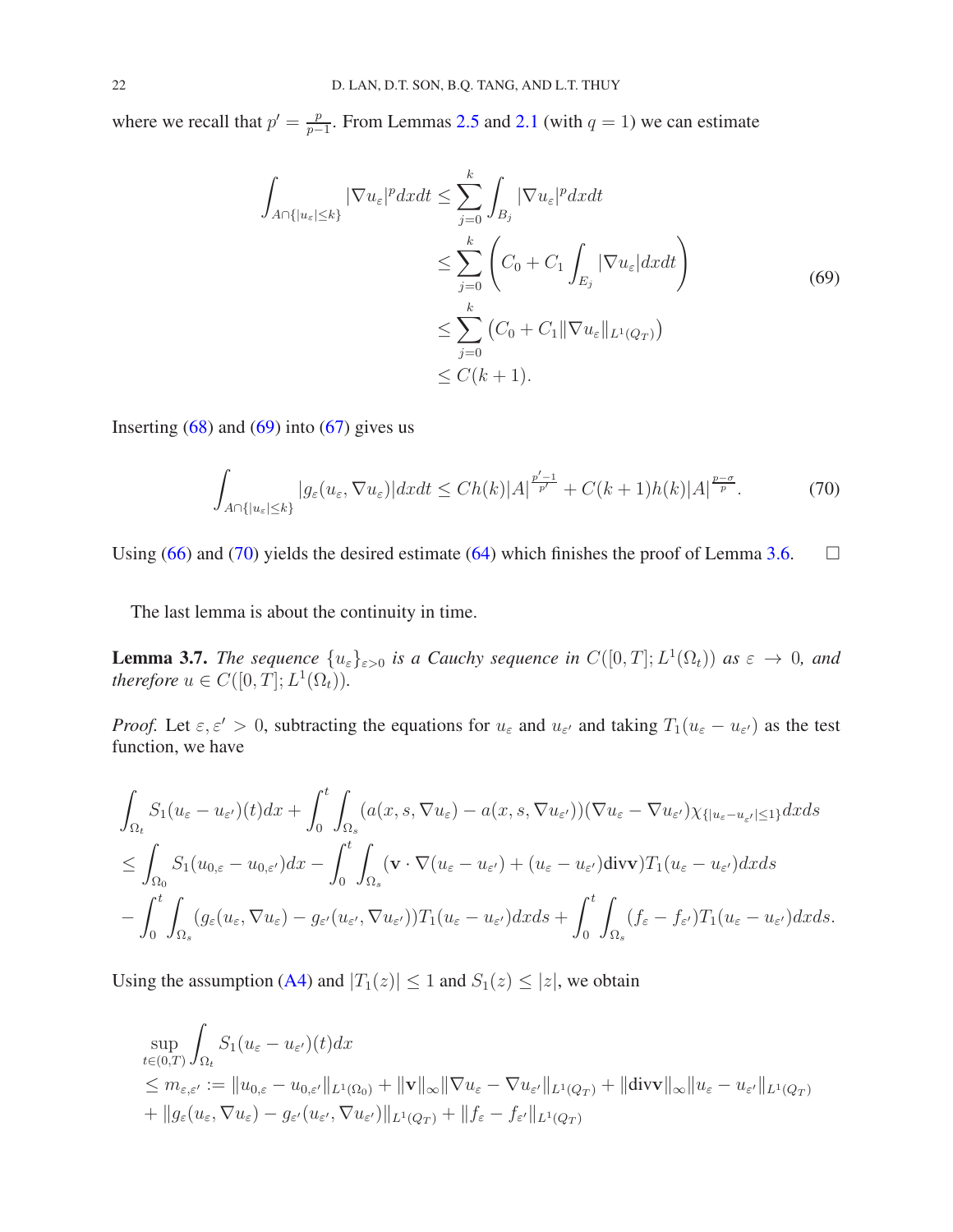where we recall that $p' = \frac{p}{p-1}$. From Lemmas 2.5 and 2.1 (with $q = 1$) we can estimate

$$
\begin{aligned}
\int_{A\cap\{|u_\varepsilon|\le k\}} |\nabla u_\varepsilon|^p dxdt &\le \sum_{j=0}^{k} \int_{B_j} |\nabla u_\varepsilon|^p dxdt \\
&\le \sum_{j=0}^{k} \left( C_0 + C_1 \int_{E_j} |\nabla u_\varepsilon| dxdt \right) \\
&\le \sum_{j=0}^{k} \left( C_0 + C_1 \|\nabla u_\varepsilon\|_{L^1(Q_T)} \right) \\
&\le C(k+1).
\end{aligned} \tag{69}
$$

Inserting (68) and (69) into (67) gives us

$$
\int_{A\cap\{|u_\varepsilon|\le k\}} |g_\varepsilon(u_\varepsilon, \nabla u_\varepsilon)| dxdt \le Ch(k)|A|^{\frac{p'-1}{p'}} + C(k+1)h(k)|A|^{\frac{p-\sigma}{p}}. \tag{70}
$$

Using (66) and (70) yields the desired estimate (64) which finishes the proof of Lemma 3.6. $\square$

The last lemma is about the continuity in time.

**Lemma 3.7.** *The sequence $\{u_\varepsilon\}_{\varepsilon>0}$ is a Cauchy sequence in $C([0,T]; L^1(\Omega_t))$ as $\varepsilon \to 0$, and therefore $u \in C([0,T]; L^1(\Omega_t))$.*

*Proof.* Let $\varepsilon, \varepsilon' > 0$, subtracting the equations for $u_\varepsilon$ and $u_{\varepsilon'}$ and taking $T_1(u_\varepsilon - u_{\varepsilon'})$ as the test function, we have

$$
\begin{aligned}
&\int_{\Omega_t} S_1(u_\varepsilon - u_{\varepsilon'})(t)dx + \int_0^t \int_{\Omega_s} (a(x,s,\nabla u_\varepsilon) - a(x,s,\nabla u_{\varepsilon'}))(\nabla u_\varepsilon - \nabla u_{\varepsilon'})\chi_{\{|u_\varepsilon - u_{\varepsilon'}|\le 1\}} dxds \\
&\le \int_{\Omega_0} S_1(u_{0,\varepsilon} - u_{0,\varepsilon'})dx - \int_0^t \int_{\Omega_s} (\mathbf{v}\cdot\nabla(u_\varepsilon - u_{\varepsilon'}) + (u_\varepsilon - u_{\varepsilon'})\mathrm{div}\mathbf{v})T_1(u_\varepsilon - u_{\varepsilon'})dxds \\
&- \int_0^t \int_{\Omega_s} (g_\varepsilon(u_\varepsilon, \nabla u_\varepsilon) - g_{\varepsilon'}(u_{\varepsilon'}, \nabla u_{\varepsilon'}))T_1(u_\varepsilon - u_{\varepsilon'})dxds + \int_0^t \int_{\Omega_s} (f_\varepsilon - f_{\varepsilon'})T_1(u_\varepsilon - u_{\varepsilon'})dxds.
\end{aligned}
$$

Using the assumption (A4) and $|T_1(z)| \le 1$ and $S_1(z) \le |z|$, we obtain

$$
\begin{aligned}
&\sup_{t\in(0,T)} \int_{\Omega_t} S_1(u_\varepsilon - u_{\varepsilon'})(t)dx \\
&\le m_{\varepsilon,\varepsilon'} := \|u_{0,\varepsilon} - u_{0,\varepsilon'}\|_{L^1(\Omega_0)} + \|\mathbf{v}\|_\infty \|\nabla u_\varepsilon - \nabla u_{\varepsilon'}\|_{L^1(Q_T)} + \|\mathrm{div}\mathbf{v}\|_\infty \|u_\varepsilon - u_{\varepsilon'}\|_{L^1(Q_T)} \\
&+ \|g_\varepsilon(u_\varepsilon, \nabla u_\varepsilon) - g_{\varepsilon'}(u_{\varepsilon'}, \nabla u_{\varepsilon'})\|_{L^1(Q_T)} + \|f_\varepsilon - f_{\varepsilon'}\|_{L^1(Q_T)}
\end{aligned}
$$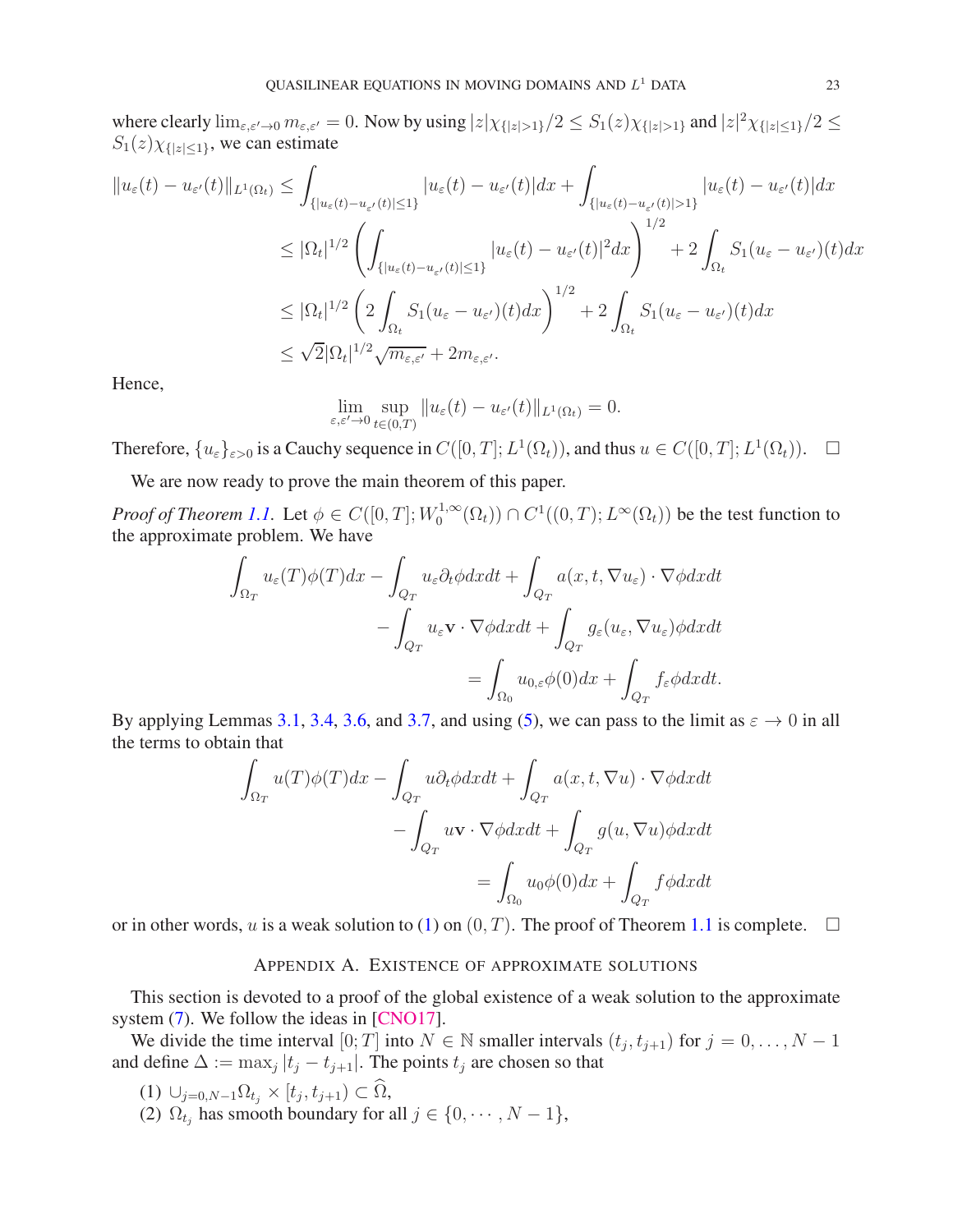where clearly $\lim_{\varepsilon,\varepsilon'\to 0} m_{\varepsilon,\varepsilon'} = 0$. Now by using $|z|\chi_{\{|z|>1\}}/2 \le S_1(z)\chi_{\{|z|>1\}}$ and $|z|^2\chi_{\{|z|\le 1\}}/2 \le S_1(z)\chi_{\{|z|\le 1\}}$, we can estimate

$$
\begin{aligned}
\|u_\varepsilon(t) - u_{\varepsilon'}(t)\|_{L^1(\Omega_t)} &\le \int_{\{|u_\varepsilon(t)-u_{\varepsilon'}(t)|\le 1\}} |u_\varepsilon(t) - u_{\varepsilon'}(t)|dx + \int_{\{|u_\varepsilon(t)-u_{\varepsilon'}(t)|>1\}} |u_\varepsilon(t) - u_{\varepsilon'}(t)|dx \\
&\le |\Omega_t|^{1/2}\left(\int_{\{|u_\varepsilon(t)-u_{\varepsilon'}(t)|\le 1\}} |u_\varepsilon(t) - u_{\varepsilon'}(t)|^2 dx\right)^{1/2} + 2\int_{\Omega_t} S_1(u_\varepsilon - u_{\varepsilon'})(t)dx \\
&\le |\Omega_t|^{1/2}\left(2\int_{\Omega_t} S_1(u_\varepsilon - u_{\varepsilon'})(t)dx\right)^{1/2} + 2\int_{\Omega_t} S_1(u_\varepsilon - u_{\varepsilon'})(t)dx \\
&\le \sqrt{2}|\Omega_t|^{1/2}\sqrt{m_{\varepsilon,\varepsilon'}} + 2m_{\varepsilon,\varepsilon'}.
\end{aligned}
$$

Hence,

$$
\lim_{\varepsilon,\varepsilon'\to 0}\sup_{t\in(0,T)} \|u_\varepsilon(t) - u_{\varepsilon'}(t)\|_{L^1(\Omega_t)} = 0.
$$

Therefore, $\{u_\varepsilon\}_{\varepsilon>0}$ is a Cauchy sequence in $C([0,T];L^1(\Omega_t))$, and thus $u \in C([0,T];L^1(\Omega_t))$. □

We are now ready to prove the main theorem of this paper.

*Proof of Theorem 1.1.* Let $\phi \in C([0,T];W_0^{1,\infty}(\Omega_t)) \cap C^1((0,T);L^\infty(\Omega_t))$ be the test function to the approximate problem. We have

$$
\begin{aligned}
\int_{\Omega_T} u_\varepsilon(T)\phi(T)dx - \int_{Q_T} u_\varepsilon \partial_t\phi dxdt + \int_{Q_T} a(x,t,\nabla u_\varepsilon)\cdot\nabla\phi dxdt& \\
- \int_{Q_T} u_\varepsilon \mathbf{v}\cdot\nabla\phi dxdt + \int_{Q_T} g_\varepsilon(u_\varepsilon,\nabla u_\varepsilon)\phi dxdt& \\
= \int_{\Omega_0} u_{0,\varepsilon}\phi(0)dx + \int_{Q_T} f_\varepsilon\phi dxdt&.
\end{aligned}
$$

By applying Lemmas 3.1, 3.4, 3.6, and 3.7, and using (5), we can pass to the limit as $\varepsilon\to 0$ in all the terms to obtain that

$$
\begin{aligned}
\int_{\Omega_T} u(T)\phi(T)dx - \int_{Q_T} u\partial_t\phi dxdt + \int_{Q_T} a(x,t,\nabla u)\cdot\nabla\phi dxdt& \\
- \int_{Q_T} u\mathbf{v}\cdot\nabla\phi dxdt + \int_{Q_T} g(u,\nabla u)\phi dxdt& \\
= \int_{\Omega_0} u_0\phi(0)dx + \int_{Q_T} f\phi dxdt&
\end{aligned}
$$

or in other words, $u$ is a weak solution to (1) on $(0,T)$. The proof of Theorem 1.1 is complete. □

## Appendix A. Existence of approximate solutions

This section is devoted to a proof of the global existence of a weak solution to the approximate system (7). We follow the ideas in [CNO17].

We divide the time interval $[0;T]$ into $N\in\mathbb{N}$ smaller intervals $(t_j,t_{j+1})$ for $j = 0,\ldots,N-1$ and define $\Delta := \max_j |t_j - t_{j+1}|$. The points $t_j$ are chosen so that

(1) $\cup_{j=0,N-1}\Omega_{t_j}\times[t_j,t_{j+1})\subset\widehat{\Omega}$,
(2) $\Omega_{t_j}$ has smooth boundary for all $j\in\{0,\cdots,N-1\}$,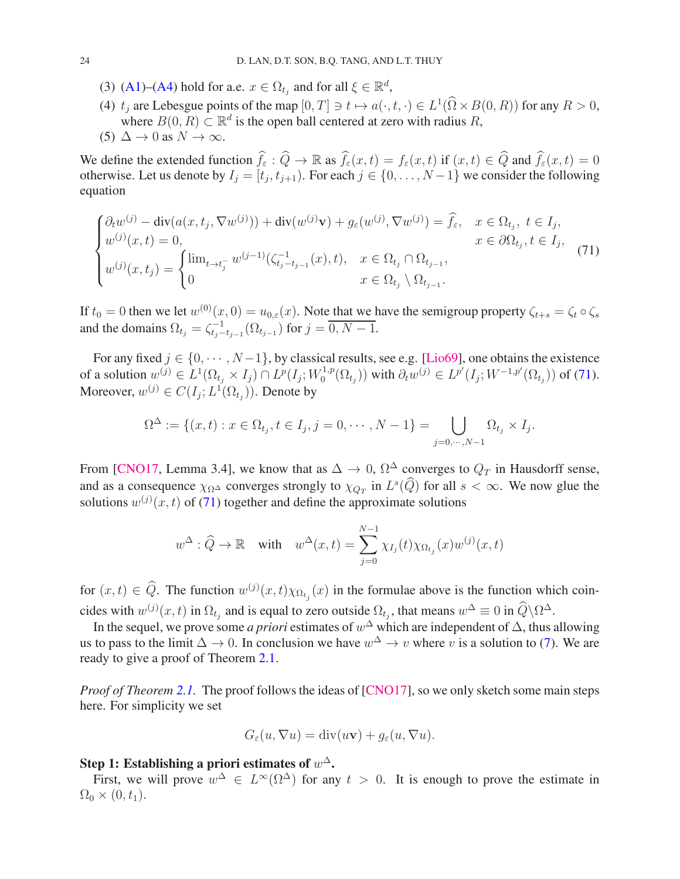(3) (A1)–(A4) hold for a.e. $x \in \Omega_{t_j}$ and for all $\xi \in \mathbb{R}^d$,

(4) $t_j$ are Lebesgue points of the map $[0,T] \ni t \mapsto a(\cdot, t, \cdot) \in L^1(\widehat{\Omega} \times B(0,R))$ for any $R > 0$, where $B(0,R) \subset \mathbb{R}^d$ is the open ball centered at zero with radius $R$,

(5) $\Delta \to 0$ as $N \to \infty$.

We define the extended function $\widehat{f}_\varepsilon : \widehat{Q} \to \mathbb{R}$ as $\widehat{f}_\varepsilon(x,t) = f_\varepsilon(x,t)$ if $(x,t) \in \widehat{Q}$ and $\widehat{f}_\varepsilon(x,t) = 0$ otherwise. Let us denote by $I_j = [t_j, t_{j+1})$. For each $j \in \{0, \ldots, N-1\}$ we consider the following equation

$$
\begin{cases}
\partial_t w^{(j)} - \operatorname{div}(a(x, t_j, \nabla w^{(j)})) + \operatorname{div}(w^{(j)} \mathbf{v}) + g_\varepsilon(w^{(j)}, \nabla w^{(j)}) = \widehat{f}_\varepsilon, & x \in \Omega_{t_j},\ t \in I_j,\\
w^{(j)}(x,t) = 0, & x \in \partial\Omega_{t_j}, t \in I_j,\\
w^{(j)}(x,t_j) = \begin{cases} \lim_{t \to t_j^-} w^{(j-1)}(\zeta^{-1}_{t_j - t_{j-1}}(x), t), & x \in \Omega_{t_j} \cap \Omega_{t_{j-1}},\\ 0 & x \in \Omega_{t_j} \setminus \Omega_{t_{j-1}}. \end{cases}
\end{cases} \tag{71}
$$

If $t_0 = 0$ then we let $w^{(0)}(x,0) = u_{0,\varepsilon}(x)$. Note that we have the semigroup property $\zeta_{t+s} = \zeta_t \circ \zeta_s$ and the domains $\Omega_{t_j} = \zeta^{-1}_{t_j - t_{j-1}}(\Omega_{t_{j-1}})$ for $j = \overline{0, N-1}$.

For any fixed $j \in \{0, \cdots, N-1\}$, by classical results, see e.g. [Lio69], one obtains the existence of a solution $w^{(j)} \in L^1(\Omega_{t_j} \times I_j) \cap L^p(I_j; W_0^{1,p}(\Omega_{t_j}))$ with $\partial_t w^{(j)} \in L^{p'}(I_j; W^{-1,p'}(\Omega_{t_j}))$ of (71). Moreover, $w^{(j)} \in C(I_j; L^1(\Omega_{t_j}))$. Denote by

$$
\Omega^\Delta := \{(x,t) : x \in \Omega_{t_j}, t \in I_j, j = 0, \cdots, N-1\} = \bigcup_{j=0,\cdots,N-1} \Omega_{t_j} \times I_j.
$$

From [CNO17, Lemma 3.4], we know that as $\Delta \to 0$, $\Omega^\Delta$ converges to $Q_T$ in Hausdorff sense, and as a consequence $\chi_{\Omega^\Delta}$ converges strongly to $\chi_{Q_T}$ in $L^s(\widehat{Q})$ for all $s < \infty$. We now glue the solutions $w^{(j)}(x,t)$ of (71) together and define the approximate solutions

$$
w^\Delta : \widehat{Q} \to \mathbb{R} \quad \text{with} \quad w^\Delta(x,t) = \sum_{j=0}^{N-1} \chi_{I_j}(t) \chi_{\Omega_{t_j}}(x) w^{(j)}(x,t)
$$

for $(x,t) \in \widehat{Q}$. The function $w^{(j)}(x,t)\chi_{\Omega_{t_j}}(x)$ in the formulae above is the function which coincides with $w^{(j)}(x,t)$ in $\Omega_{t_j}$ and is equal to zero outside $\Omega_{t_j}$, that means $w^\Delta \equiv 0$ in $\widehat{Q} \backslash \Omega^\Delta$.

In the sequel, we prove some *a priori* estimates of $w^\Delta$ which are independent of $\Delta$, thus allowing us to pass to the limit $\Delta \to 0$. In conclusion we have $w^\Delta \to v$ where $v$ is a solution to (7). We are ready to give a proof of Theorem 2.1.

*Proof of Theorem 2.1.* The proof follows the ideas of [CNO17], so we only sketch some main steps here. For simplicity we set

$$
G_\varepsilon(u, \nabla u) = \operatorname{div}(u\mathbf{v}) + g_\varepsilon(u, \nabla u).
$$

**Step 1: Establishing a priori estimates of $w^\Delta$.**

First, we will prove $w^\Delta \in L^\infty(\Omega^\Delta)$ for any $t > 0$. It is enough to prove the estimate in $\Omega_0 \times (0, t_1)$.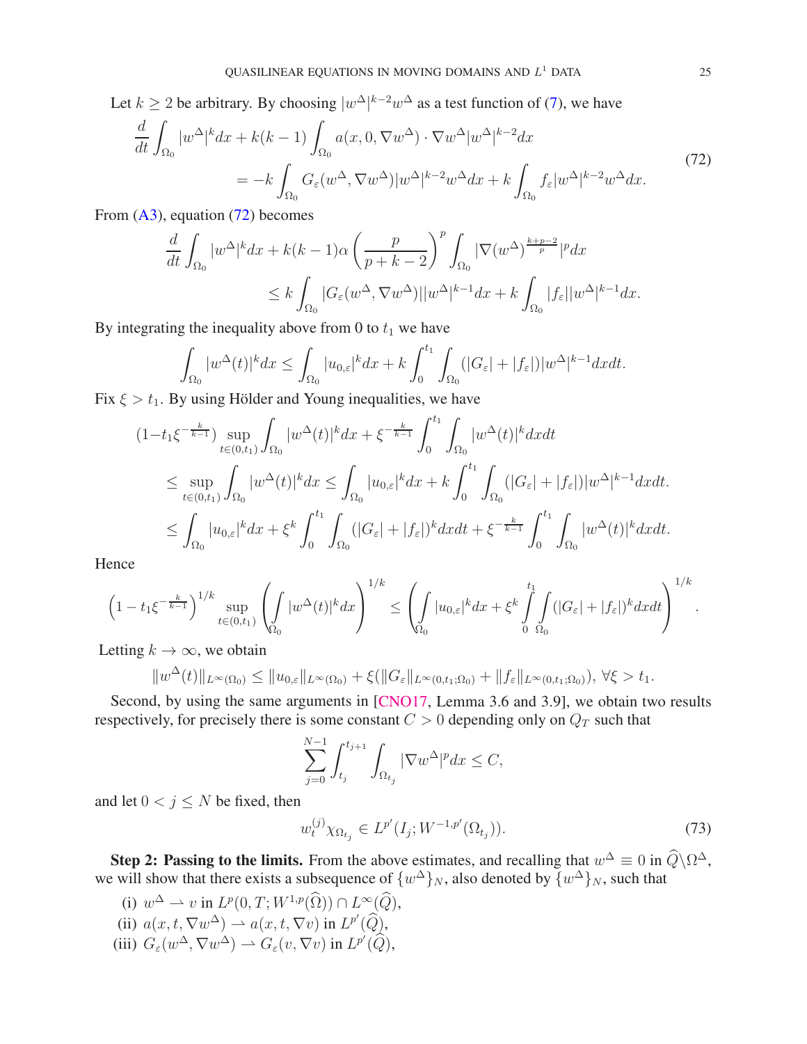Let $k \geq 2$ be arbitrary. By choosing $|w^\Delta|^{k-2}w^\Delta$ as a test function of (7), we have

$$
\begin{aligned}
\frac{d}{dt}\int_{\Omega_0} |w^\Delta|^k dx &+ k(k-1)\int_{\Omega_0} a(x,0,\nabla w^\Delta)\cdot \nabla w^\Delta |w^\Delta|^{k-2} dx \\
&= -k\int_{\Omega_0} G_\varepsilon(w^\Delta,\nabla w^\Delta)|w^\Delta|^{k-2}w^\Delta dx + k\int_{\Omega_0} f_\varepsilon |w^\Delta|^{k-2}w^\Delta dx.
\end{aligned}
\tag{72}
$$

From (A3), equation (72) becomes

$$
\begin{aligned}
\frac{d}{dt}\int_{\Omega_0} |w^\Delta|^k dx &+ k(k-1)\alpha\left(\frac{p}{p+k-2}\right)^p \int_{\Omega_0} |\nabla (w^\Delta)^{\frac{k+p-2}{p}}|^p dx \\
&\leq k\int_{\Omega_0} |G_\varepsilon(w^\Delta,\nabla w^\Delta)||w^\Delta|^{k-1} dx + k\int_{\Omega_0} |f_\varepsilon||w^\Delta|^{k-1} dx.
\end{aligned}
$$

By integrating the inequality above from 0 to $t_1$ we have

$$
\int_{\Omega_0} |w^\Delta(t)|^k dx \leq \int_{\Omega_0} |u_{0,\varepsilon}|^k dx + k\int_0^{t_1}\int_{\Omega_0} (|G_\varepsilon| + |f_\varepsilon|)|w^\Delta|^{k-1} dx dt.
$$

Fix $\xi > t_1$. By using Hölder and Young inequalities, we have

$$
\begin{aligned}
(1 - t_1\xi^{-\frac{k}{k-1}}) &\sup_{t\in(0,t_1)} \int_{\Omega_0} |w^\Delta(t)|^k dx + \xi^{-\frac{k}{k-1}}\int_0^{t_1}\int_{\Omega_0} |w^\Delta(t)|^k dx dt \\
&\leq \sup_{t\in(0,t_1)} \int_{\Omega_0} |w^\Delta(t)|^k dx \leq \int_{\Omega_0} |u_{0,\varepsilon}|^k dx + k\int_0^{t_1}\int_{\Omega_0} (|G_\varepsilon| + |f_\varepsilon|)|w^\Delta|^{k-1} dx dt. \\
&\leq \int_{\Omega_0} |u_{0,\varepsilon}|^k dx + \xi^k \int_0^{t_1}\int_{\Omega_0} (|G_\varepsilon| + |f_\varepsilon|)^k dx dt + \xi^{-\frac{k}{k-1}}\int_0^{t_1}\int_{\Omega_0} |w^\Delta(t)|^k dx dt.
\end{aligned}
$$

Hence

$$
\left(1 - t_1\xi^{-\frac{k}{k-1}}\right)^{1/k} \sup_{t\in(0,t_1)} \left(\int_{\Omega_0} |w^\Delta(t)|^k dx\right)^{1/k} \leq \left(\int_{\Omega_0} |u_{0,\varepsilon}|^k dx + \xi^k \int_0^{t_1}\int_{\Omega_0} (|G_\varepsilon| + |f_\varepsilon|)^k dx dt\right)^{1/k}.
$$

Letting $k \to \infty$, we obtain

$$
\|w^\Delta(t)\|_{L^\infty(\Omega_0)} \leq \|u_{0,\varepsilon}\|_{L^\infty(\Omega_0)} + \xi(\|G_\varepsilon\|_{L^\infty(0,t_1;\Omega_0)} + \|f_\varepsilon\|_{L^\infty(0,t_1;\Omega_0)}), \ \forall \xi > t_1.
$$

Second, by using the same arguments in [CNO17, Lemma 3.6 and 3.9], we obtain two results respectively, for precisely there is some constant $C > 0$ depending only on $Q_T$ such that

$$
\sum_{j=0}^{N-1}\int_{t_j}^{t_{j+1}}\int_{\Omega_{t_j}} |\nabla w^\Delta|^p dx \leq C,
$$

and let $0 < j \leq N$ be fixed, then

$$
w_t^{(j)}\chi_{\Omega_{t_j}} \in L^{p'}(I_j; W^{-1,p'}(\Omega_{t_j})). \tag{73}
$$

**Step 2: Passing to the limits.** From the above estimates, and recalling that $w^\Delta \equiv 0$ in $\widehat{Q}\backslash\Omega^\Delta$, we will show that there exists a subsequence of $\{w^\Delta\}_N$, also denoted by $\{w^\Delta\}_N$, such that

(i) $w^\Delta \rightharpoonup v$ in $L^p(0,T;W^{1,p}(\widehat{\Omega})) \cap L^\infty(\widehat{Q})$,
(ii) $a(x,t,\nabla w^\Delta) \rightharpoonup a(x,t,\nabla v)$ in $L^{p'}(\widehat{Q})$,
(iii) $G_\varepsilon(w^\Delta,\nabla w^\Delta) \rightharpoonup G_\varepsilon(v,\nabla v)$ in $L^{p'}(\widehat{Q})$,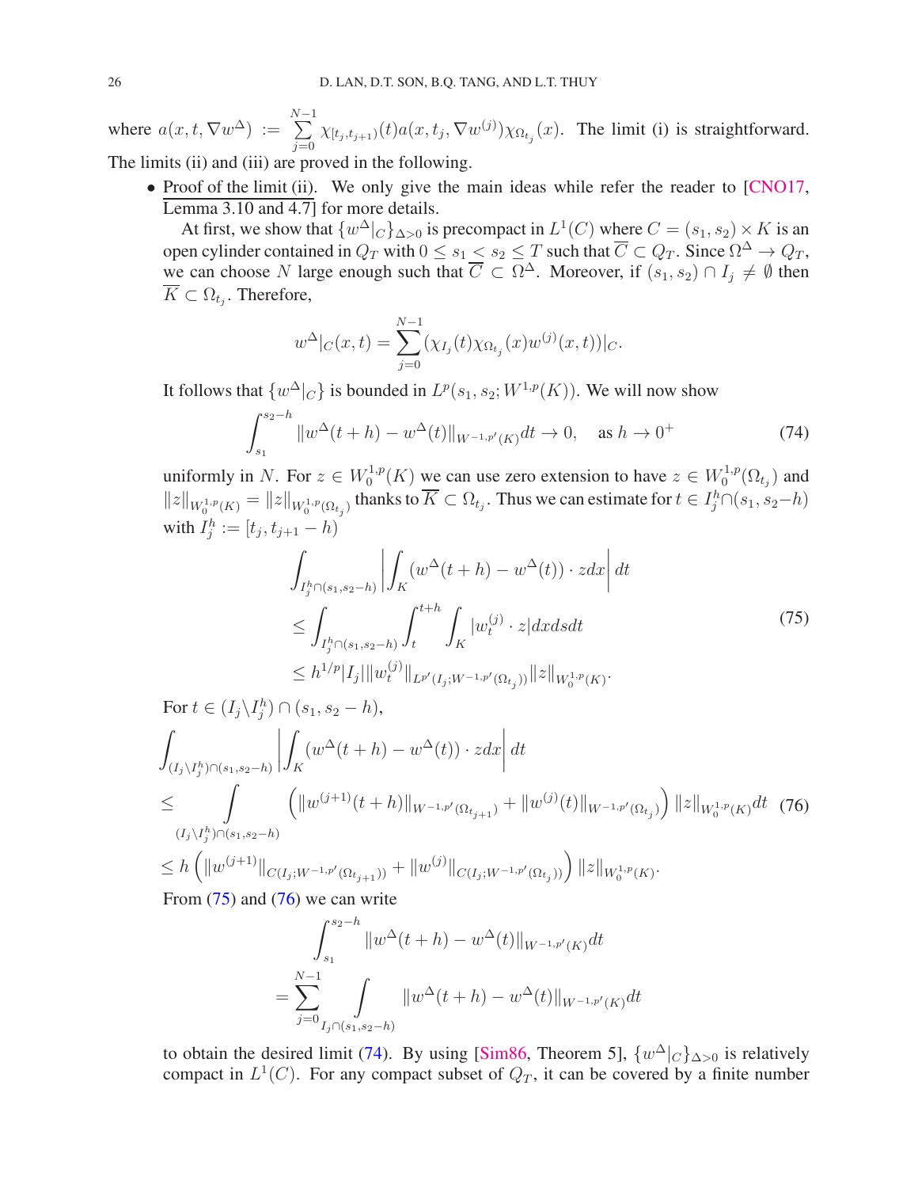where $a(x,t,\nabla w^\Delta) := \sum_{j=0}^{N-1} \chi_{[t_j,t_{j+1})}(t) a(x,t_j,\nabla w^{(j)})\chi_{\Omega_{t_j}}(x)$. The limit (i) is straightforward. The limits (ii) and (iii) are proved in the following.

- Proof of the limit (ii). We only give the main ideas while refer the reader to [CNO17, Lemma 3.10 and 4.7] for more details.

  At first, we show that $\{w^\Delta|_C\}_{\Delta>0}$ is precompact in $L^1(C)$ where $C = (s_1,s_2)\times K$ is an open cylinder contained in $Q_T$ with $0 \le s_1 < s_2 \le T$ such that $\overline{C} \subset Q_T$. Since $\Omega^\Delta \to Q_T$, we can choose $N$ large enough such that $\overline{C} \subset \Omega^\Delta$. Moreover, if $(s_1,s_2)\cap I_j \neq \emptyset$ then $\overline{K} \subset \Omega_{t_j}$. Therefore,

$$
w^\Delta|_C(x,t) = \sum_{j=0}^{N-1} (\chi_{I_j}(t)\chi_{\Omega_{t_j}}(x) w^{(j)}(x,t))|_C.
$$

  It follows that $\{w^\Delta|_C\}$ is bounded in $L^p(s_1,s_2;W^{1,p}(K))$. We will now show

$$
\int_{s_1}^{s_2-h} \|w^\Delta(t+h) - w^\Delta(t)\|_{W^{-1,p'}(K)}dt \to 0, \quad \text{as } h\to 0^+ \tag{74}
$$

  uniformly in $N$. For $z\in W_0^{1,p}(K)$ we can use zero extension to have $z \in W_0^{1,p}(\Omega_{t_j})$ and $\|z\|_{W_0^{1,p}(K)} = \|z\|_{W_0^{1,p}(\Omega_{t_j})}$ thanks to $\overline{K}\subset \Omega_{t_j}$. Thus we can estimate for $t\in I_j^h \cap (s_1,s_2-h)$ with $I_j^h := [t_j, t_{j+1}-h)$

$$
\begin{aligned}
&\int_{I_j^h\cap(s_1,s_2-h)} \left|\int_K (w^\Delta(t+h) - w^\Delta(t))\cdot z dx\right| dt\\
&\le \int_{I_j^h\cap(s_1,s_2-h)}\int_t^{t+h}\int_K |w_t^{(j)}\cdot z| dx ds dt\\
&\le h^{1/p}|I_j| \|w_t^{(j)}\|_{L^{p'}(I_j;W^{-1,p'}(\Omega_{t_j}))}\|z\|_{W_0^{1,p}(K)}.
\end{aligned} \tag{75}
$$

  For $t\in (I_j\backslash I_j^h)\cap(s_1,s_2-h)$,

$$
\begin{aligned}
&\int_{(I_j\backslash I_j^h)\cap(s_1,s_2-h)} \left|\int_K (w^\Delta(t+h) - w^\Delta(t))\cdot z dx\right| dt\\
&\le \int_{(I_j\backslash I_j^h)\cap(s_1,s_2-h)} \left(\|w^{(j+1)}(t+h)\|_{W^{-1,p'}(\Omega_{t_{j+1}})} + \|w^{(j)}(t)\|_{W^{-1,p'}(\Omega_{t_j})}\right)\|z\|_{W_0^{1,p}(K)}dt \\
&\le h\left(\|w^{(j+1)}\|_{C(I_j;W^{-1,p'}(\Omega_{t_{j+1}}))} + \|w^{(j)}\|_{C(I_j;W^{-1,p'}(\Omega_{t_j}))}\right)\|z\|_{W_0^{1,p}(K)}.
\end{aligned} \tag{76}
$$

  From (75) and (76) we can write

$$
\begin{aligned}
&\int_{s_1}^{s_2-h} \|w^\Delta(t+h) - w^\Delta(t)\|_{W^{-1,p'}(K)}dt\\
&= \sum_{j=0}^{N-1}\int_{I_j\cap(s_1,s_2-h)} \|w^\Delta(t+h) - w^\Delta(t)\|_{W^{-1,p'}(K)}dt
\end{aligned}
$$

  to obtain the desired limit (74). By using [Sim86, Theorem 5], $\{w^\Delta|_C\}_{\Delta>0}$ is relatively compact in $L^1(C)$. For any compact subset of $Q_T$, it can be covered by a finite number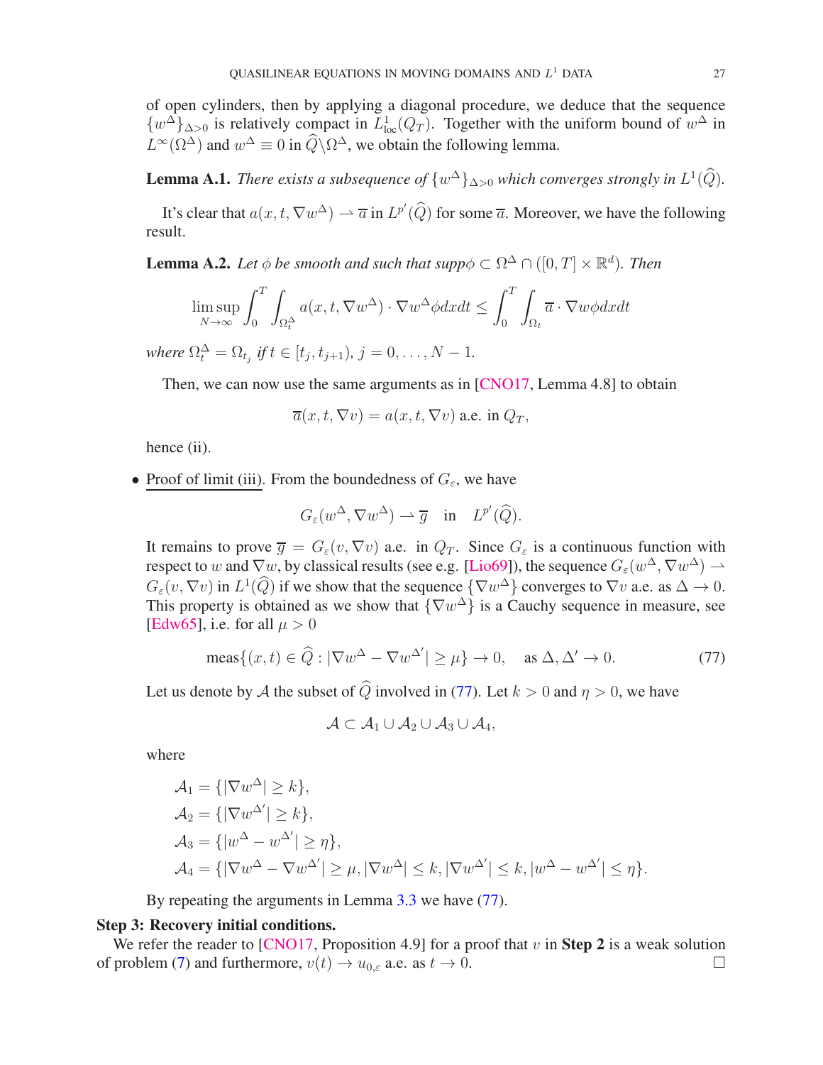of open cylinders, then by applying a diagonal procedure, we deduce that the sequence $\{w^\Delta\}_{\Delta>0}$ is relatively compact in $L^1_{\text{loc}}(Q_T)$. Together with the uniform bound of $w^\Delta$ in $L^\infty(\Omega^\Delta)$ and $w^\Delta \equiv 0$ in $\widehat{Q}\backslash\Omega^\Delta$, we obtain the following lemma.

**Lemma A.1.** *There exists a subsequence of $\{w^\Delta\}_{\Delta>0}$ which converges strongly in $L^1(\widehat{Q})$.*

It's clear that $a(x,t,\nabla w^\Delta) \rightharpoonup \overline{a}$ in $L^{p'}(\widehat{Q})$ for some $\overline{a}$. Moreover, we have the following result.

**Lemma A.2.** *Let $\phi$ be smooth and such that supp$\phi \subset \Omega^\Delta \cap ([0,T]\times\mathbb{R}^d)$. Then*

$$\limsup_{N\to\infty} \int_0^T \int_{\Omega_t^\Delta} a(x,t,\nabla w^\Delta)\cdot\nabla w^\Delta \phi dxdt \le \int_0^T \int_{\Omega_t} \overline{a}\cdot\nabla w \phi dxdt$$

*where $\Omega_t^\Delta = \Omega_{t_j}$ if $t\in[t_j,t_{j+1})$, $j=0,\ldots,N-1$.*

Then, we can now use the same arguments as in [CNO17, Lemma 4.8] to obtain

$$\overline{a}(x,t,\nabla v) = a(x,t,\nabla v) \text{ a.e. in } Q_T,$$

hence (ii).

- Proof of limit (iii). From the boundedness of $G_\varepsilon$, we have

  $$G_\varepsilon(w^\Delta,\nabla w^\Delta) \rightharpoonup \overline{g} \quad \text{in} \quad L^{p'}(\widehat{Q}).$$

  It remains to prove $\overline{g} = G_\varepsilon(v,\nabla v)$ a.e. in $Q_T$. Since $G_\varepsilon$ is a continuous function with respect to $w$ and $\nabla w$, by classical results (see e.g. [Lio69]), the sequence $G_\varepsilon(w^\Delta,\nabla w^\Delta) \rightharpoonup G_\varepsilon(v,\nabla v)$ in $L^1(\widehat{Q})$ if we show that the sequence $\{\nabla w^\Delta\}$ converges to $\nabla v$ a.e. as $\Delta\to 0$. This property is obtained as we show that $\{\nabla w^\Delta\}$ is a Cauchy sequence in measure, see [Edw65], i.e. for all $\mu>0$

  $$\text{meas}\{(x,t)\in\widehat{Q} : |\nabla w^\Delta - \nabla w^{\Delta'}| \ge \mu\} \to 0, \quad \text{as } \Delta,\Delta'\to 0. \tag{77}$$

  Let us denote by $\mathcal{A}$ the subset of $\widehat{Q}$ involved in (77). Let $k>0$ and $\eta>0$, we have

  $$\mathcal{A} \subset \mathcal{A}_1\cup\mathcal{A}_2\cup\mathcal{A}_3\cup\mathcal{A}_4,$$

  where

  $$\begin{aligned}
  \mathcal{A}_1 &= \{|\nabla w^\Delta| \ge k\},\\
  \mathcal{A}_2 &= \{|\nabla w^{\Delta'}| \ge k\},\\
  \mathcal{A}_3 &= \{|w^\Delta - w^{\Delta'}| \ge \eta\},\\
  \mathcal{A}_4 &= \{|\nabla w^\Delta - \nabla w^{\Delta'}| \ge \mu, |\nabla w^\Delta| \le k, |\nabla w^{\Delta'}| \le k, |w^\Delta - w^{\Delta'}| \le \eta\}.
  \end{aligned}$$

  By repeating the arguments in Lemma 3.3 we have (77).

**Step 3: Recovery initial conditions.**

We refer the reader to [CNO17, Proposition 4.9] for a proof that $v$ in **Step 2** is a weak solution of problem (7) and furthermore, $v(t)\to u_{0,\varepsilon}$ a.e. as $t\to 0$. □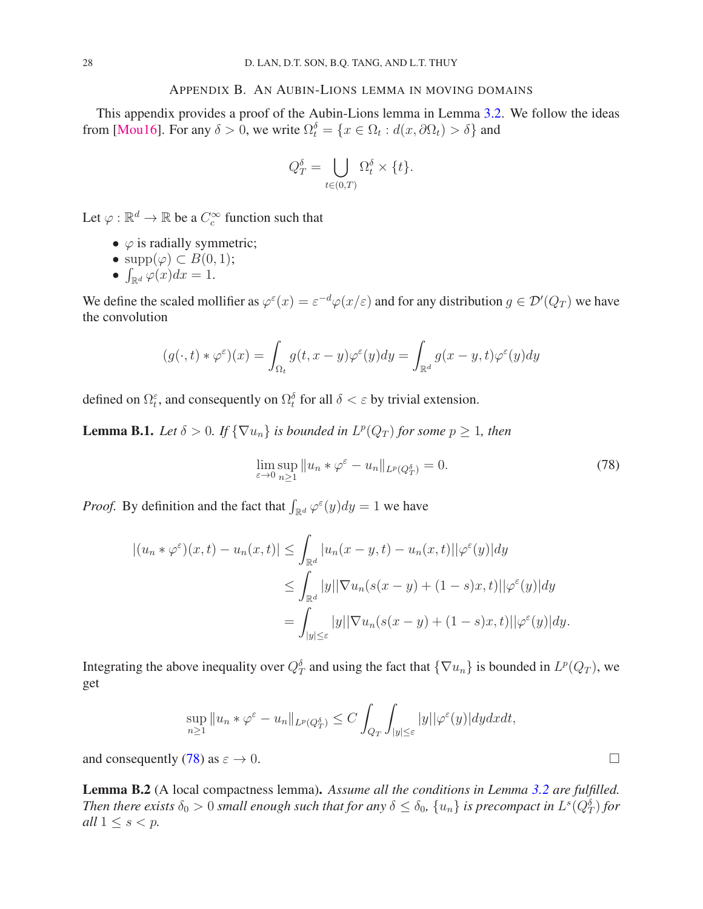## Appendix B. An Aubin-Lions lemma in moving domains

This appendix provides a proof of the Aubin-Lions lemma in Lemma 3.2. We follow the ideas from [Mou16]. For any $\delta > 0$, we write $\Omega_t^\delta = \{x \in \Omega_t : d(x, \partial\Omega_t) > \delta\}$ and

$$Q_T^\delta = \bigcup_{t \in (0,T)} \Omega_t^\delta \times \{t\}.$$

Let $\varphi : \mathbb{R}^d \to \mathbb{R}$ be a $C_c^\infty$ function such that

- $\varphi$ is radially symmetric;
- $\mathrm{supp}(\varphi) \subset B(0,1)$;
- $\int_{\mathbb{R}^d} \varphi(x)dx = 1$.

We define the scaled mollifier as $\varphi^\varepsilon(x) = \varepsilon^{-d}\varphi(x/\varepsilon)$ and for any distribution $g \in \mathcal{D}'(Q_T)$ we have the convolution

$$(g(\cdot,t) * \varphi^\varepsilon)(x) = \int_{\Omega_t} g(t, x-y)\varphi^\varepsilon(y)dy = \int_{\mathbb{R}^d} g(x-y,t)\varphi^\varepsilon(y)dy$$

defined on $\Omega_t^\varepsilon$, and consequently on $\Omega_t^\delta$ for all $\delta < \varepsilon$ by trivial extension.

**Lemma B.1.** *Let $\delta > 0$. If $\{\nabla u_n\}$ is bounded in $L^p(Q_T)$ for some $p \geq 1$, then*

$$\lim_{\varepsilon \to 0} \sup_{n \geq 1} \|u_n * \varphi^\varepsilon - u_n\|_{L^p(Q_T^\delta)} = 0. \tag{78}$$

*Proof.* By definition and the fact that $\int_{\mathbb{R}^d} \varphi^\varepsilon(y)dy = 1$ we have

$$\begin{aligned}
|(u_n * \varphi^\varepsilon)(x,t) - u_n(x,t)| &\leq \int_{\mathbb{R}^d} |u_n(x-y,t) - u_n(x,t)||\varphi^\varepsilon(y)|dy \\
&\leq \int_{\mathbb{R}^d} |y||\nabla u_n(s(x-y) + (1-s)x, t)||\varphi^\varepsilon(y)|dy \\
&= \int_{|y| \leq \varepsilon} |y||\nabla u_n(s(x-y) + (1-s)x, t)||\varphi^\varepsilon(y)|dy.
\end{aligned}$$

Integrating the above inequality over $Q_T^\delta$ and using the fact that $\{\nabla u_n\}$ is bounded in $L^p(Q_T)$, we get

$$\sup_{n \geq 1} \|u_n * \varphi^\varepsilon - u_n\|_{L^p(Q_T^\delta)} \leq C \int_{Q_T} \int_{|y| \leq \varepsilon} |y||\varphi^\varepsilon(y)|dydxdt,$$

and consequently (78) as $\varepsilon \to 0$. $\square$

**Lemma B.2** (A local compactness lemma)**.** *Assume all the conditions in Lemma 3.2 are fulfilled. Then there exists $\delta_0 > 0$ small enough such that for any $\delta \leq \delta_0$, $\{u_n\}$ is precompact in $L^s(Q_T^\delta)$ for all $1 \leq s < p$.*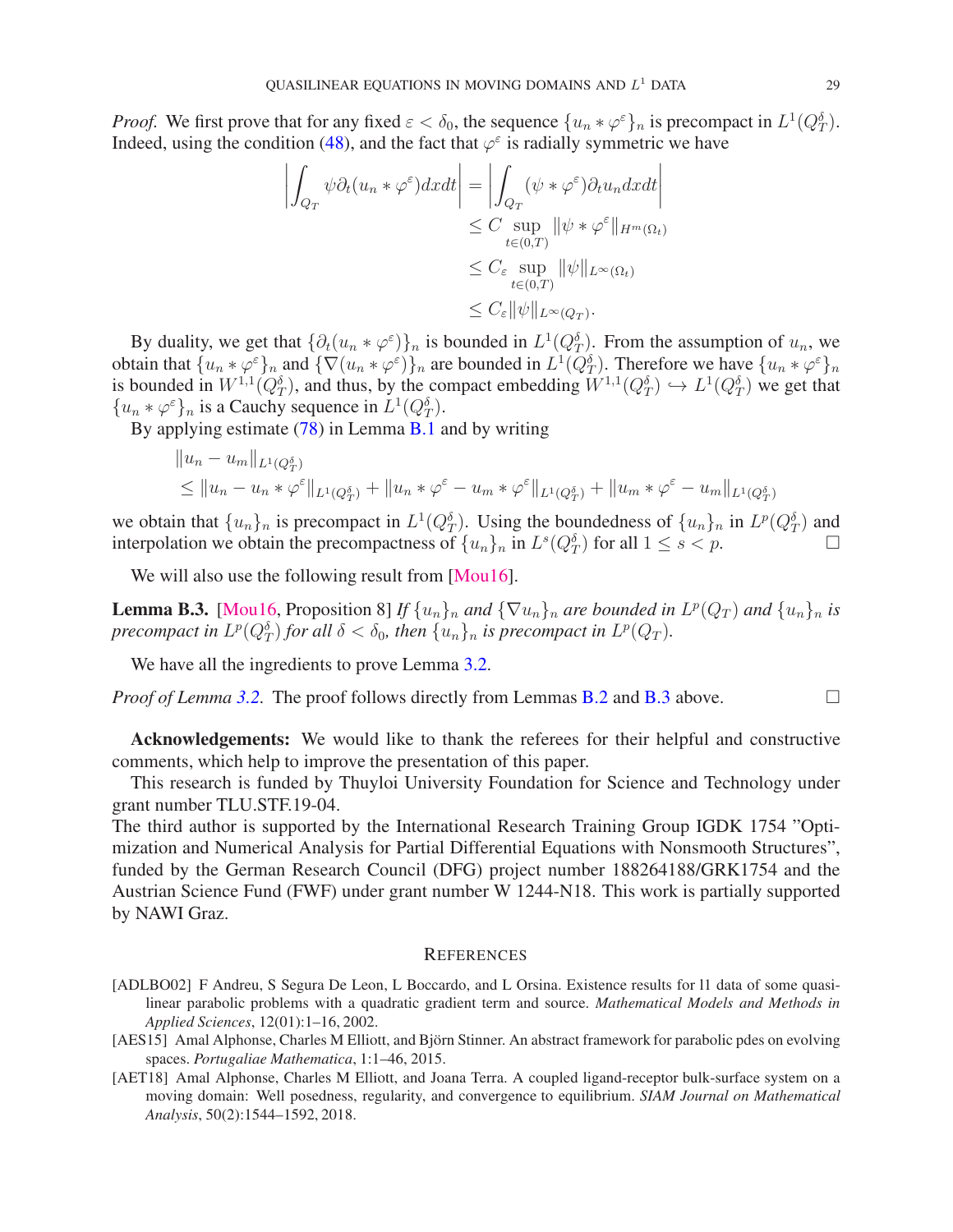*Proof.* We first prove that for any fixed $\varepsilon < \delta_0$, the sequence $\{u_n * \varphi^\varepsilon\}_n$ is precompact in $L^1(Q_T^\delta)$. Indeed, using the condition (48), and the fact that $\varphi^\varepsilon$ is radially symmetric we have

$$
\begin{aligned}
\left| \int_{Q_T} \psi \partial_t (u_n * \varphi^\varepsilon) dx dt \right| &= \left| \int_{Q_T} (\psi * \varphi^\varepsilon) \partial_t u_n dx dt \right| \\
&\leq C \sup_{t \in (0,T)} \|\psi * \varphi^\varepsilon\|_{H^m(\Omega_t)} \\
&\leq C_\varepsilon \sup_{t \in (0,T)} \|\psi\|_{L^\infty(\Omega_t)} \\
&\leq C_\varepsilon \|\psi\|_{L^\infty(Q_T)}.
\end{aligned}
$$

By duality, we get that $\{\partial_t (u_n * \varphi^\varepsilon)\}_n$ is bounded in $L^1(Q_T^\delta)$. From the assumption of $u_n$, we obtain that $\{u_n * \varphi^\varepsilon\}_n$ and $\{\nabla (u_n * \varphi^\varepsilon)\}_n$ are bounded in $L^1(Q_T^\delta)$. Therefore we have $\{u_n * \varphi^\varepsilon\}_n$ is bounded in $W^{1,1}(Q_T^\delta)$, and thus, by the compact embedding $W^{1,1}(Q_T^\delta) \hookrightarrow L^1(Q_T^\delta)$ we get that $\{u_n * \varphi^\varepsilon\}_n$ is a Cauchy sequence in $L^1(Q_T^\delta)$.

By applying estimate (78) in Lemma B.1 and by writing

$$
\begin{aligned}
&\|u_n - u_m\|_{L^1(Q_T^\delta)} \\
&\leq \|u_n - u_n * \varphi^\varepsilon\|_{L^1(Q_T^\delta)} + \|u_n * \varphi^\varepsilon - u_m * \varphi^\varepsilon\|_{L^1(Q_T^\delta)} + \|u_m * \varphi^\varepsilon - u_m\|_{L^1(Q_T^\delta)}
\end{aligned}
$$

we obtain that $\{u_n\}_n$ is precompact in $L^1(Q_T^\delta)$. Using the boundedness of $\{u_n\}_n$ in $L^p(Q_T^\delta)$ and interpolation we obtain the precompactness of $\{u_n\}_n$ in $L^s(Q_T^\delta)$ for all $1 \leq s < p$. □

We will also use the following result from [Mou16].

**Lemma B.3.** [Mou16, Proposition 8] *If $\{u_n\}_n$ and $\{\nabla u_n\}_n$ are bounded in $L^p(Q_T)$ and $\{u_n\}_n$ is precompact in $L^p(Q_T^\delta)$ for all $\delta < \delta_0$, then $\{u_n\}_n$ is precompact in $L^p(Q_T)$.*

We have all the ingredients to prove Lemma 3.2.

*Proof of Lemma 3.2.* The proof follows directly from Lemmas B.2 and B.3 above. □

**Acknowledgements:** We would like to thank the referees for their helpful and constructive comments, which help to improve the presentation of this paper.

This research is funded by Thuyloi University Foundation for Science and Technology under grant number TLU.STF.19-04.

The third author is supported by the International Research Training Group IGDK 1754 "Optimization and Numerical Analysis for Partial Differential Equations with Nonsmooth Structures", funded by the German Research Council (DFG) project number 188264188/GRK1754 and the Austrian Science Fund (FWF) under grant number W 1244-N18. This work is partially supported by NAWI Graz.

## References

[ADLBO02] F Andreu, S Segura De Leon, L Boccardo, and L Orsina. Existence results for l1 data of some quasilinear parabolic problems with a quadratic gradient term and source. *Mathematical Models and Methods in Applied Sciences*, 12(01):1–16, 2002.

[AES15] Amal Alphonse, Charles M Elliott, and Björn Stinner. An abstract framework for parabolic pdes on evolving spaces. *Portugaliae Mathematica*, 1:1–46, 2015.

[AET18] Amal Alphonse, Charles M Elliott, and Joana Terra. A coupled ligand-receptor bulk-surface system on a moving domain: Well posedness, regularity, and convergence to equilibrium. *SIAM Journal on Mathematical Analysis*, 50(2):1544–1592, 2018.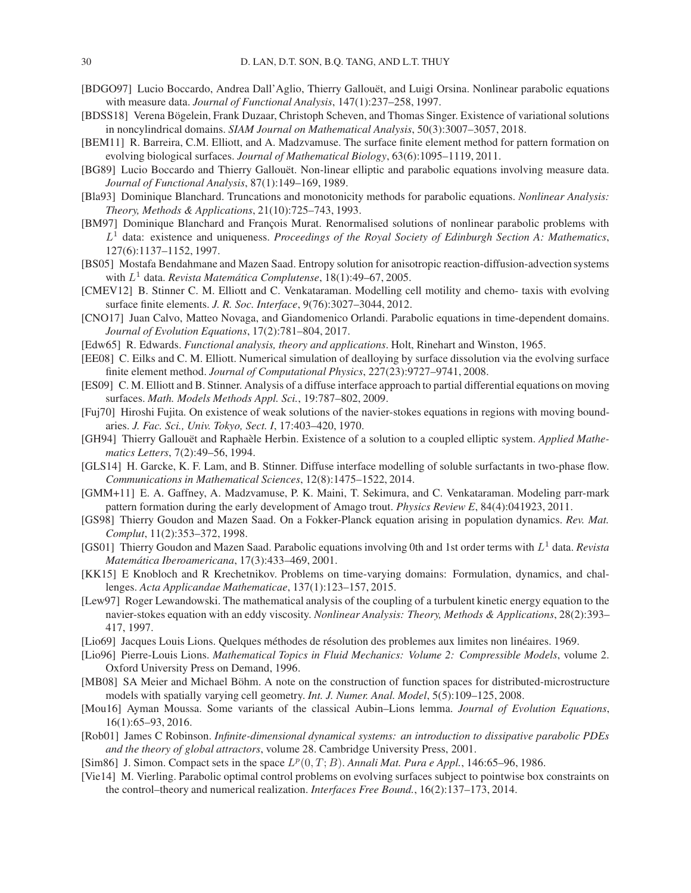[BDGO97] Lucio Boccardo, Andrea Dall'Aglio, Thierry Gallouët, and Luigi Orsina. Nonlinear parabolic equations with measure data. *Journal of Functional Analysis*, 147(1):237–258, 1997.

[BDSS18] Verena Bögelein, Frank Duzaar, Christoph Scheven, and Thomas Singer. Existence of variational solutions in noncylindrical domains. *SIAM Journal on Mathematical Analysis*, 50(3):3007–3057, 2018.

[BEM11] R. Barreira, C.M. Elliott, and A. Madzvamuse. The surface finite element method for pattern formation on evolving biological surfaces. *Journal of Mathematical Biology*, 63(6):1095–1119, 2011.

[BG89] Lucio Boccardo and Thierry Gallouët. Non-linear elliptic and parabolic equations involving measure data. *Journal of Functional Analysis*, 87(1):149–169, 1989.

[Bla93] Dominique Blanchard. Truncations and monotonicity methods for parabolic equations. *Nonlinear Analysis: Theory, Methods & Applications*, 21(10):725–743, 1993.

[BM97] Dominique Blanchard and François Murat. Renormalised solutions of nonlinear parabolic problems with $L^1$ data: existence and uniqueness. *Proceedings of the Royal Society of Edinburgh Section A: Mathematics*, 127(6):1137–1152, 1997.

[BS05] Mostafa Bendahmane and Mazen Saad. Entropy solution for anisotropic reaction-diffusion-advection systems with $L^1$ data. *Revista Matemática Complutense*, 18(1):49–67, 2005.

[CMEV12] B. Stinner C. M. Elliott and C. Venkataraman. Modelling cell motility and chemo- taxis with evolving surface finite elements. *J. R. Soc. Interface*, 9(76):3027–3044, 2012.

[CNO17] Juan Calvo, Matteo Novaga, and Giandomenico Orlandi. Parabolic equations in time-dependent domains. *Journal of Evolution Equations*, 17(2):781–804, 2017.

[Edw65] R. Edwards. *Functional analysis, theory and applications*. Holt, Rinehart and Winston, 1965.

[EE08] C. Eilks and C. M. Elliott. Numerical simulation of dealloying by surface dissolution via the evolving surface finite element method. *Journal of Computational Physics*, 227(23):9727–9741, 2008.

[ES09] C. M. Elliott and B. Stinner. Analysis of a diffuse interface approach to partial differential equations on moving surfaces. *Math. Models Methods Appl. Sci.*, 19:787–802, 2009.

[Fuj70] Hiroshi Fujita. On existence of weak solutions of the navier-stokes equations in regions with moving boundaries. *J. Fac. Sci., Univ. Tokyo, Sect. I*, 17:403–420, 1970.

[GH94] Thierry Gallouët and Raphaèle Herbin. Existence of a solution to a coupled elliptic system. *Applied Mathematics Letters*, 7(2):49–56, 1994.

[GLS14] H. Garcke, K. F. Lam, and B. Stinner. Diffuse interface modelling of soluble surfactants in two-phase flow. *Communications in Mathematical Sciences*, 12(8):1475–1522, 2014.

[GMM+11] E. A. Gaffney, A. Madzvamuse, P. K. Maini, T. Sekimura, and C. Venkataraman. Modeling parr-mark pattern formation during the early development of Amago trout. *Physics Review E*, 84(4):041923, 2011.

[GS98] Thierry Goudon and Mazen Saad. On a Fokker-Planck equation arising in population dynamics. *Rev. Mat. Complut*, 11(2):353–372, 1998.

[GS01] Thierry Goudon and Mazen Saad. Parabolic equations involving 0th and 1st order terms with $L^1$ data. *Revista Matemática Iberoamericana*, 17(3):433–469, 2001.

[KK15] E Knobloch and R Krechetnikov. Problems on time-varying domains: Formulation, dynamics, and challenges. *Acta Applicandae Mathematicae*, 137(1):123–157, 2015.

[Lew97] Roger Lewandowski. The mathematical analysis of the coupling of a turbulent kinetic energy equation to the navier-stokes equation with an eddy viscosity. *Nonlinear Analysis: Theory, Methods & Applications*, 28(2):393–417, 1997.

[Lio69] Jacques Louis Lions. Quelques méthodes de résolution des problemes aux limites non linéaires. 1969.

[Lio96] Pierre-Louis Lions. *Mathematical Topics in Fluid Mechanics: Volume 2: Compressible Models*, volume 2. Oxford University Press on Demand, 1996.

[MB08] SA Meier and Michael Böhm. A note on the construction of function spaces for distributed-microstructure models with spatially varying cell geometry. *Int. J. Numer. Anal. Model*, 5(5):109–125, 2008.

[Mou16] Ayman Moussa. Some variants of the classical Aubin–Lions lemma. *Journal of Evolution Equations*, 16(1):65–93, 2016.

[Rob01] James C Robinson. *Infinite-dimensional dynamical systems: an introduction to dissipative parabolic PDEs and the theory of global attractors*, volume 28. Cambridge University Press, 2001.

[Sim86] J. Simon. Compact sets in the space $L^p(0,T;B)$. *Annali Mat. Pura e Appl.*, 146:65–96, 1986.

[Vie14] M. Vierling. Parabolic optimal control problems on evolving surfaces subject to pointwise box constraints on the control–theory and numerical realization. *Interfaces Free Bound.*, 16(2):137–173, 2014.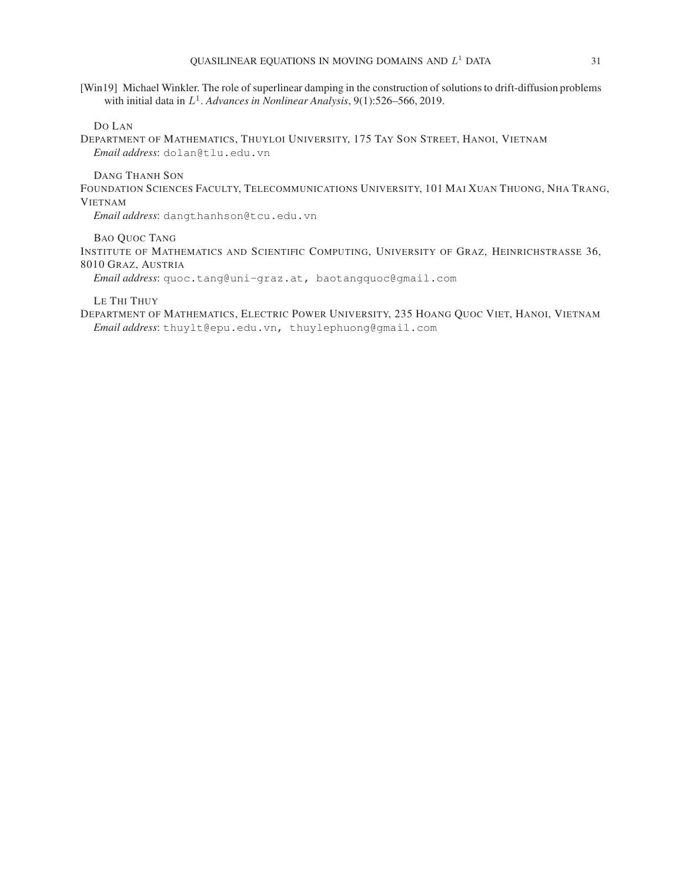[Win19] Michael Winkler. The role of superlinear damping in the construction of solutions to drift-diffusion problems with initial data in $L^1$. *Advances in Nonlinear Analysis*, 9(1):526–566, 2019.

DO LAN
DEPARTMENT OF MATHEMATICS, THUYLOI UNIVERSITY, 175 TAY SON STREET, HANOI, VIETNAM
*Email address*: dolan@tlu.edu.vn

DANG THANH SON
FOUNDATION SCIENCES FACULTY, TELECOMMUNICATIONS UNIVERSITY, 101 MAI XUAN THUONG, NHA TRANG, VIETNAM
*Email address*: dangthanhson@tcu.edu.vn

BAO QUOC TANG
INSTITUTE OF MATHEMATICS AND SCIENTIFIC COMPUTING, UNIVERSITY OF GRAZ, HEINRICHSTRASSE 36, 8010 GRAZ, AUSTRIA
*Email address*: quoc.tang@uni-graz.at, baotangquoc@gmail.com

LE THI THUY
DEPARTMENT OF MATHEMATICS, ELECTRIC POWER UNIVERSITY, 235 HOANG QUOC VIET, HANOI, VIETNAM
*Email address*: thuylt@epu.edu.vn, thuylephuong@gmail.com